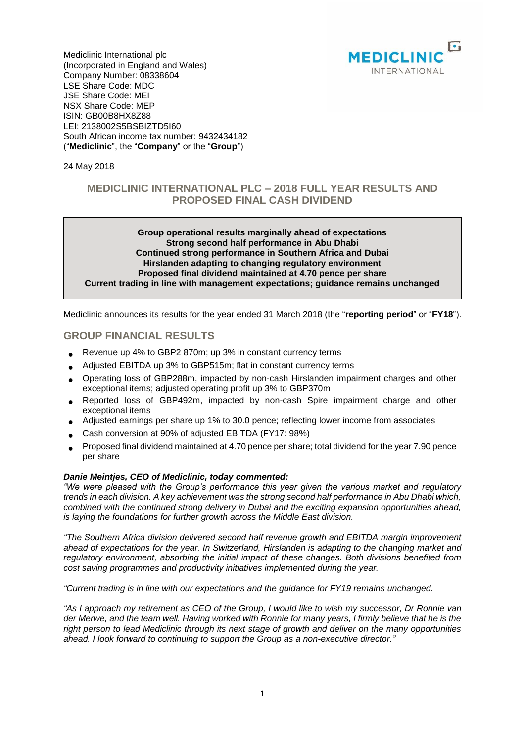Mediclinic International plc
(Incorporated in England and Wales)
Company Number: 08338604
LSE Share Code: MDC
JSE Share Code: MEI
NSX Share Code: MEP
ISIN: GB00B8HX8Z88
LEI: 2138002S5BSBIZTD5I60
South African income tax number: 9432434182
("**Mediclinic**", the "**Company**" or the "**Group**")

24 May 2018

## MEDICLINIC INTERNATIONAL PLC – 2018 FULL YEAR RESULTS AND PROPOSED FINAL CASH DIVIDEND

**Group operational results marginally ahead of expectations**
**Strong second half performance in Abu Dhabi**
**Continued strong performance in Southern Africa and Dubai**
**Hirslanden adapting to changing regulatory environment**
**Proposed final dividend maintained at 4.70 pence per share**
**Current trading in line with management expectations; guidance remains unchanged**

Mediclinic announces its results for the year ended 31 March 2018 (the "**reporting period**" or "**FY18**").

## GROUP FINANCIAL RESULTS

- Revenue up 4% to GBP2 870m; up 3% in constant currency terms
- Adjusted EBITDA up 3% to GBP515m; flat in constant currency terms
- Operating loss of GBP288m, impacted by non-cash Hirslanden impairment charges and other exceptional items; adjusted operating profit up 3% to GBP370m
- Reported loss of GBP492m, impacted by non-cash Spire impairment charge and other exceptional items
- Adjusted earnings per share up 1% to 30.0 pence; reflecting lower income from associates
- Cash conversion at 90% of adjusted EBITDA (FY17: 98%)
- Proposed final dividend maintained at 4.70 pence per share; total dividend for the year 7.90 pence per share

***Danie Meintjes, CEO of Mediclinic, today commented:***

*"We were pleased with the Group's performance this year given the various market and regulatory trends in each division. A key achievement was the strong second half performance in Abu Dhabi which, combined with the continued strong delivery in Dubai and the exciting expansion opportunities ahead, is laying the foundations for further growth across the Middle East division.*

*"The Southern Africa division delivered second half revenue growth and EBITDA margin improvement ahead of expectations for the year. In Switzerland, Hirslanden is adapting to the changing market and regulatory environment, absorbing the initial impact of these changes. Both divisions benefited from cost saving programmes and productivity initiatives implemented during the year.*

*"Current trading is in line with our expectations and the guidance for FY19 remains unchanged.*

*"As I approach my retirement as CEO of the Group, I would like to wish my successor, Dr Ronnie van der Merwe, and the team well. Having worked with Ronnie for many years, I firmly believe that he is the right person to lead Mediclinic through its next stage of growth and deliver on the many opportunities ahead. I look forward to continuing to support the Group as a non-executive director."*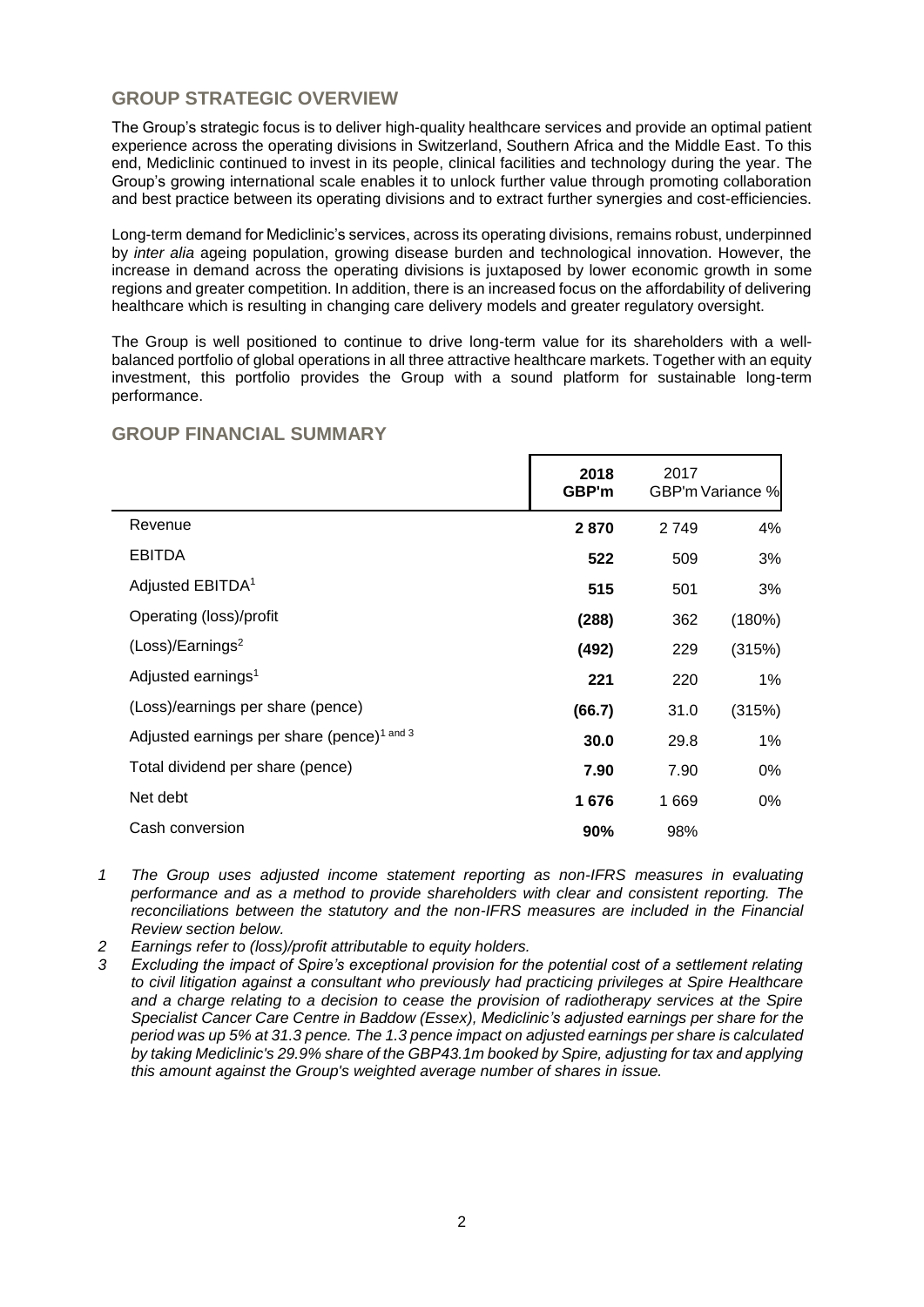## GROUP STRATEGIC OVERVIEW

The Group's strategic focus is to deliver high-quality healthcare services and provide an optimal patient experience across the operating divisions in Switzerland, Southern Africa and the Middle East. To this end, Mediclinic continued to invest in its people, clinical facilities and technology during the year. The Group's growing international scale enables it to unlock further value through promoting collaboration and best practice between its operating divisions and to extract further synergies and cost-efficiencies.

Long-term demand for Mediclinic's services, across its operating divisions, remains robust, underpinned by *inter alia* ageing population, growing disease burden and technological innovation. However, the increase in demand across the operating divisions is juxtaposed by lower economic growth in some regions and greater competition. In addition, there is an increased focus on the affordability of delivering healthcare which is resulting in changing care delivery models and greater regulatory oversight.

The Group is well positioned to continue to drive long-term value for its shareholders with a well-balanced portfolio of global operations in all three attractive healthcare markets. Together with an equity investment, this portfolio provides the Group with a sound platform for sustainable long-term performance.

## GROUP FINANCIAL SUMMARY

| | 2018 GBP'm | 2017 GBP'm | Variance % |
|---|---|---|---|
| Revenue | **2 870** | 2 749 | 4% |
| EBITDA | **522** | 509 | 3% |
| Adjusted EBITDA[1] | **515** | 501 | 3% |
| Operating (loss)/profit | **(288)** | 362 | (180%) |
| (Loss)/Earnings[2] | **(492)** | 229 | (315%) |
| Adjusted earnings[1] | **221** | 220 | 1% |
| (Loss)/earnings per share (pence) | **(66.7)** | 31.0 | (315%) |
| Adjusted earnings per share (pence)[1 and 3] | **30.0** | 29.8 | 1% |
| Total dividend per share (pence) | **7.90** | 7.90 | 0% |
| Net debt | **1 676** | 1 669 | 0% |
| Cash conversion | **90%** | 98% | |

1. *The Group uses adjusted income statement reporting as non-IFRS measures in evaluating performance and as a method to provide shareholders with clear and consistent reporting. The reconciliations between the statutory and the non-IFRS measures are included in the Financial Review section below.*
2. *Earnings refer to (loss)/profit attributable to equity holders.*
3. *Excluding the impact of Spire's exceptional provision for the potential cost of a settlement relating to civil litigation against a consultant who previously had practicing privileges at Spire Healthcare and a charge relating to a decision to cease the provision of radiotherapy services at the Spire Specialist Cancer Care Centre in Baddow (Essex), Mediclinic's adjusted earnings per share for the period was up 5% at 31.3 pence. The 1.3 pence impact on adjusted earnings per share is calculated by taking Mediclinic's 29.9% share of the GBP43.1m booked by Spire, adjusting for tax and applying this amount against the Group's weighted average number of shares in issue.*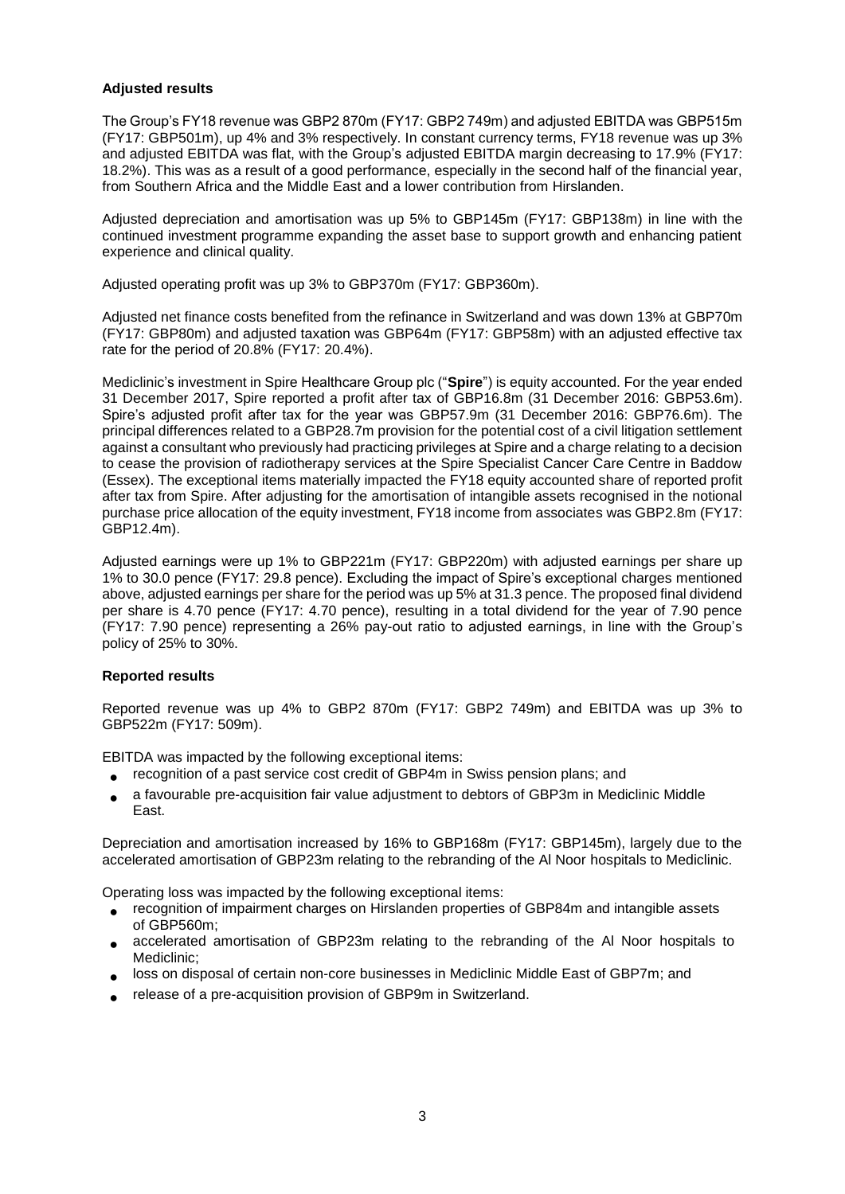**Adjusted results**

The Group's FY18 revenue was GBP2 870m (FY17: GBP2 749m) and adjusted EBITDA was GBP515m (FY17: GBP501m), up 4% and 3% respectively. In constant currency terms, FY18 revenue was up 3% and adjusted EBITDA was flat, with the Group's adjusted EBITDA margin decreasing to 17.9% (FY17: 18.2%). This was as a result of a good performance, especially in the second half of the financial year, from Southern Africa and the Middle East and a lower contribution from Hirslanden.

Adjusted depreciation and amortisation was up 5% to GBP145m (FY17: GBP138m) in line with the continued investment programme expanding the asset base to support growth and enhancing patient experience and clinical quality.

Adjusted operating profit was up 3% to GBP370m (FY17: GBP360m).

Adjusted net finance costs benefited from the refinance in Switzerland and was down 13% at GBP70m (FY17: GBP80m) and adjusted taxation was GBP64m (FY17: GBP58m) with an adjusted effective tax rate for the period of 20.8% (FY17: 20.4%).

Mediclinic's investment in Spire Healthcare Group plc ("**Spire**") is equity accounted. For the year ended 31 December 2017, Spire reported a profit after tax of GBP16.8m (31 December 2016: GBP53.6m). Spire's adjusted profit after tax for the year was GBP57.9m (31 December 2016: GBP76.6m). The principal differences related to a GBP28.7m provision for the potential cost of a civil litigation settlement against a consultant who previously had practicing privileges at Spire and a charge relating to a decision to cease the provision of radiotherapy services at the Spire Specialist Cancer Care Centre in Baddow (Essex). The exceptional items materially impacted the FY18 equity accounted share of reported profit after tax from Spire. After adjusting for the amortisation of intangible assets recognised in the notional purchase price allocation of the equity investment, FY18 income from associates was GBP2.8m (FY17: GBP12.4m).

Adjusted earnings were up 1% to GBP221m (FY17: GBP220m) with adjusted earnings per share up 1% to 30.0 pence (FY17: 29.8 pence). Excluding the impact of Spire's exceptional charges mentioned above, adjusted earnings per share for the period was up 5% at 31.3 pence. The proposed final dividend per share is 4.70 pence (FY17: 4.70 pence), resulting in a total dividend for the year of 7.90 pence (FY17: 7.90 pence) representing a 26% pay-out ratio to adjusted earnings, in line with the Group's policy of 25% to 30%.

**Reported results**

Reported revenue was up 4% to GBP2 870m (FY17: GBP2 749m) and EBITDA was up 3% to GBP522m (FY17: 509m).

EBITDA was impacted by the following exceptional items:

- recognition of a past service cost credit of GBP4m in Swiss pension plans; and
- a favourable pre-acquisition fair value adjustment to debtors of GBP3m in Mediclinic Middle East.

Depreciation and amortisation increased by 16% to GBP168m (FY17: GBP145m), largely due to the accelerated amortisation of GBP23m relating to the rebranding of the Al Noor hospitals to Mediclinic.

Operating loss was impacted by the following exceptional items:

- recognition of impairment charges on Hirslanden properties of GBP84m and intangible assets of GBP560m;
- accelerated amortisation of GBP23m relating to the rebranding of the Al Noor hospitals to Mediclinic;
- loss on disposal of certain non-core businesses in Mediclinic Middle East of GBP7m; and
- release of a pre-acquisition provision of GBP9m in Switzerland.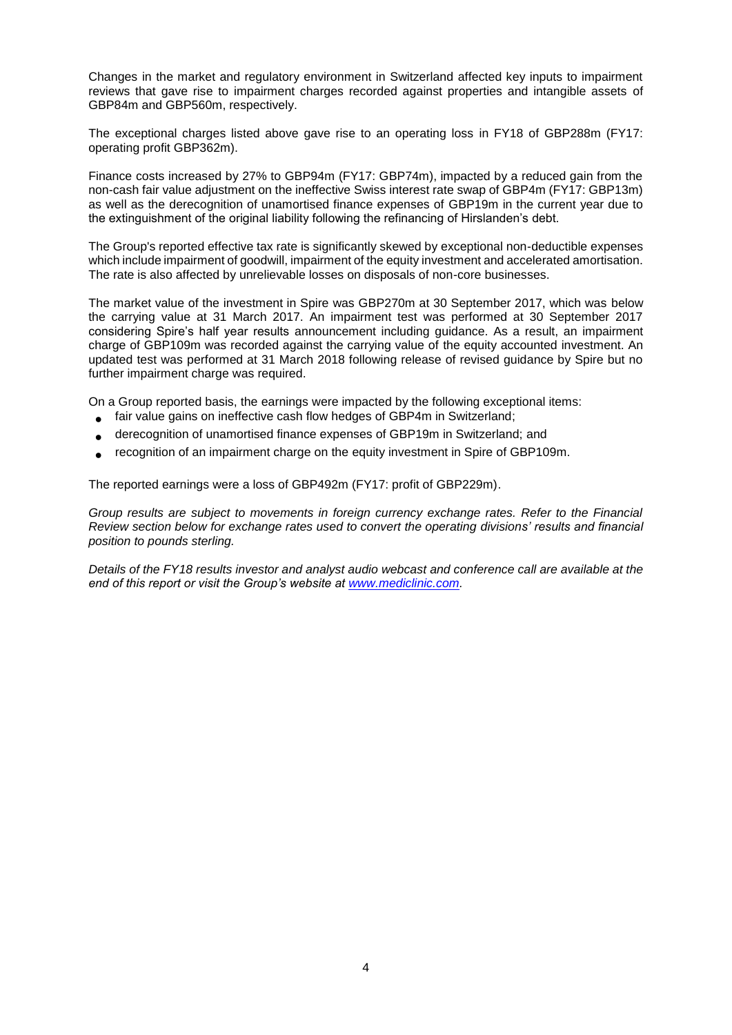Changes in the market and regulatory environment in Switzerland affected key inputs to impairment reviews that gave rise to impairment charges recorded against properties and intangible assets of GBP84m and GBP560m, respectively.

The exceptional charges listed above gave rise to an operating loss in FY18 of GBP288m (FY17: operating profit GBP362m).

Finance costs increased by 27% to GBP94m (FY17: GBP74m), impacted by a reduced gain from the non-cash fair value adjustment on the ineffective Swiss interest rate swap of GBP4m (FY17: GBP13m) as well as the derecognition of unamortised finance expenses of GBP19m in the current year due to the extinguishment of the original liability following the refinancing of Hirslanden's debt.

The Group's reported effective tax rate is significantly skewed by exceptional non-deductible expenses which include impairment of goodwill, impairment of the equity investment and accelerated amortisation. The rate is also affected by unrelievable losses on disposals of non-core businesses.

The market value of the investment in Spire was GBP270m at 30 September 2017, which was below the carrying value at 31 March 2017. An impairment test was performed at 30 September 2017 considering Spire's half year results announcement including guidance. As a result, an impairment charge of GBP109m was recorded against the carrying value of the equity accounted investment. An updated test was performed at 31 March 2018 following release of revised guidance by Spire but no further impairment charge was required.

On a Group reported basis, the earnings were impacted by the following exceptional items:

- fair value gains on ineffective cash flow hedges of GBP4m in Switzerland;
- derecognition of unamortised finance expenses of GBP19m in Switzerland; and
- recognition of an impairment charge on the equity investment in Spire of GBP109m.

The reported earnings were a loss of GBP492m (FY17: profit of GBP229m).

*Group results are subject to movements in foreign currency exchange rates. Refer to the Financial Review section below for exchange rates used to convert the operating divisions' results and financial position to pounds sterling.*

*Details of the FY18 results investor and analyst audio webcast and conference call are available at the end of this report or visit the Group's website at www.mediclinic.com.*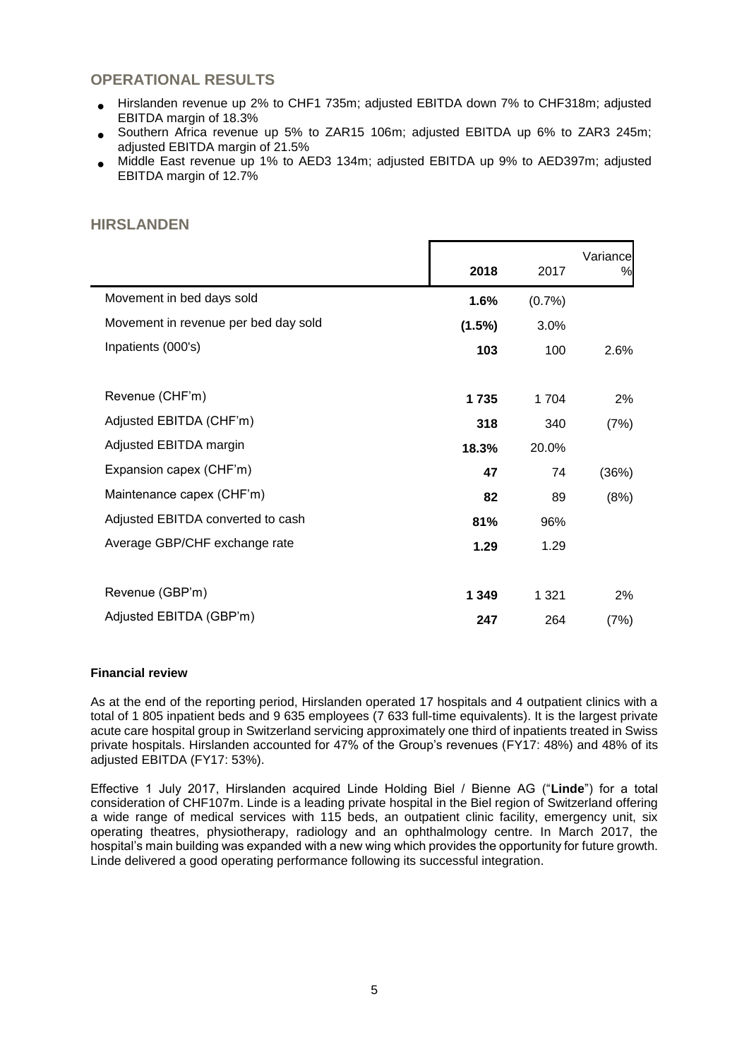## OPERATIONAL RESULTS

- Hirslanden revenue up 2% to CHF1 735m; adjusted EBITDA down 7% to CHF318m; adjusted EBITDA margin of 18.3%
- Southern Africa revenue up 5% to ZAR15 106m; adjusted EBITDA up 6% to ZAR3 245m; adjusted EBITDA margin of 21.5%
- Middle East revenue up 1% to AED3 134m; adjusted EBITDA up 9% to AED397m; adjusted EBITDA margin of 12.7%

## HIRSLANDEN

| | **2018** | 2017 | Variance % |
|---|---|---|---|
| Movement in bed days sold | **1.6%** | (0.7%) | |
| Movement in revenue per bed day sold | **(1.5%)** | 3.0% | |
| Inpatients (000's) | **103** | 100 | 2.6% |
| | | | |
| Revenue (CHF'm) | **1 735** | 1 704 | 2% |
| Adjusted EBITDA (CHF'm) | **318** | 340 | (7%) |
| Adjusted EBITDA margin | **18.3%** | 20.0% | |
| Expansion capex (CHF'm) | **47** | 74 | (36%) |
| Maintenance capex (CHF'm) | **82** | 89 | (8%) |
| Adjusted EBITDA converted to cash | **81%** | 96% | |
| Average GBP/CHF exchange rate | **1.29** | 1.29 | |
| | | | |
| Revenue (GBP'm) | **1 349** | 1 321 | 2% |
| Adjusted EBITDA (GBP'm) | **247** | 264 | (7%) |

**Financial review**

As at the end of the reporting period, Hirslanden operated 17 hospitals and 4 outpatient clinics with a total of 1 805 inpatient beds and 9 635 employees (7 633 full-time equivalents). It is the largest private acute care hospital group in Switzerland servicing approximately one third of inpatients treated in Swiss private hospitals. Hirslanden accounted for 47% of the Group's revenues (FY17: 48%) and 48% of its adjusted EBITDA (FY17: 53%).

Effective 1 July 2017, Hirslanden acquired Linde Holding Biel / Bienne AG ("**Linde**") for a total consideration of CHF107m. Linde is a leading private hospital in the Biel region of Switzerland offering a wide range of medical services with 115 beds, an outpatient clinic facility, emergency unit, six operating theatres, physiotherapy, radiology and an ophthalmology centre. In March 2017, the hospital's main building was expanded with a new wing which provides the opportunity for future growth. Linde delivered a good operating performance following its successful integration.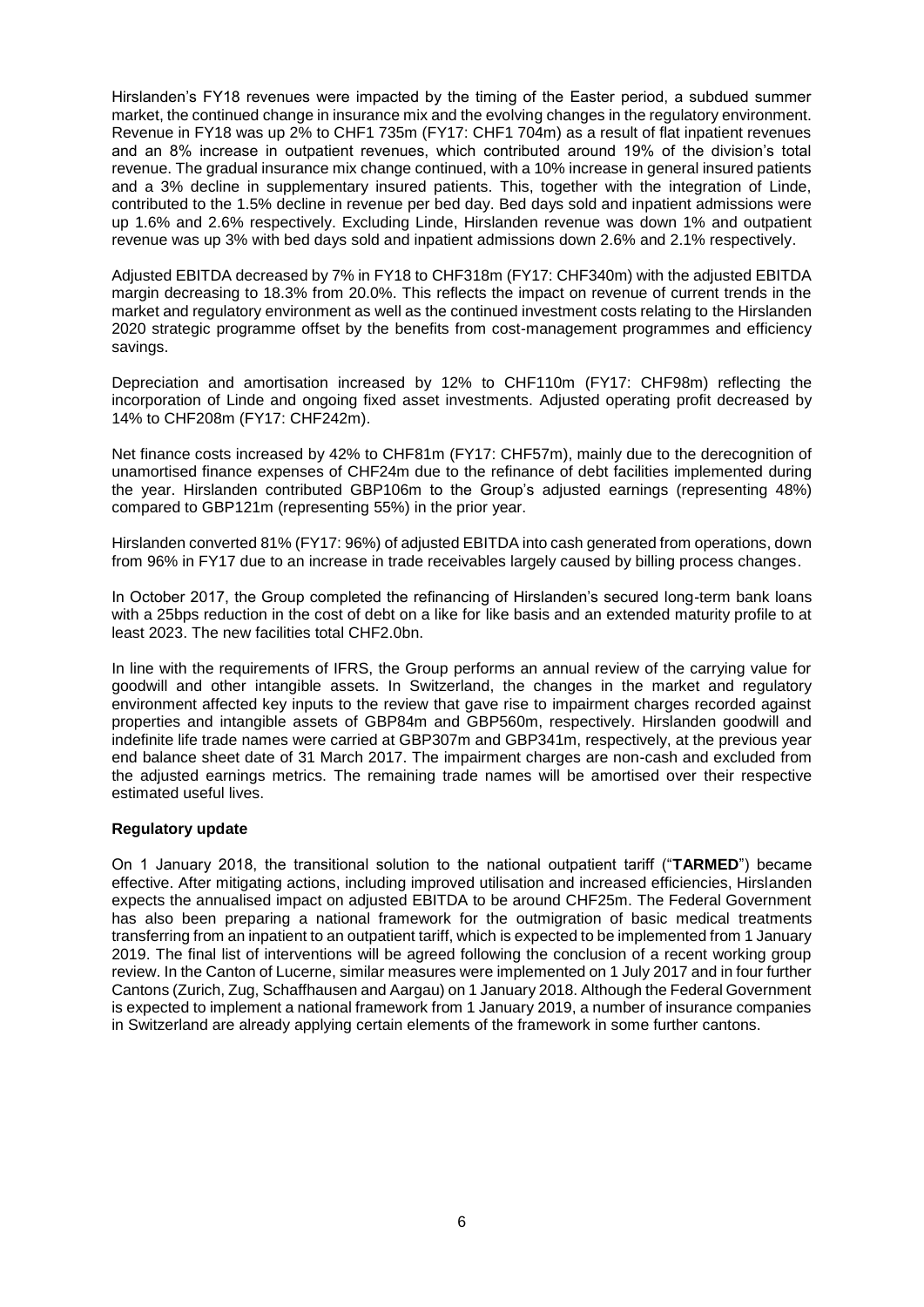Hirslanden's FY18 revenues were impacted by the timing of the Easter period, a subdued summer market, the continued change in insurance mix and the evolving changes in the regulatory environment. Revenue in FY18 was up 2% to CHF1 735m (FY17: CHF1 704m) as a result of flat inpatient revenues and an 8% increase in outpatient revenues, which contributed around 19% of the division's total revenue. The gradual insurance mix change continued, with a 10% increase in general insured patients and a 3% decline in supplementary insured patients. This, together with the integration of Linde, contributed to the 1.5% decline in revenue per bed day. Bed days sold and inpatient admissions were up 1.6% and 2.6% respectively. Excluding Linde, Hirslanden revenue was down 1% and outpatient revenue was up 3% with bed days sold and inpatient admissions down 2.6% and 2.1% respectively.

Adjusted EBITDA decreased by 7% in FY18 to CHF318m (FY17: CHF340m) with the adjusted EBITDA margin decreasing to 18.3% from 20.0%. This reflects the impact on revenue of current trends in the market and regulatory environment as well as the continued investment costs relating to the Hirslanden 2020 strategic programme offset by the benefits from cost-management programmes and efficiency savings.

Depreciation and amortisation increased by 12% to CHF110m (FY17: CHF98m) reflecting the incorporation of Linde and ongoing fixed asset investments. Adjusted operating profit decreased by 14% to CHF208m (FY17: CHF242m).

Net finance costs increased by 42% to CHF81m (FY17: CHF57m), mainly due to the derecognition of unamortised finance expenses of CHF24m due to the refinance of debt facilities implemented during the year. Hirslanden contributed GBP106m to the Group's adjusted earnings (representing 48%) compared to GBP121m (representing 55%) in the prior year.

Hirslanden converted 81% (FY17: 96%) of adjusted EBITDA into cash generated from operations, down from 96% in FY17 due to an increase in trade receivables largely caused by billing process changes.

In October 2017, the Group completed the refinancing of Hirslanden's secured long-term bank loans with a 25bps reduction in the cost of debt on a like for like basis and an extended maturity profile to at least 2023. The new facilities total CHF2.0bn.

In line with the requirements of IFRS, the Group performs an annual review of the carrying value for goodwill and other intangible assets. In Switzerland, the changes in the market and regulatory environment affected key inputs to the review that gave rise to impairment charges recorded against properties and intangible assets of GBP84m and GBP560m, respectively. Hirslanden goodwill and indefinite life trade names were carried at GBP307m and GBP341m, respectively, at the previous year end balance sheet date of 31 March 2017. The impairment charges are non-cash and excluded from the adjusted earnings metrics. The remaining trade names will be amortised over their respective estimated useful lives.

**Regulatory update**

On 1 January 2018, the transitional solution to the national outpatient tariff ("**TARMED**") became effective. After mitigating actions, including improved utilisation and increased efficiencies, Hirslanden expects the annualised impact on adjusted EBITDA to be around CHF25m. The Federal Government has also been preparing a national framework for the outmigration of basic medical treatments transferring from an inpatient to an outpatient tariff, which is expected to be implemented from 1 January 2019. The final list of interventions will be agreed following the conclusion of a recent working group review. In the Canton of Lucerne, similar measures were implemented on 1 July 2017 and in four further Cantons (Zurich, Zug, Schaffhausen and Aargau) on 1 January 2018. Although the Federal Government is expected to implement a national framework from 1 January 2019, a number of insurance companies in Switzerland are already applying certain elements of the framework in some further cantons.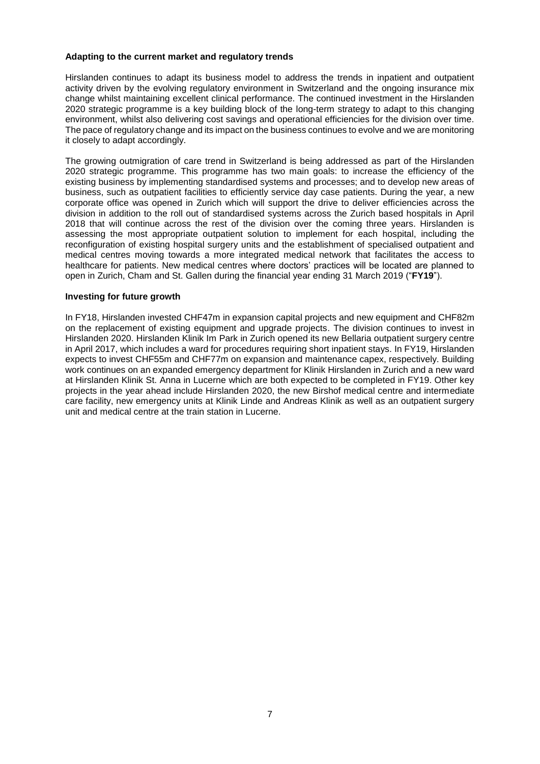### Adapting to the current market and regulatory trends

Hirslanden continues to adapt its business model to address the trends in inpatient and outpatient activity driven by the evolving regulatory environment in Switzerland and the ongoing insurance mix change whilst maintaining excellent clinical performance. The continued investment in the Hirslanden 2020 strategic programme is a key building block of the long-term strategy to adapt to this changing environment, whilst also delivering cost savings and operational efficiencies for the division over time. The pace of regulatory change and its impact on the business continues to evolve and we are monitoring it closely to adapt accordingly.

The growing outmigration of care trend in Switzerland is being addressed as part of the Hirslanden 2020 strategic programme. This programme has two main goals: to increase the efficiency of the existing business by implementing standardised systems and processes; and to develop new areas of business, such as outpatient facilities to efficiently service day case patients. During the year, a new corporate office was opened in Zurich which will support the drive to deliver efficiencies across the division in addition to the roll out of standardised systems across the Zurich based hospitals in April 2018 that will continue across the rest of the division over the coming three years. Hirslanden is assessing the most appropriate outpatient solution to implement for each hospital, including the reconfiguration of existing hospital surgery units and the establishment of specialised outpatient and medical centres moving towards a more integrated medical network that facilitates the access to healthcare for patients. New medical centres where doctors' practices will be located are planned to open in Zurich, Cham and St. Gallen during the financial year ending 31 March 2019 ("**FY19**").

### Investing for future growth

In FY18, Hirslanden invested CHF47m in expansion capital projects and new equipment and CHF82m on the replacement of existing equipment and upgrade projects. The division continues to invest in Hirslanden 2020. Hirslanden Klinik Im Park in Zurich opened its new Bellaria outpatient surgery centre in April 2017, which includes a ward for procedures requiring short inpatient stays. In FY19, Hirslanden expects to invest CHF55m and CHF77m on expansion and maintenance capex, respectively. Building work continues on an expanded emergency department for Klinik Hirslanden in Zurich and a new ward at Hirslanden Klinik St. Anna in Lucerne which are both expected to be completed in FY19. Other key projects in the year ahead include Hirslanden 2020, the new Birshof medical centre and intermediate care facility, new emergency units at Klinik Linde and Andreas Klinik as well as an outpatient surgery unit and medical centre at the train station in Lucerne.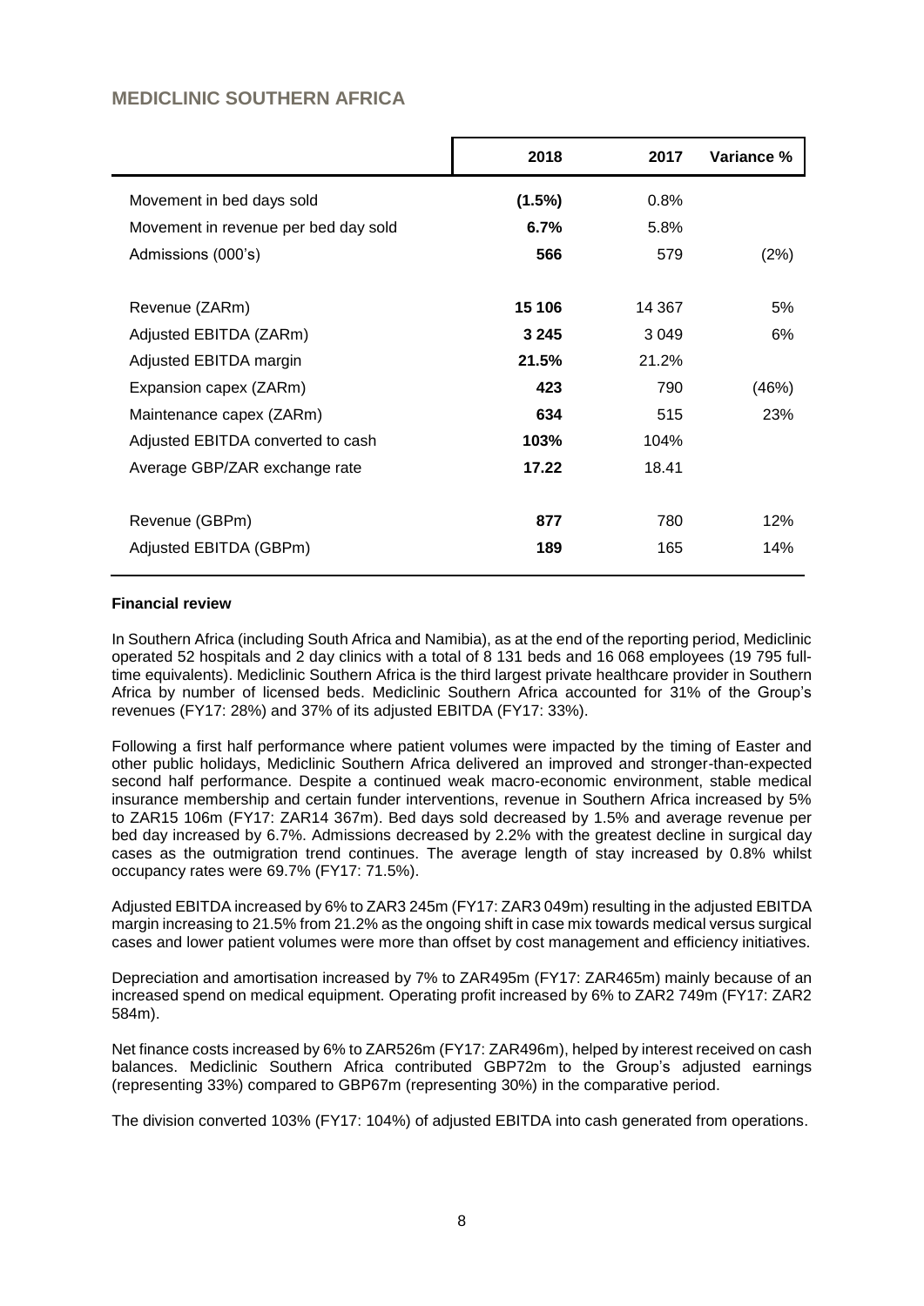## MEDICLINIC SOUTHERN AFRICA

| | 2018 | 2017 | Variance % |
|---|---|---|---|
| Movement in bed days sold | **(1.5%)** | 0.8% | |
| Movement in revenue per bed day sold | **6.7%** | 5.8% | |
| Admissions (000's) | **566** | 579 | (2%) |
| | | | |
| Revenue (ZARm) | **15 106** | 14 367 | 5% |
| Adjusted EBITDA (ZARm) | **3 245** | 3 049 | 6% |
| Adjusted EBITDA margin | **21.5%** | 21.2% | |
| Expansion capex (ZARm) | **423** | 790 | (46%) |
| Maintenance capex (ZARm) | **634** | 515 | 23% |
| Adjusted EBITDA converted to cash | **103%** | 104% | |
| Average GBP/ZAR exchange rate | **17.22** | 18.41 | |
| | | | |
| Revenue (GBPm) | **877** | 780 | 12% |
| Adjusted EBITDA (GBPm) | **189** | 165 | 14% |

**Financial review**

In Southern Africa (including South Africa and Namibia), as at the end of the reporting period, Mediclinic operated 52 hospitals and 2 day clinics with a total of 8 131 beds and 16 068 employees (19 795 full-time equivalents). Mediclinic Southern Africa is the third largest private healthcare provider in Southern Africa by number of licensed beds. Mediclinic Southern Africa accounted for 31% of the Group's revenues (FY17: 28%) and 37% of its adjusted EBITDA (FY17: 33%).

Following a first half performance where patient volumes were impacted by the timing of Easter and other public holidays, Mediclinic Southern Africa delivered an improved and stronger-than-expected second half performance. Despite a continued weak macro-economic environment, stable medical insurance membership and certain funder interventions, revenue in Southern Africa increased by 5% to ZAR15 106m (FY17: ZAR14 367m). Bed days sold decreased by 1.5% and average revenue per bed day increased by 6.7%. Admissions decreased by 2.2% with the greatest decline in surgical day cases as the outmigration trend continues. The average length of stay increased by 0.8% whilst occupancy rates were 69.7% (FY17: 71.5%).

Adjusted EBITDA increased by 6% to ZAR3 245m (FY17: ZAR3 049m) resulting in the adjusted EBITDA margin increasing to 21.5% from 21.2% as the ongoing shift in case mix towards medical versus surgical cases and lower patient volumes were more than offset by cost management and efficiency initiatives.

Depreciation and amortisation increased by 7% to ZAR495m (FY17: ZAR465m) mainly because of an increased spend on medical equipment. Operating profit increased by 6% to ZAR2 749m (FY17: ZAR2 584m).

Net finance costs increased by 6% to ZAR526m (FY17: ZAR496m), helped by interest received on cash balances. Mediclinic Southern Africa contributed GBP72m to the Group's adjusted earnings (representing 33%) compared to GBP67m (representing 30%) in the comparative period.

The division converted 103% (FY17: 104%) of adjusted EBITDA into cash generated from operations.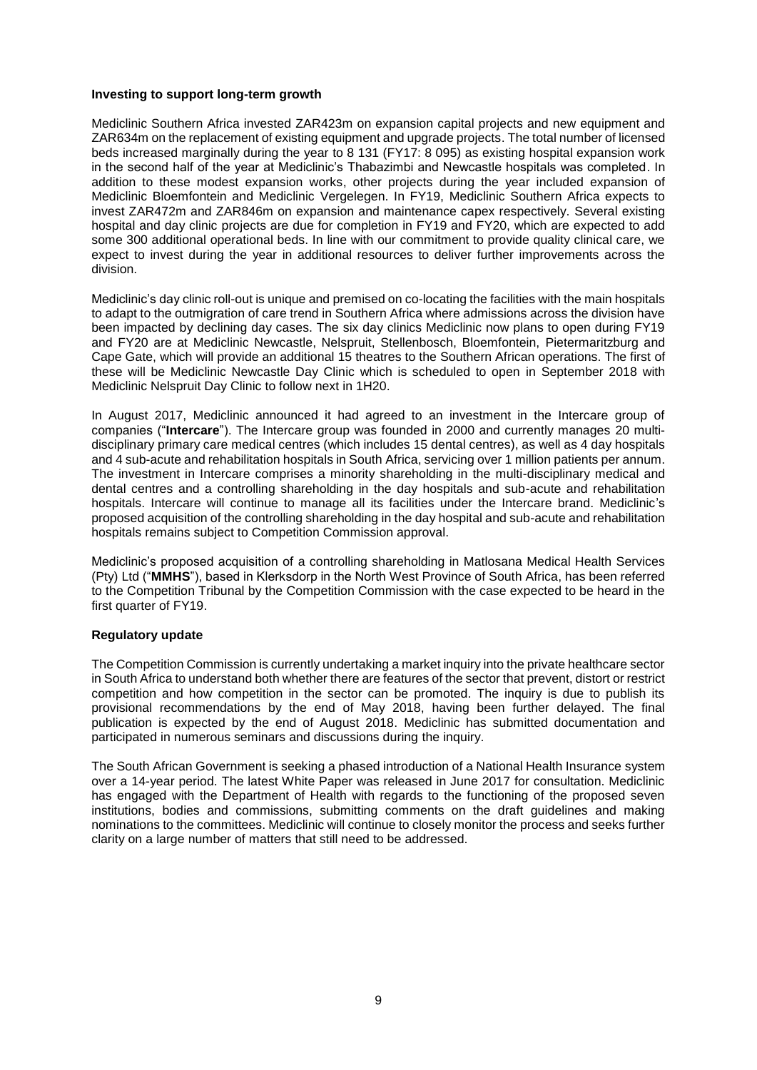**Investing to support long-term growth**

Mediclinic Southern Africa invested ZAR423m on expansion capital projects and new equipment and ZAR634m on the replacement of existing equipment and upgrade projects. The total number of licensed beds increased marginally during the year to 8 131 (FY17: 8 095) as existing hospital expansion work in the second half of the year at Mediclinic's Thabazimbi and Newcastle hospitals was completed. In addition to these modest expansion works, other projects during the year included expansion of Mediclinic Bloemfontein and Mediclinic Vergelegen. In FY19, Mediclinic Southern Africa expects to invest ZAR472m and ZAR846m on expansion and maintenance capex respectively. Several existing hospital and day clinic projects are due for completion in FY19 and FY20, which are expected to add some 300 additional operational beds. In line with our commitment to provide quality clinical care, we expect to invest during the year in additional resources to deliver further improvements across the division.

Mediclinic's day clinic roll-out is unique and premised on co-locating the facilities with the main hospitals to adapt to the outmigration of care trend in Southern Africa where admissions across the division have been impacted by declining day cases. The six day clinics Mediclinic now plans to open during FY19 and FY20 are at Mediclinic Newcastle, Nelspruit, Stellenbosch, Bloemfontein, Pietermaritzburg and Cape Gate, which will provide an additional 15 theatres to the Southern African operations. The first of these will be Mediclinic Newcastle Day Clinic which is scheduled to open in September 2018 with Mediclinic Nelspruit Day Clinic to follow next in 1H20.

In August 2017, Mediclinic announced it had agreed to an investment in the Intercare group of companies ("**Intercare**"). The Intercare group was founded in 2000 and currently manages 20 multi-disciplinary primary care medical centres (which includes 15 dental centres), as well as 4 day hospitals and 4 sub-acute and rehabilitation hospitals in South Africa, servicing over 1 million patients per annum. The investment in Intercare comprises a minority shareholding in the multi-disciplinary medical and dental centres and a controlling shareholding in the day hospitals and sub-acute and rehabilitation hospitals. Intercare will continue to manage all its facilities under the Intercare brand. Mediclinic's proposed acquisition of the controlling shareholding in the day hospital and sub-acute and rehabilitation hospitals remains subject to Competition Commission approval.

Mediclinic's proposed acquisition of a controlling shareholding in Matlosana Medical Health Services (Pty) Ltd ("**MMHS**"), based in Klerksdorp in the North West Province of South Africa, has been referred to the Competition Tribunal by the Competition Commission with the case expected to be heard in the first quarter of FY19.

**Regulatory update**

The Competition Commission is currently undertaking a market inquiry into the private healthcare sector in South Africa to understand both whether there are features of the sector that prevent, distort or restrict competition and how competition in the sector can be promoted. The inquiry is due to publish its provisional recommendations by the end of May 2018, having been further delayed. The final publication is expected by the end of August 2018. Mediclinic has submitted documentation and participated in numerous seminars and discussions during the inquiry.

The South African Government is seeking a phased introduction of a National Health Insurance system over a 14-year period. The latest White Paper was released in June 2017 for consultation. Mediclinic has engaged with the Department of Health with regards to the functioning of the proposed seven institutions, bodies and commissions, submitting comments on the draft guidelines and making nominations to the committees. Mediclinic will continue to closely monitor the process and seeks further clarity on a large number of matters that still need to be addressed.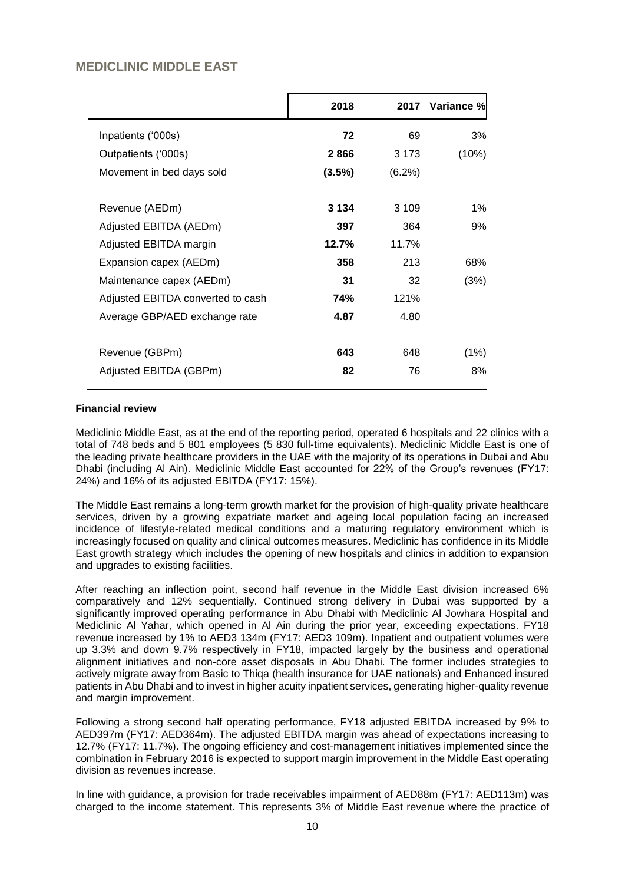## MEDICLINIC MIDDLE EAST

| | 2018 | 2017 | Variance % |
|---|---|---|---|
| Inpatients ('000s) | **72** | 69 | 3% |
| Outpatients ('000s) | **2 866** | 3 173 | (10%) |
| Movement in bed days sold | **(3.5%)** | (6.2%) | |
| | | | |
| Revenue (AEDm) | **3 134** | 3 109 | 1% |
| Adjusted EBITDA (AEDm) | **397** | 364 | 9% |
| Adjusted EBITDA margin | **12.7%** | 11.7% | |
| Expansion capex (AEDm) | **358** | 213 | 68% |
| Maintenance capex (AEDm) | **31** | 32 | (3%) |
| Adjusted EBITDA converted to cash | **74%** | 121% | |
| Average GBP/AED exchange rate | **4.87** | 4.80 | |
| | | | |
| Revenue (GBPm) | **643** | 648 | (1%) |
| Adjusted EBITDA (GBPm) | **82** | 76 | 8% |

**Financial review**

Mediclinic Middle East, as at the end of the reporting period, operated 6 hospitals and 22 clinics with a total of 748 beds and 5 801 employees (5 830 full-time equivalents). Mediclinic Middle East is one of the leading private healthcare providers in the UAE with the majority of its operations in Dubai and Abu Dhabi (including Al Ain). Mediclinic Middle East accounted for 22% of the Group's revenues (FY17: 24%) and 16% of its adjusted EBITDA (FY17: 15%).

The Middle East remains a long-term growth market for the provision of high-quality private healthcare services, driven by a growing expatriate market and ageing local population facing an increased incidence of lifestyle-related medical conditions and a maturing regulatory environment which is increasingly focused on quality and clinical outcomes measures. Mediclinic has confidence in its Middle East growth strategy which includes the opening of new hospitals and clinics in addition to expansion and upgrades to existing facilities.

After reaching an inflection point, second half revenue in the Middle East division increased 6% comparatively and 12% sequentially. Continued strong delivery in Dubai was supported by a significantly improved operating performance in Abu Dhabi with Mediclinic Al Jowhara Hospital and Mediclinic Al Yahar, which opened in Al Ain during the prior year, exceeding expectations. FY18 revenue increased by 1% to AED3 134m (FY17: AED3 109m). Inpatient and outpatient volumes were up 3.3% and down 9.7% respectively in FY18, impacted largely by the business and operational alignment initiatives and non-core asset disposals in Abu Dhabi. The former includes strategies to actively migrate away from Basic to Thiqa (health insurance for UAE nationals) and Enhanced insured patients in Abu Dhabi and to invest in higher acuity inpatient services, generating higher-quality revenue and margin improvement.

Following a strong second half operating performance, FY18 adjusted EBITDA increased by 9% to AED397m (FY17: AED364m). The adjusted EBITDA margin was ahead of expectations increasing to 12.7% (FY17: 11.7%). The ongoing efficiency and cost-management initiatives implemented since the combination in February 2016 is expected to support margin improvement in the Middle East operating division as revenues increase.

In line with guidance, a provision for trade receivables impairment of AED88m (FY17: AED113m) was charged to the income statement. This represents 3% of Middle East revenue where the practice of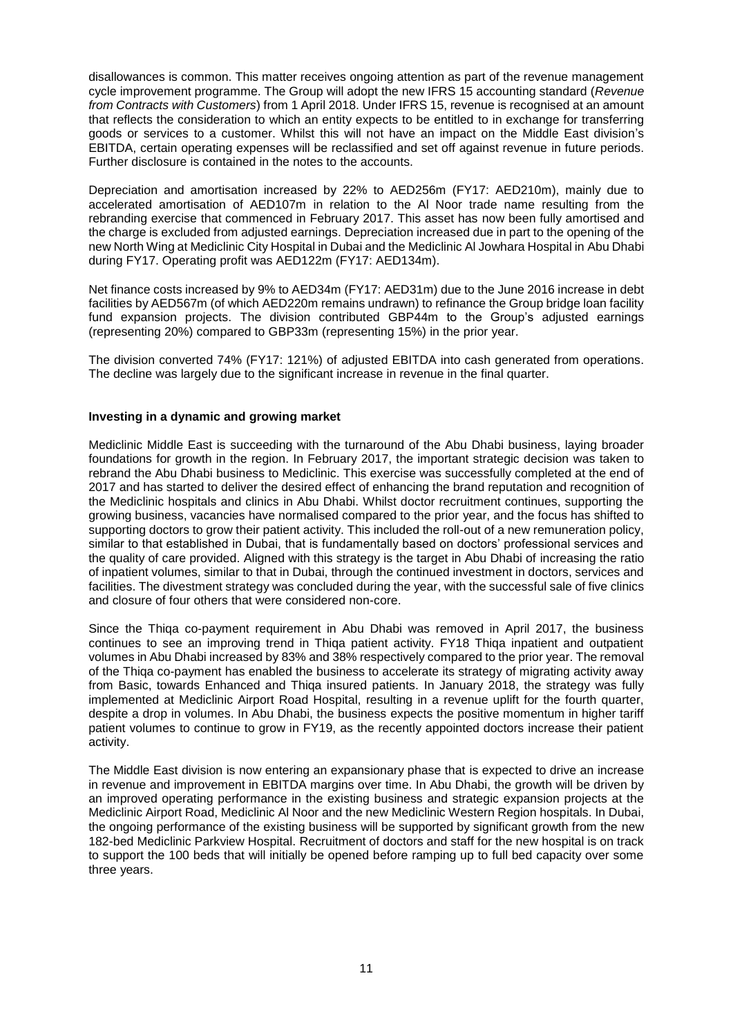disallowances is common. This matter receives ongoing attention as part of the revenue management cycle improvement programme. The Group will adopt the new IFRS 15 accounting standard (*Revenue from Contracts with Customers*) from 1 April 2018. Under IFRS 15, revenue is recognised at an amount that reflects the consideration to which an entity expects to be entitled to in exchange for transferring goods or services to a customer. Whilst this will not have an impact on the Middle East division's EBITDA, certain operating expenses will be reclassified and set off against revenue in future periods. Further disclosure is contained in the notes to the accounts.

Depreciation and amortisation increased by 22% to AED256m (FY17: AED210m), mainly due to accelerated amortisation of AED107m in relation to the Al Noor trade name resulting from the rebranding exercise that commenced in February 2017. This asset has now been fully amortised and the charge is excluded from adjusted earnings. Depreciation increased due in part to the opening of the new North Wing at Mediclinic City Hospital in Dubai and the Mediclinic Al Jowhara Hospital in Abu Dhabi during FY17. Operating profit was AED122m (FY17: AED134m).

Net finance costs increased by 9% to AED34m (FY17: AED31m) due to the June 2016 increase in debt facilities by AED567m (of which AED220m remains undrawn) to refinance the Group bridge loan facility fund expansion projects. The division contributed GBP44m to the Group's adjusted earnings (representing 20%) compared to GBP33m (representing 15%) in the prior year.

The division converted 74% (FY17: 121%) of adjusted EBITDA into cash generated from operations. The decline was largely due to the significant increase in revenue in the final quarter.

**Investing in a dynamic and growing market**

Mediclinic Middle East is succeeding with the turnaround of the Abu Dhabi business, laying broader foundations for growth in the region. In February 2017, the important strategic decision was taken to rebrand the Abu Dhabi business to Mediclinic. This exercise was successfully completed at the end of 2017 and has started to deliver the desired effect of enhancing the brand reputation and recognition of the Mediclinic hospitals and clinics in Abu Dhabi. Whilst doctor recruitment continues, supporting the growing business, vacancies have normalised compared to the prior year, and the focus has shifted to supporting doctors to grow their patient activity. This included the roll-out of a new remuneration policy, similar to that established in Dubai, that is fundamentally based on doctors' professional services and the quality of care provided. Aligned with this strategy is the target in Abu Dhabi of increasing the ratio of inpatient volumes, similar to that in Dubai, through the continued investment in doctors, services and facilities. The divestment strategy was concluded during the year, with the successful sale of five clinics and closure of four others that were considered non-core.

Since the Thiqa co-payment requirement in Abu Dhabi was removed in April 2017, the business continues to see an improving trend in Thiqa patient activity. FY18 Thiqa inpatient and outpatient volumes in Abu Dhabi increased by 83% and 38% respectively compared to the prior year. The removal of the Thiqa co-payment has enabled the business to accelerate its strategy of migrating activity away from Basic, towards Enhanced and Thiqa insured patients. In January 2018, the strategy was fully implemented at Mediclinic Airport Road Hospital, resulting in a revenue uplift for the fourth quarter, despite a drop in volumes. In Abu Dhabi, the business expects the positive momentum in higher tariff patient volumes to continue to grow in FY19, as the recently appointed doctors increase their patient activity.

The Middle East division is now entering an expansionary phase that is expected to drive an increase in revenue and improvement in EBITDA margins over time. In Abu Dhabi, the growth will be driven by an improved operating performance in the existing business and strategic expansion projects at the Mediclinic Airport Road, Mediclinic Al Noor and the new Mediclinic Western Region hospitals. In Dubai, the ongoing performance of the existing business will be supported by significant growth from the new 182-bed Mediclinic Parkview Hospital. Recruitment of doctors and staff for the new hospital is on track to support the 100 beds that will initially be opened before ramping up to full bed capacity over some three years.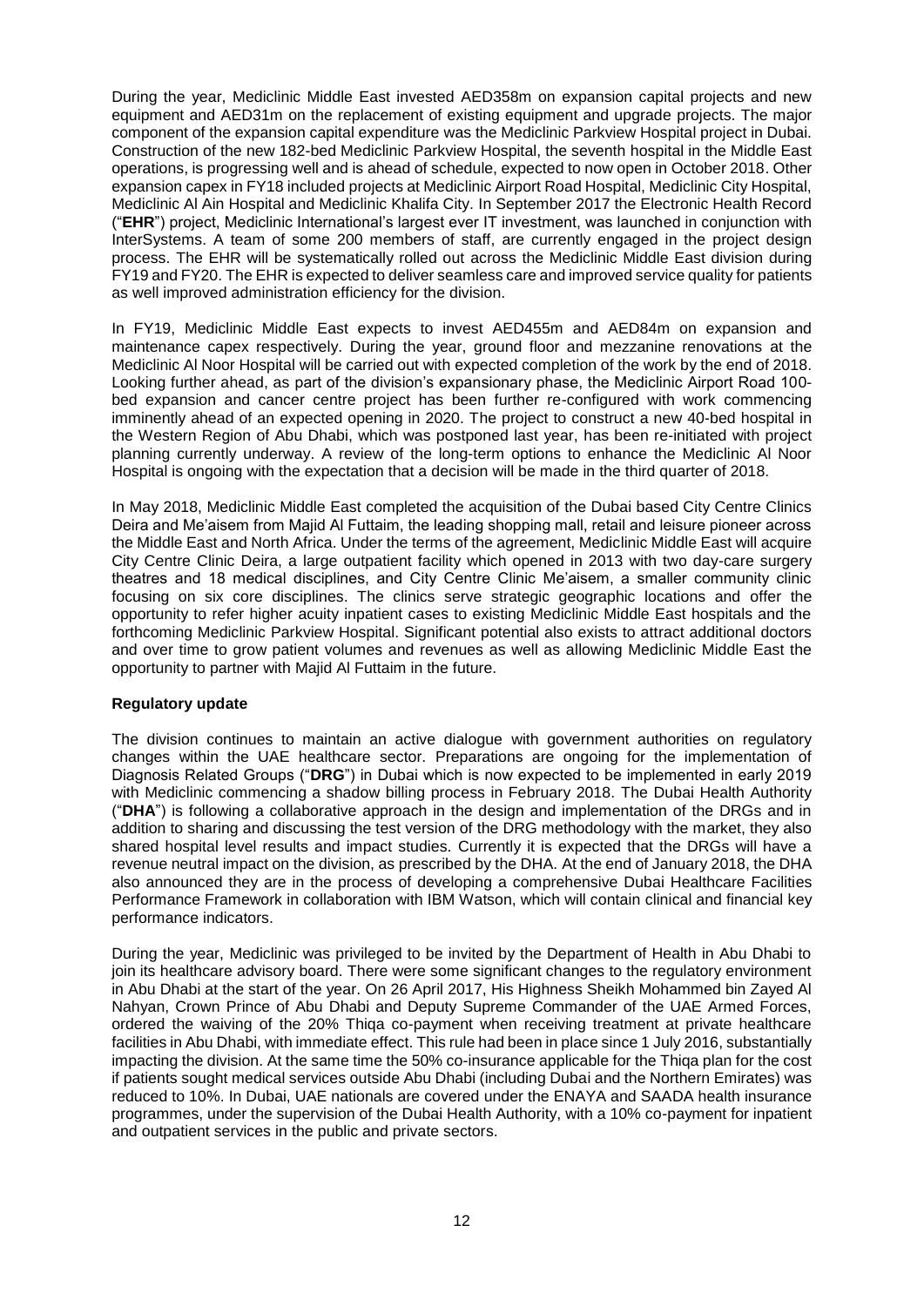During the year, Mediclinic Middle East invested AED358m on expansion capital projects and new equipment and AED31m on the replacement of existing equipment and upgrade projects. The major component of the expansion capital expenditure was the Mediclinic Parkview Hospital project in Dubai. Construction of the new 182-bed Mediclinic Parkview Hospital, the seventh hospital in the Middle East operations, is progressing well and is ahead of schedule, expected to now open in October 2018. Other expansion capex in FY18 included projects at Mediclinic Airport Road Hospital, Mediclinic City Hospital, Mediclinic Al Ain Hospital and Mediclinic Khalifa City. In September 2017 the Electronic Health Record ("**EHR**") project, Mediclinic International's largest ever IT investment, was launched in conjunction with InterSystems. A team of some 200 members of staff, are currently engaged in the project design process. The EHR will be systematically rolled out across the Mediclinic Middle East division during FY19 and FY20. The EHR is expected to deliver seamless care and improved service quality for patients as well improved administration efficiency for the division.

In FY19, Mediclinic Middle East expects to invest AED455m and AED84m on expansion and maintenance capex respectively. During the year, ground floor and mezzanine renovations at the Mediclinic Al Noor Hospital will be carried out with expected completion of the work by the end of 2018. Looking further ahead, as part of the division's expansionary phase, the Mediclinic Airport Road 100-bed expansion and cancer centre project has been further re-configured with work commencing imminently ahead of an expected opening in 2020. The project to construct a new 40-bed hospital in the Western Region of Abu Dhabi, which was postponed last year, has been re-initiated with project planning currently underway. A review of the long-term options to enhance the Mediclinic Al Noor Hospital is ongoing with the expectation that a decision will be made in the third quarter of 2018.

In May 2018, Mediclinic Middle East completed the acquisition of the Dubai based City Centre Clinics Deira and Me'aisem from Majid Al Futtaim, the leading shopping mall, retail and leisure pioneer across the Middle East and North Africa. Under the terms of the agreement, Mediclinic Middle East will acquire City Centre Clinic Deira, a large outpatient facility which opened in 2013 with two day-care surgery theatres and 18 medical disciplines, and City Centre Clinic Me'aisem, a smaller community clinic focusing on six core disciplines. The clinics serve strategic geographic locations and offer the opportunity to refer higher acuity inpatient cases to existing Mediclinic Middle East hospitals and the forthcoming Mediclinic Parkview Hospital. Significant potential also exists to attract additional doctors and over time to grow patient volumes and revenues as well as allowing Mediclinic Middle East the opportunity to partner with Majid Al Futtaim in the future.

**Regulatory update**

The division continues to maintain an active dialogue with government authorities on regulatory changes within the UAE healthcare sector. Preparations are ongoing for the implementation of Diagnosis Related Groups ("**DRG**") in Dubai which is now expected to be implemented in early 2019 with Mediclinic commencing a shadow billing process in February 2018. The Dubai Health Authority ("**DHA**") is following a collaborative approach in the design and implementation of the DRGs and in addition to sharing and discussing the test version of the DRG methodology with the market, they also shared hospital level results and impact studies. Currently it is expected that the DRGs will have a revenue neutral impact on the division, as prescribed by the DHA. At the end of January 2018, the DHA also announced they are in the process of developing a comprehensive Dubai Healthcare Facilities Performance Framework in collaboration with IBM Watson, which will contain clinical and financial key performance indicators.

During the year, Mediclinic was privileged to be invited by the Department of Health in Abu Dhabi to join its healthcare advisory board. There were some significant changes to the regulatory environment in Abu Dhabi at the start of the year. On 26 April 2017, His Highness Sheikh Mohammed bin Zayed Al Nahyan, Crown Prince of Abu Dhabi and Deputy Supreme Commander of the UAE Armed Forces, ordered the waiving of the 20% Thiqa co-payment when receiving treatment at private healthcare facilities in Abu Dhabi, with immediate effect. This rule had been in place since 1 July 2016, substantially impacting the division. At the same time the 50% co-insurance applicable for the Thiqa plan for the cost if patients sought medical services outside Abu Dhabi (including Dubai and the Northern Emirates) was reduced to 10%. In Dubai, UAE nationals are covered under the ENAYA and SAADA health insurance programmes, under the supervision of the Dubai Health Authority, with a 10% co-payment for inpatient and outpatient services in the public and private sectors.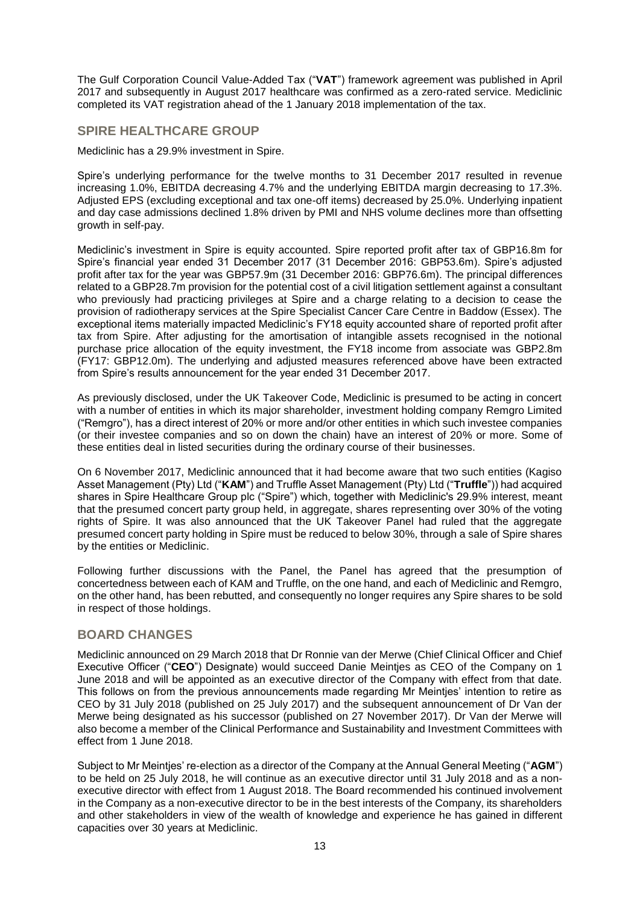The Gulf Corporation Council Value-Added Tax ("**VAT**") framework agreement was published in April 2017 and subsequently in August 2017 healthcare was confirmed as a zero-rated service. Mediclinic completed its VAT registration ahead of the 1 January 2018 implementation of the tax.

## SPIRE HEALTHCARE GROUP

Mediclinic has a 29.9% investment in Spire.

Spire's underlying performance for the twelve months to 31 December 2017 resulted in revenue increasing 1.0%, EBITDA decreasing 4.7% and the underlying EBITDA margin decreasing to 17.3%. Adjusted EPS (excluding exceptional and tax one-off items) decreased by 25.0%. Underlying inpatient and day case admissions declined 1.8% driven by PMI and NHS volume declines more than offsetting growth in self-pay.

Mediclinic's investment in Spire is equity accounted. Spire reported profit after tax of GBP16.8m for Spire's financial year ended 31 December 2017 (31 December 2016: GBP53.6m). Spire's adjusted profit after tax for the year was GBP57.9m (31 December 2016: GBP76.6m). The principal differences related to a GBP28.7m provision for the potential cost of a civil litigation settlement against a consultant who previously had practicing privileges at Spire and a charge relating to a decision to cease the provision of radiotherapy services at the Spire Specialist Cancer Care Centre in Baddow (Essex). The exceptional items materially impacted Mediclinic's FY18 equity accounted share of reported profit after tax from Spire. After adjusting for the amortisation of intangible assets recognised in the notional purchase price allocation of the equity investment, the FY18 income from associate was GBP2.8m (FY17: GBP12.0m). The underlying and adjusted measures referenced above have been extracted from Spire's results announcement for the year ended 31 December 2017.

As previously disclosed, under the UK Takeover Code, Mediclinic is presumed to be acting in concert with a number of entities in which its major shareholder, investment holding company Remgro Limited ("Remgro"), has a direct interest of 20% or more and/or other entities in which such investee companies (or their investee companies and so on down the chain) have an interest of 20% or more. Some of these entities deal in listed securities during the ordinary course of their businesses.

On 6 November 2017, Mediclinic announced that it had become aware that two such entities (Kagiso Asset Management (Pty) Ltd ("**KAM**") and Truffle Asset Management (Pty) Ltd ("**Truffle**")) had acquired shares in Spire Healthcare Group plc ("Spire") which, together with Mediclinic's 29.9% interest, meant that the presumed concert party group held, in aggregate, shares representing over 30% of the voting rights of Spire. It was also announced that the UK Takeover Panel had ruled that the aggregate presumed concert party holding in Spire must be reduced to below 30%, through a sale of Spire shares by the entities or Mediclinic.

Following further discussions with the Panel, the Panel has agreed that the presumption of concertedness between each of KAM and Truffle, on the one hand, and each of Mediclinic and Remgro, on the other hand, has been rebutted, and consequently no longer requires any Spire shares to be sold in respect of those holdings.

## BOARD CHANGES

Mediclinic announced on 29 March 2018 that Dr Ronnie van der Merwe (Chief Clinical Officer and Chief Executive Officer ("**CEO**") Designate) would succeed Danie Meintjes as CEO of the Company on 1 June 2018 and will be appointed as an executive director of the Company with effect from that date. This follows on from the previous announcements made regarding Mr Meintjes' intention to retire as CEO by 31 July 2018 (published on 25 July 2017) and the subsequent announcement of Dr Van der Merwe being designated as his successor (published on 27 November 2017). Dr Van der Merwe will also become a member of the Clinical Performance and Sustainability and Investment Committees with effect from 1 June 2018.

Subject to Mr Meintjes' re-election as a director of the Company at the Annual General Meeting ("**AGM**") to be held on 25 July 2018, he will continue as an executive director until 31 July 2018 and as a non-executive director with effect from 1 August 2018. The Board recommended his continued involvement in the Company as a non-executive director to be in the best interests of the Company, its shareholders and other stakeholders in view of the wealth of knowledge and experience he has gained in different capacities over 30 years at Mediclinic.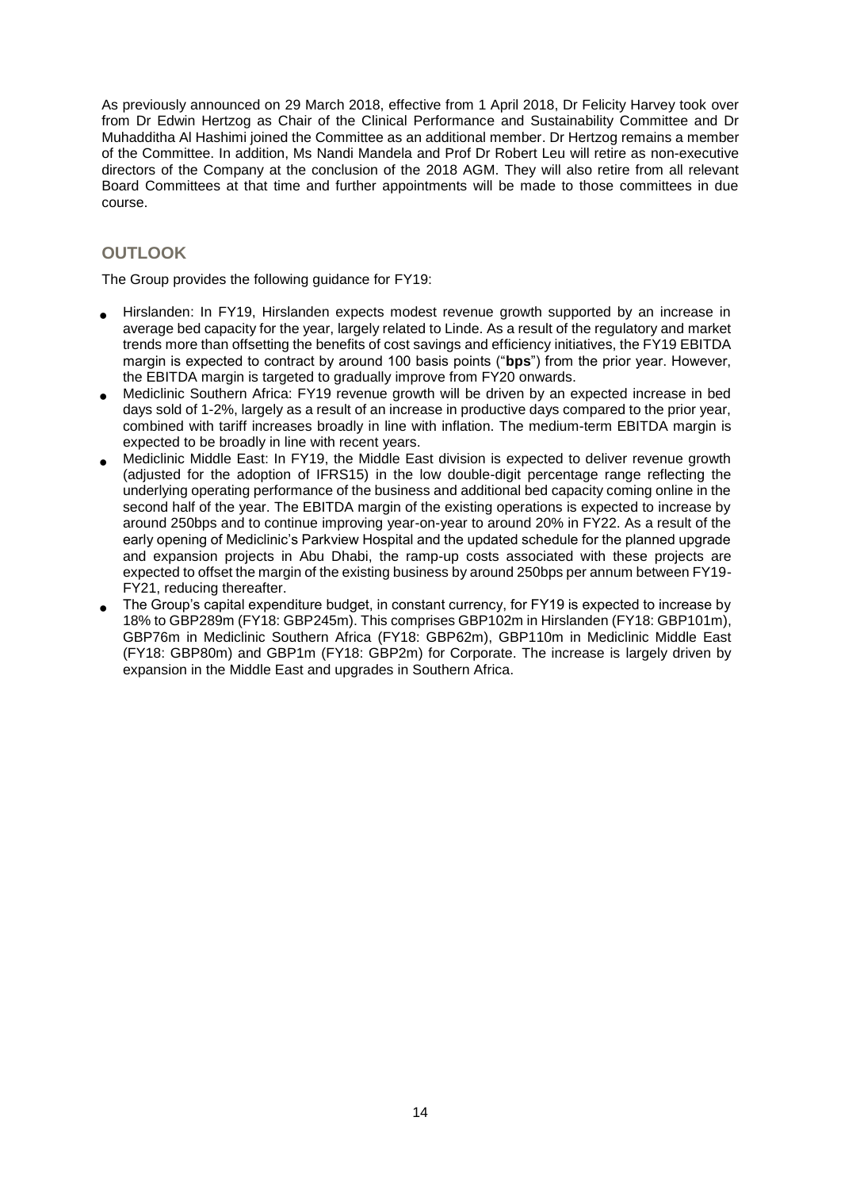As previously announced on 29 March 2018, effective from 1 April 2018, Dr Felicity Harvey took over from Dr Edwin Hertzog as Chair of the Clinical Performance and Sustainability Committee and Dr Muhadditha Al Hashimi joined the Committee as an additional member. Dr Hertzog remains a member of the Committee. In addition, Ms Nandi Mandela and Prof Dr Robert Leu will retire as non-executive directors of the Company at the conclusion of the 2018 AGM. They will also retire from all relevant Board Committees at that time and further appointments will be made to those committees in due course.

## OUTLOOK

The Group provides the following guidance for FY19:

- Hirslanden: In FY19, Hirslanden expects modest revenue growth supported by an increase in average bed capacity for the year, largely related to Linde. As a result of the regulatory and market trends more than offsetting the benefits of cost savings and efficiency initiatives, the FY19 EBITDA margin is expected to contract by around 100 basis points ("**bps**") from the prior year. However, the EBITDA margin is targeted to gradually improve from FY20 onwards.
- Mediclinic Southern Africa: FY19 revenue growth will be driven by an expected increase in bed days sold of 1-2%, largely as a result of an increase in productive days compared to the prior year, combined with tariff increases broadly in line with inflation. The medium-term EBITDA margin is expected to be broadly in line with recent years.
- Mediclinic Middle East: In FY19, the Middle East division is expected to deliver revenue growth (adjusted for the adoption of IFRS15) in the low double-digit percentage range reflecting the underlying operating performance of the business and additional bed capacity coming online in the second half of the year. The EBITDA margin of the existing operations is expected to increase by around 250bps and to continue improving year-on-year to around 20% in FY22. As a result of the early opening of Mediclinic's Parkview Hospital and the updated schedule for the planned upgrade and expansion projects in Abu Dhabi, the ramp-up costs associated with these projects are expected to offset the margin of the existing business by around 250bps per annum between FY19-FY21, reducing thereafter.
- The Group's capital expenditure budget, in constant currency, for FY19 is expected to increase by 18% to GBP289m (FY18: GBP245m). This comprises GBP102m in Hirslanden (FY18: GBP101m), GBP76m in Mediclinic Southern Africa (FY18: GBP62m), GBP110m in Mediclinic Middle East (FY18: GBP80m) and GBP1m (FY18: GBP2m) for Corporate. The increase is largely driven by expansion in the Middle East and upgrades in Southern Africa.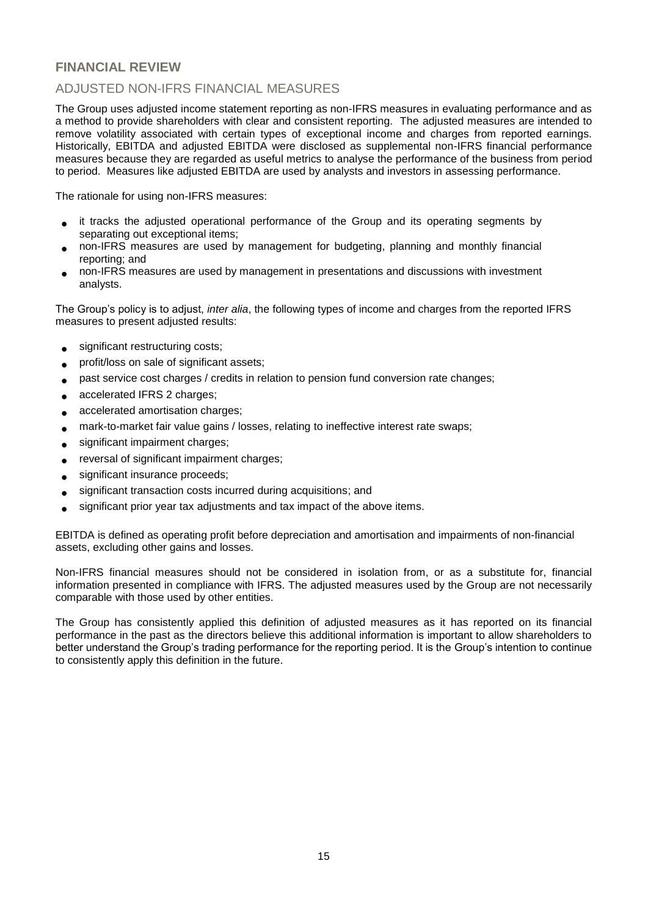## FINANCIAL REVIEW

### ADJUSTED NON-IFRS FINANCIAL MEASURES

The Group uses adjusted income statement reporting as non-IFRS measures in evaluating performance and as a method to provide shareholders with clear and consistent reporting. The adjusted measures are intended to remove volatility associated with certain types of exceptional income and charges from reported earnings. Historically, EBITDA and adjusted EBITDA were disclosed as supplemental non-IFRS financial performance measures because they are regarded as useful metrics to analyse the performance of the business from period to period. Measures like adjusted EBITDA are used by analysts and investors in assessing performance.

The rationale for using non-IFRS measures:

- it tracks the adjusted operational performance of the Group and its operating segments by separating out exceptional items;
- non-IFRS measures are used by management for budgeting, planning and monthly financial reporting; and
- non-IFRS measures are used by management in presentations and discussions with investment analysts.

The Group's policy is to adjust, *inter alia*, the following types of income and charges from the reported IFRS measures to present adjusted results:

- significant restructuring costs;
- profit/loss on sale of significant assets;
- past service cost charges / credits in relation to pension fund conversion rate changes;
- accelerated IFRS 2 charges;
- accelerated amortisation charges;
- mark-to-market fair value gains / losses, relating to ineffective interest rate swaps;
- significant impairment charges;
- reversal of significant impairment charges;
- significant insurance proceeds;
- significant transaction costs incurred during acquisitions; and
- significant prior year tax adjustments and tax impact of the above items.

EBITDA is defined as operating profit before depreciation and amortisation and impairments of non-financial assets, excluding other gains and losses.

Non-IFRS financial measures should not be considered in isolation from, or as a substitute for, financial information presented in compliance with IFRS. The adjusted measures used by the Group are not necessarily comparable with those used by other entities.

The Group has consistently applied this definition of adjusted measures as it has reported on its financial performance in the past as the directors believe this additional information is important to allow shareholders to better understand the Group's trading performance for the reporting period. It is the Group's intention to continue to consistently apply this definition in the future.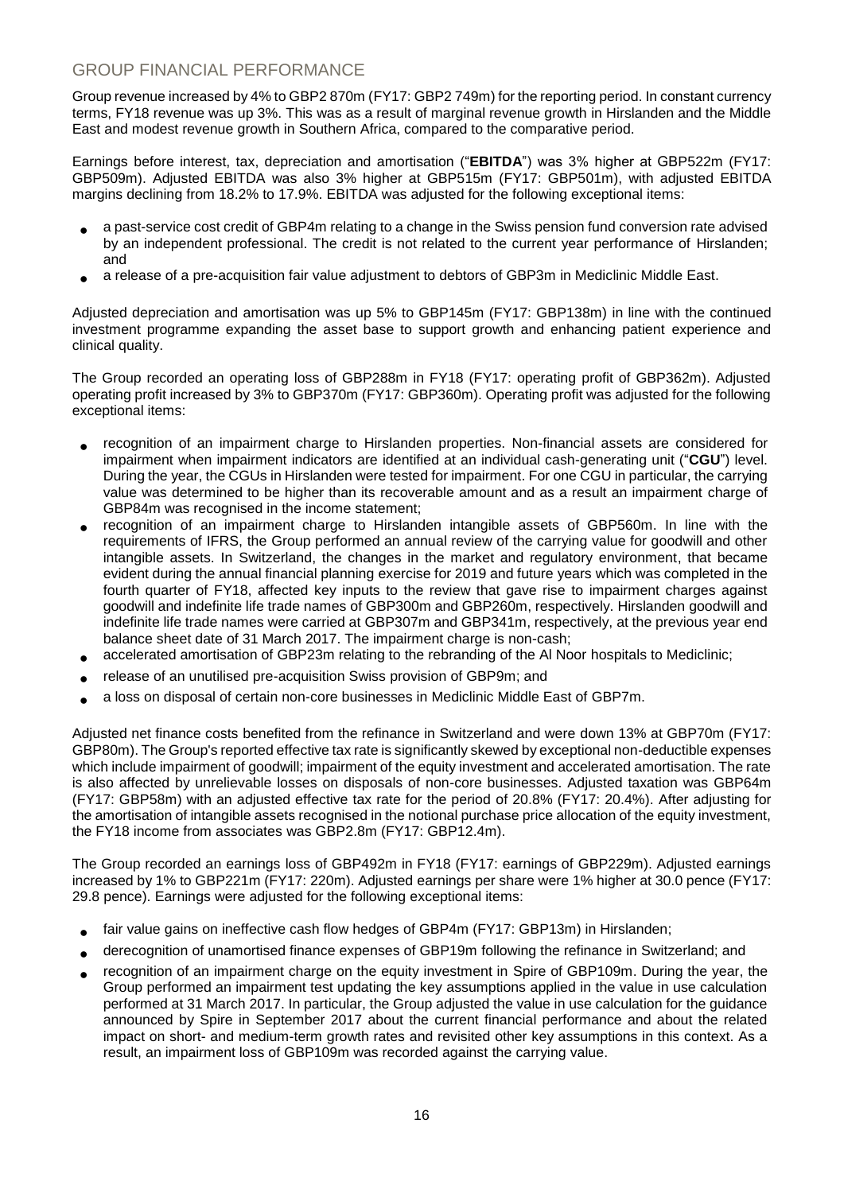## GROUP FINANCIAL PERFORMANCE

Group revenue increased by 4% to GBP2 870m (FY17: GBP2 749m) for the reporting period. In constant currency terms, FY18 revenue was up 3%. This was as a result of marginal revenue growth in Hirslanden and the Middle East and modest revenue growth in Southern Africa, compared to the comparative period.

Earnings before interest, tax, depreciation and amortisation ("**EBITDA**") was 3% higher at GBP522m (FY17: GBP509m). Adjusted EBITDA was also 3% higher at GBP515m (FY17: GBP501m), with adjusted EBITDA margins declining from 18.2% to 17.9%. EBITDA was adjusted for the following exceptional items:

- a past-service cost credit of GBP4m relating to a change in the Swiss pension fund conversion rate advised by an independent professional. The credit is not related to the current year performance of Hirslanden; and
- a release of a pre-acquisition fair value adjustment to debtors of GBP3m in Mediclinic Middle East.

Adjusted depreciation and amortisation was up 5% to GBP145m (FY17: GBP138m) in line with the continued investment programme expanding the asset base to support growth and enhancing patient experience and clinical quality.

The Group recorded an operating loss of GBP288m in FY18 (FY17: operating profit of GBP362m). Adjusted operating profit increased by 3% to GBP370m (FY17: GBP360m). Operating profit was adjusted for the following exceptional items:

- recognition of an impairment charge to Hirslanden properties. Non-financial assets are considered for impairment when impairment indicators are identified at an individual cash-generating unit ("**CGU**") level. During the year, the CGUs in Hirslanden were tested for impairment. For one CGU in particular, the carrying value was determined to be higher than its recoverable amount and as a result an impairment charge of GBP84m was recognised in the income statement;
- recognition of an impairment charge to Hirslanden intangible assets of GBP560m. In line with the requirements of IFRS, the Group performed an annual review of the carrying value for goodwill and other intangible assets. In Switzerland, the changes in the market and regulatory environment, that became evident during the annual financial planning exercise for 2019 and future years which was completed in the fourth quarter of FY18, affected key inputs to the review that gave rise to impairment charges against goodwill and indefinite life trade names of GBP300m and GBP260m, respectively. Hirslanden goodwill and indefinite life trade names were carried at GBP307m and GBP341m, respectively, at the previous year end balance sheet date of 31 March 2017. The impairment charge is non-cash;
- accelerated amortisation of GBP23m relating to the rebranding of the Al Noor hospitals to Mediclinic;
- release of an unutilised pre-acquisition Swiss provision of GBP9m; and
- a loss on disposal of certain non-core businesses in Mediclinic Middle East of GBP7m.

Adjusted net finance costs benefited from the refinance in Switzerland and were down 13% at GBP70m (FY17: GBP80m). The Group's reported effective tax rate is significantly skewed by exceptional non-deductible expenses which include impairment of goodwill; impairment of the equity investment and accelerated amortisation. The rate is also affected by unrelievable losses on disposals of non-core businesses. Adjusted taxation was GBP64m (FY17: GBP58m) with an adjusted effective tax rate for the period of 20.8% (FY17: 20.4%). After adjusting for the amortisation of intangible assets recognised in the notional purchase price allocation of the equity investment, the FY18 income from associates was GBP2.8m (FY17: GBP12.4m).

The Group recorded an earnings loss of GBP492m in FY18 (FY17: earnings of GBP229m). Adjusted earnings increased by 1% to GBP221m (FY17: 220m). Adjusted earnings per share were 1% higher at 30.0 pence (FY17: 29.8 pence). Earnings were adjusted for the following exceptional items:

- fair value gains on ineffective cash flow hedges of GBP4m (FY17: GBP13m) in Hirslanden;
- derecognition of unamortised finance expenses of GBP19m following the refinance in Switzerland; and
- recognition of an impairment charge on the equity investment in Spire of GBP109m. During the year, the Group performed an impairment test updating the key assumptions applied in the value in use calculation performed at 31 March 2017. In particular, the Group adjusted the value in use calculation for the guidance announced by Spire in September 2017 about the current financial performance and about the related impact on short- and medium-term growth rates and revisited other key assumptions in this context. As a result, an impairment loss of GBP109m was recorded against the carrying value.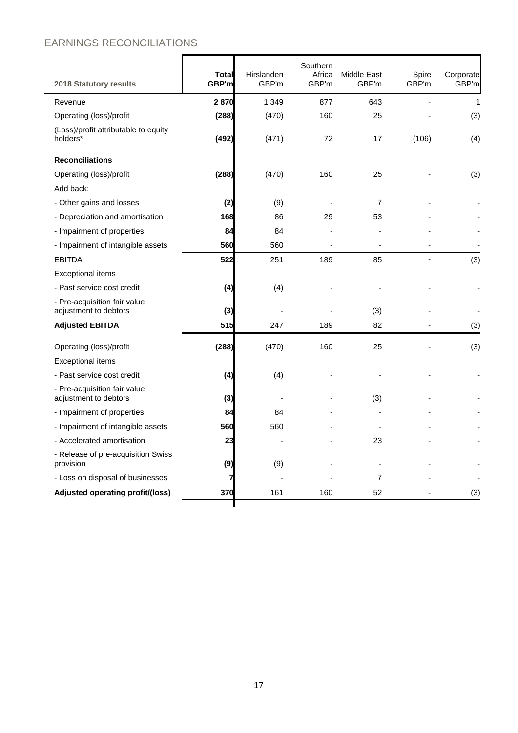## EARNINGS RECONCILIATIONS

| 2018 Statutory results | Total GBP'm | Hirslanden GBP'm | Southern Africa GBP'm | Middle East GBP'm | Spire GBP'm | Corporate GBP'm |
|---|---|---|---|---|---|---|
| Revenue | **2 870** | 1 349 | 877 | 643 | - | 1 |
| Operating (loss)/profit | **(288)** | (470) | 160 | 25 | - | (3) |
| (Loss)/profit attributable to equity holders* | **(492)** | (471) | 72 | 17 | (106) | (4) |
| **Reconciliations** | | | | | | |
| Operating (loss)/profit | **(288)** | (470) | 160 | 25 | - | (3) |
| Add back: | | | | | | |
| - Other gains and losses | **(2)** | (9) | - | 7 | - | - |
| - Depreciation and amortisation | **168** | 86 | 29 | 53 | - | - |
| - Impairment of properties | **84** | 84 | - | - | - | - |
| - Impairment of intangible assets | **560** | 560 | - | - | - | - |
| EBITDA | **522** | 251 | 189 | 85 | - | (3) |
| Exceptional items | | | | | | |
| - Past service cost credit | **(4)** | (4) | - | - | - | - |
| - Pre-acquisition fair value adjustment to debtors | **(3)** | - | - | (3) | - | - |
| **Adjusted EBITDA** | **515** | 247 | 189 | 82 | - | (3) |
| Operating (loss)/profit | **(288)** | (470) | 160 | 25 | - | (3) |
| Exceptional items | | | | | | |
| - Past service cost credit | **(4)** | (4) | - | - | - | - |
| - Pre-acquisition fair value adjustment to debtors | **(3)** | - | - | (3) | - | - |
| - Impairment of properties | **84** | 84 | - | - | - | - |
| - Impairment of intangible assets | **560** | 560 | - | - | - | - |
| - Accelerated amortisation | **23** | - | - | 23 | - | - |
| - Release of pre-acquisition Swiss provision | **(9)** | (9) | - | - | - | - |
| - Loss on disposal of businesses | **7** | - | - | 7 | - | - |
| **Adjusted operating profit/(loss)** | **370** | 161 | 160 | 52 | - | (3) |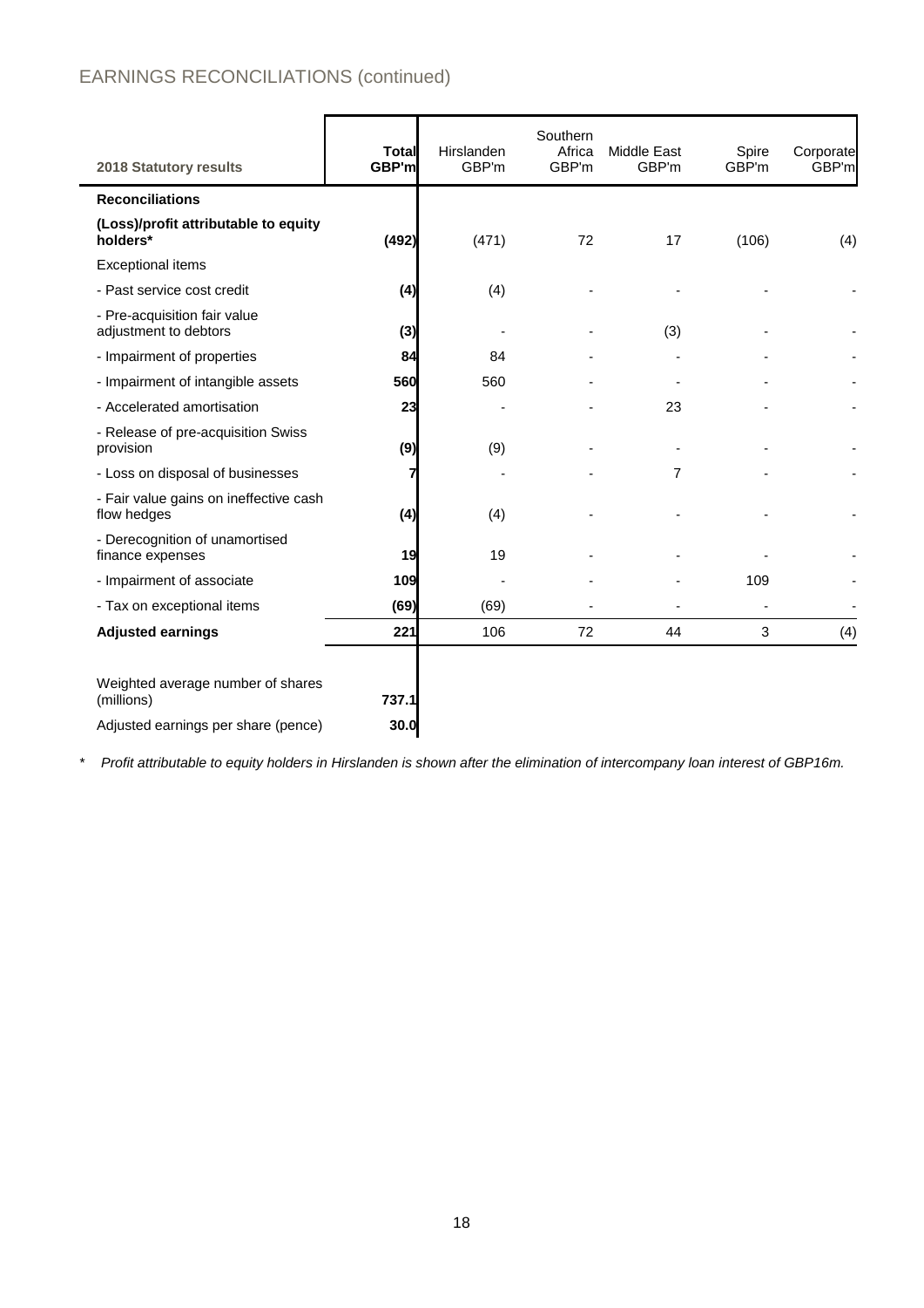## EARNINGS RECONCILIATIONS (continued)

| 2018 Statutory results | Total GBP'm | Hirslanden GBP'm | Southern Africa GBP'm | Middle East GBP'm | Spire GBP'm | Corporate GBP'm |
|---|---|---|---|---|---|---|
| **Reconciliations** | | | | | | |
| **(Loss)/profit attributable to equity holders*** | **(492)** | (471) | 72 | 17 | (106) | (4) |
| Exceptional items | | | | | | |
| - Past service cost credit | **(4)** | (4) | - | - | - | - |
| - Pre-acquisition fair value adjustment to debtors | **(3)** | - | - | (3) | - | - |
| - Impairment of properties | **84** | 84 | - | - | - | - |
| - Impairment of intangible assets | **560** | 560 | - | - | - | - |
| - Accelerated amortisation | **23** | - | - | 23 | - | - |
| - Release of pre-acquisition Swiss provision | **(9)** | (9) | - | - | - | - |
| - Loss on disposal of businesses | **7** | - | - | 7 | - | - |
| - Fair value gains on ineffective cash flow hedges | **(4)** | (4) | - | - | - | - |
| - Derecognition of unamortised finance expenses | **19** | 19 | - | - | - | - |
| - Impairment of associate | **109** | - | - | - | 109 | - |
| - Tax on exceptional items | **(69)** | (69) | - | - | - | - |
| **Adjusted earnings** | **221** | 106 | 72 | 44 | 3 | (4) |
| | | | | | | |
| Weighted average number of shares (millions) | **737.1** | | | | | |
| Adjusted earnings per share (pence) | **30.0** | | | | | |

\* *Profit attributable to equity holders in Hirslanden is shown after the elimination of intercompany loan interest of GBP16m.*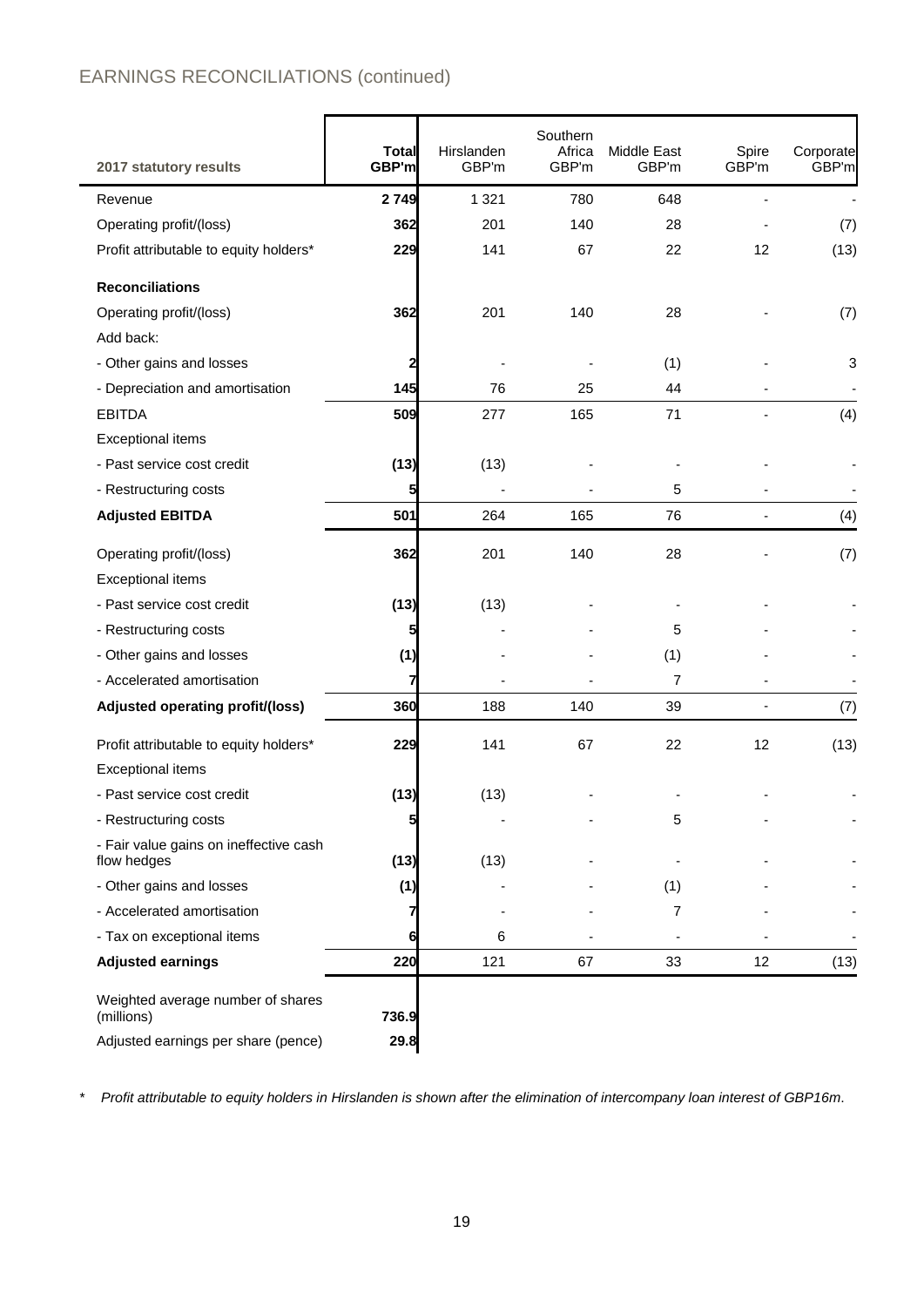## EARNINGS RECONCILIATIONS (continued)

| 2017 statutory results | Total GBP'm | Hirslanden GBP'm | Southern Africa GBP'm | Middle East GBP'm | Spire GBP'm | Corporate GBP'm |
|---|---|---|---|---|---|---|
| Revenue | **2 749** | 1 321 | 780 | 648 | - | - |
| Operating profit/(loss) | **362** | 201 | 140 | 28 | - | (7) |
| Profit attributable to equity holders* | **229** | 141 | 67 | 22 | 12 | (13) |
| **Reconciliations** | | | | | | |
| Operating profit/(loss) | **362** | 201 | 140 | 28 | - | (7) |
| Add back: | | | | | | |
| - Other gains and losses | **2** | - | - | (1) | - | 3 |
| - Depreciation and amortisation | **145** | 76 | 25 | 44 | - | - |
| EBITDA | **509** | 277 | 165 | 71 | - | (4) |
| Exceptional items | | | | | | |
| - Past service cost credit | **(13)** | (13) | - | - | - | - |
| - Restructuring costs | **5** | - | - | 5 | - | - |
| **Adjusted EBITDA** | **501** | 264 | 165 | 76 | - | (4) |
| Operating profit/(loss) | **362** | 201 | 140 | 28 | - | (7) |
| Exceptional items | | | | | | |
| - Past service cost credit | **(13)** | (13) | - | - | - | - |
| - Restructuring costs | **5** | - | - | 5 | - | - |
| - Other gains and losses | **(1)** | - | - | (1) | - | - |
| - Accelerated amortisation | **7** | - | - | 7 | - | - |
| **Adjusted operating profit/(loss)** | **360** | 188 | 140 | 39 | - | (7) |
| Profit attributable to equity holders* | **229** | 141 | 67 | 22 | 12 | (13) |
| Exceptional items | | | | | | |
| - Past service cost credit | **(13)** | (13) | - | - | - | - |
| - Restructuring costs | **5** | - | - | 5 | - | - |
| - Fair value gains on ineffective cash flow hedges | **(13)** | (13) | - | - | - | - |
| - Other gains and losses | **(1)** | - | - | (1) | - | - |
| - Accelerated amortisation | **7** | - | - | 7 | - | - |
| - Tax on exceptional items | **6** | 6 | - | - | - | - |
| **Adjusted earnings** | **220** | 121 | 67 | 33 | 12 | (13) |
| Weighted average number of shares (millions) | **736.9** | | | | | |
| Adjusted earnings per share (pence) | **29.8** | | | | | |

\* *Profit attributable to equity holders in Hirslanden is shown after the elimination of intercompany loan interest of GBP16m.*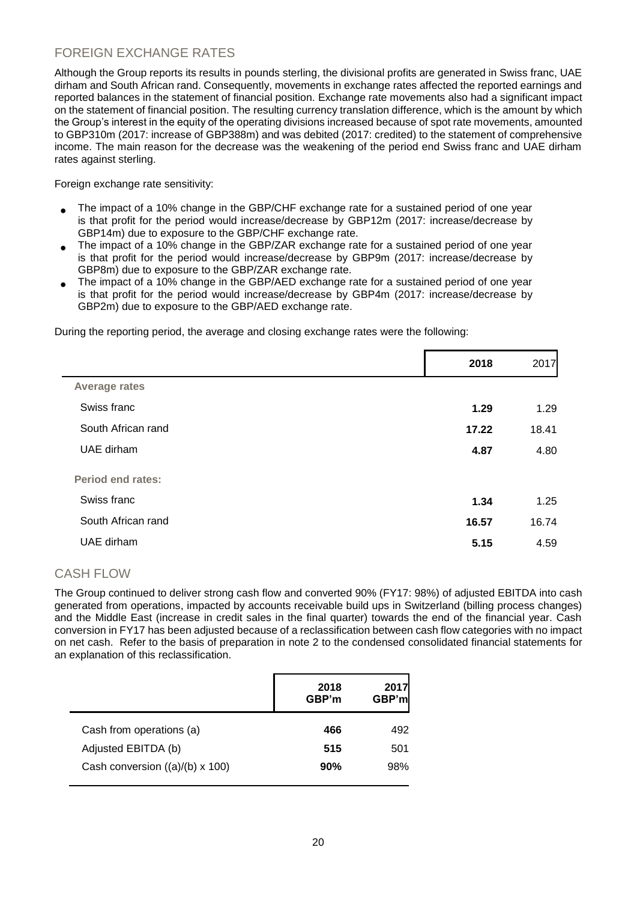## FOREIGN EXCHANGE RATES

Although the Group reports its results in pounds sterling, the divisional profits are generated in Swiss franc, UAE dirham and South African rand. Consequently, movements in exchange rates affected the reported earnings and reported balances in the statement of financial position. Exchange rate movements also had a significant impact on the statement of financial position. The resulting currency translation difference, which is the amount by which the Group's interest in the equity of the operating divisions increased because of spot rate movements, amounted to GBP310m (2017: increase of GBP388m) and was debited (2017: credited) to the statement of comprehensive income. The main reason for the decrease was the weakening of the period end Swiss franc and UAE dirham rates against sterling.

Foreign exchange rate sensitivity:

- The impact of a 10% change in the GBP/CHF exchange rate for a sustained period of one year is that profit for the period would increase/decrease by GBP12m (2017: increase/decrease by GBP14m) due to exposure to the GBP/CHF exchange rate.
- The impact of a 10% change in the GBP/ZAR exchange rate for a sustained period of one year is that profit for the period would increase/decrease by GBP9m (2017: increase/decrease by GBP8m) due to exposure to the GBP/ZAR exchange rate.
- The impact of a 10% change in the GBP/AED exchange rate for a sustained period of one year is that profit for the period would increase/decrease by GBP4m (2017: increase/decrease by GBP2m) due to exposure to the GBP/AED exchange rate.

During the reporting period, the average and closing exchange rates were the following:

| | 2018 | 2017 |
|---|---|---|
| **Average rates** | | |
| Swiss franc | **1.29** | 1.29 |
| South African rand | **17.22** | 18.41 |
| UAE dirham | **4.87** | 4.80 |
| **Period end rates:** | | |
| Swiss franc | **1.34** | 1.25 |
| South African rand | **16.57** | 16.74 |
| UAE dirham | **5.15** | 4.59 |

## CASH FLOW

The Group continued to deliver strong cash flow and converted 90% (FY17: 98%) of adjusted EBITDA into cash generated from operations, impacted by accounts receivable build ups in Switzerland (billing process changes) and the Middle East (increase in credit sales in the final quarter) towards the end of the financial year. Cash conversion in FY17 has been adjusted because of a reclassification between cash flow categories with no impact on net cash. Refer to the basis of preparation in note 2 to the condensed consolidated financial statements for an explanation of this reclassification.

| | 2018 GBP'm | 2017 GBP'm |
|---|---|---|
| Cash from operations (a) | **466** | 492 |
| Adjusted EBITDA (b) | **515** | 501 |
| Cash conversion ((a)/(b) x 100) | **90%** | 98% |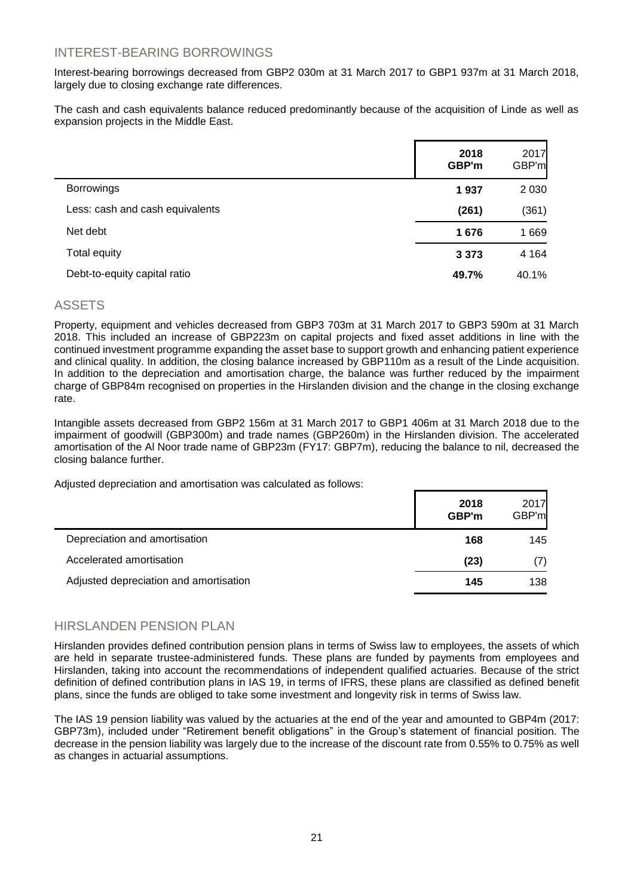## INTEREST-BEARING BORROWINGS

Interest-bearing borrowings decreased from GBP2 030m at 31 March 2017 to GBP1 937m at 31 March 2018, largely due to closing exchange rate differences.

The cash and cash equivalents balance reduced predominantly because of the acquisition of Linde as well as expansion projects in the Middle East.

| | **2018 GBP'm** | 2017 GBP'm |
|---|---|---|
| Borrowings | **1 937** | 2 030 |
| Less: cash and cash equivalents | **(261)** | (361) |
| Net debt | **1 676** | 1 669 |
| Total equity | **3 373** | 4 164 |
| Debt-to-equity capital ratio | **49.7%** | 40.1% |

## ASSETS

Property, equipment and vehicles decreased from GBP3 703m at 31 March 2017 to GBP3 590m at 31 March 2018. This included an increase of GBP223m on capital projects and fixed asset additions in line with the continued investment programme expanding the asset base to support growth and enhancing patient experience and clinical quality. In addition, the closing balance increased by GBP110m as a result of the Linde acquisition. In addition to the depreciation and amortisation charge, the balance was further reduced by the impairment charge of GBP84m recognised on properties in the Hirslanden division and the change in the closing exchange rate.

Intangible assets decreased from GBP2 156m at 31 March 2017 to GBP1 406m at 31 March 2018 due to the impairment of goodwill (GBP300m) and trade names (GBP260m) in the Hirslanden division. The accelerated amortisation of the Al Noor trade name of GBP23m (FY17: GBP7m), reducing the balance to nil, decreased the closing balance further.

Adjusted depreciation and amortisation was calculated as follows:

| | **2018 GBP'm** | 2017 GBP'm |
|---|---|---|
| Depreciation and amortisation | **168** | 145 |
| Accelerated amortisation | **(23)** | (7) |
| Adjusted depreciation and amortisation | **145** | 138 |

## HIRSLANDEN PENSION PLAN

Hirslanden provides defined contribution pension plans in terms of Swiss law to employees, the assets of which are held in separate trustee-administered funds. These plans are funded by payments from employees and Hirslanden, taking into account the recommendations of independent qualified actuaries. Because of the strict definition of defined contribution plans in IAS 19, in terms of IFRS, these plans are classified as defined benefit plans, since the funds are obliged to take some investment and longevity risk in terms of Swiss law.

The IAS 19 pension liability was valued by the actuaries at the end of the year and amounted to GBP4m (2017: GBP73m), included under "Retirement benefit obligations" in the Group's statement of financial position. The decrease in the pension liability was largely due to the increase of the discount rate from 0.55% to 0.75% as well as changes in actuarial assumptions.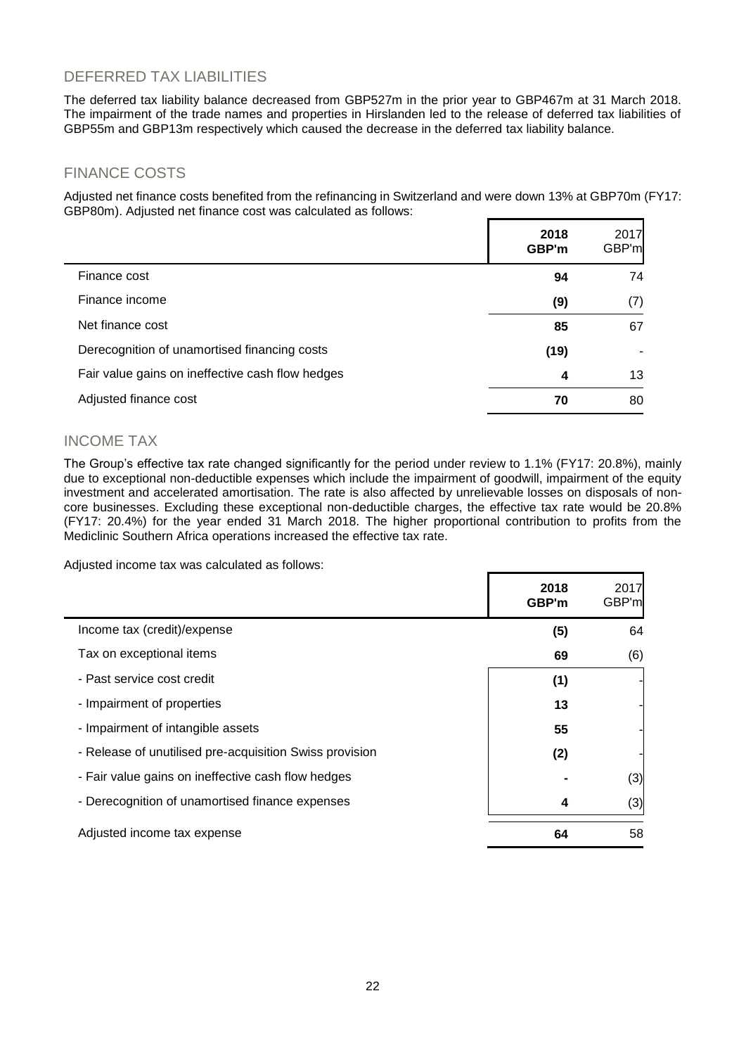## DEFERRED TAX LIABILITIES

The deferred tax liability balance decreased from GBP527m in the prior year to GBP467m at 31 March 2018. The impairment of the trade names and properties in Hirslanden led to the release of deferred tax liabilities of GBP55m and GBP13m respectively which caused the decrease in the deferred tax liability balance.

## FINANCE COSTS

Adjusted net finance costs benefited from the refinancing in Switzerland and were down 13% at GBP70m (FY17: GBP80m). Adjusted net finance cost was calculated as follows:

| | **2018 GBP'm** | 2017 GBP'm |
|---|---|---|
| Finance cost | **94** | 74 |
| Finance income | **(9)** | (7) |
| Net finance cost | **85** | 67 |
| Derecognition of unamortised financing costs | **(19)** | - |
| Fair value gains on ineffective cash flow hedges | **4** | 13 |
| Adjusted finance cost | **70** | 80 |

## INCOME TAX

The Group's effective tax rate changed significantly for the period under review to 1.1% (FY17: 20.8%), mainly due to exceptional non-deductible expenses which include the impairment of goodwill, impairment of the equity investment and accelerated amortisation. The rate is also affected by unrelievable losses on disposals of non-core businesses. Excluding these exceptional non-deductible charges, the effective tax rate would be 20.8% (FY17: 20.4%) for the year ended 31 March 2018. The higher proportional contribution to profits from the Mediclinic Southern Africa operations increased the effective tax rate.

Adjusted income tax was calculated as follows:

| | **2018 GBP'm** | 2017 GBP'm |
|---|---|---|
| Income tax (credit)/expense | **(5)** | 64 |
| Tax on exceptional items | **69** | (6) |
| - Past service cost credit | **(1)** | - |
| - Impairment of properties | **13** | - |
| - Impairment of intangible assets | **55** | - |
| - Release of unutilised pre-acquisition Swiss provision | **(2)** | - |
| - Fair value gains on ineffective cash flow hedges | **-** | (3) |
| - Derecognition of unamortised finance expenses | **4** | (3) |
| Adjusted income tax expense | **64** | 58 |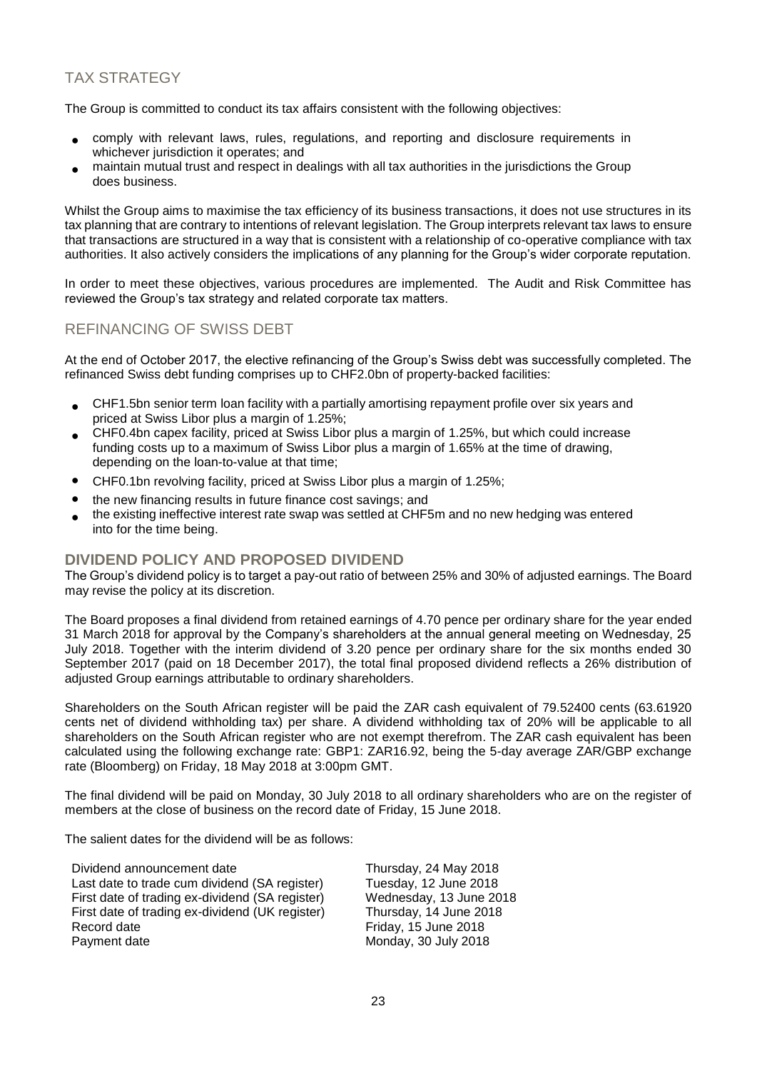## TAX STRATEGY

The Group is committed to conduct its tax affairs consistent with the following objectives:

- comply with relevant laws, rules, regulations, and reporting and disclosure requirements in whichever jurisdiction it operates; and
- maintain mutual trust and respect in dealings with all tax authorities in the jurisdictions the Group does business.

Whilst the Group aims to maximise the tax efficiency of its business transactions, it does not use structures in its tax planning that are contrary to intentions of relevant legislation. The Group interprets relevant tax laws to ensure that transactions are structured in a way that is consistent with a relationship of co-operative compliance with tax authorities. It also actively considers the implications of any planning for the Group's wider corporate reputation.

In order to meet these objectives, various procedures are implemented. The Audit and Risk Committee has reviewed the Group's tax strategy and related corporate tax matters.

## REFINANCING OF SWISS DEBT

At the end of October 2017, the elective refinancing of the Group's Swiss debt was successfully completed. The refinanced Swiss debt funding comprises up to CHF2.0bn of property-backed facilities:

- CHF1.5bn senior term loan facility with a partially amortising repayment profile over six years and priced at Swiss Libor plus a margin of 1.25%;
- CHF0.4bn capex facility, priced at Swiss Libor plus a margin of 1.25%, but which could increase funding costs up to a maximum of Swiss Libor plus a margin of 1.65% at the time of drawing, depending on the loan-to-value at that time;
- CHF0.1bn revolving facility, priced at Swiss Libor plus a margin of 1.25%;
- the new financing results in future finance cost savings; and
- the existing ineffective interest rate swap was settled at CHF5m and no new hedging was entered into for the time being.

## DIVIDEND POLICY AND PROPOSED DIVIDEND

The Group's dividend policy is to target a pay-out ratio of between 25% and 30% of adjusted earnings. The Board may revise the policy at its discretion.

The Board proposes a final dividend from retained earnings of 4.70 pence per ordinary share for the year ended 31 March 2018 for approval by the Company's shareholders at the annual general meeting on Wednesday, 25 July 2018. Together with the interim dividend of 3.20 pence per ordinary share for the six months ended 30 September 2017 (paid on 18 December 2017), the total final proposed dividend reflects a 26% distribution of adjusted Group earnings attributable to ordinary shareholders.

Shareholders on the South African register will be paid the ZAR cash equivalent of 79.52400 cents (63.61920 cents net of dividend withholding tax) per share. A dividend withholding tax of 20% will be applicable to all shareholders on the South African register who are not exempt therefrom. The ZAR cash equivalent has been calculated using the following exchange rate: GBP1: ZAR16.92, being the 5-day average ZAR/GBP exchange rate (Bloomberg) on Friday, 18 May 2018 at 3:00pm GMT.

The final dividend will be paid on Monday, 30 July 2018 to all ordinary shareholders who are on the register of members at the close of business on the record date of Friday, 15 June 2018.

The salient dates for the dividend will be as follows:

| | |
|---|---|
| Dividend announcement date | Thursday, 24 May 2018 |
| Last date to trade cum dividend (SA register) | Tuesday, 12 June 2018 |
| First date of trading ex-dividend (SA register) | Wednesday, 13 June 2018 |
| First date of trading ex-dividend (UK register) | Thursday, 14 June 2018 |
| Record date | Friday, 15 June 2018 |
| Payment date | Monday, 30 July 2018 |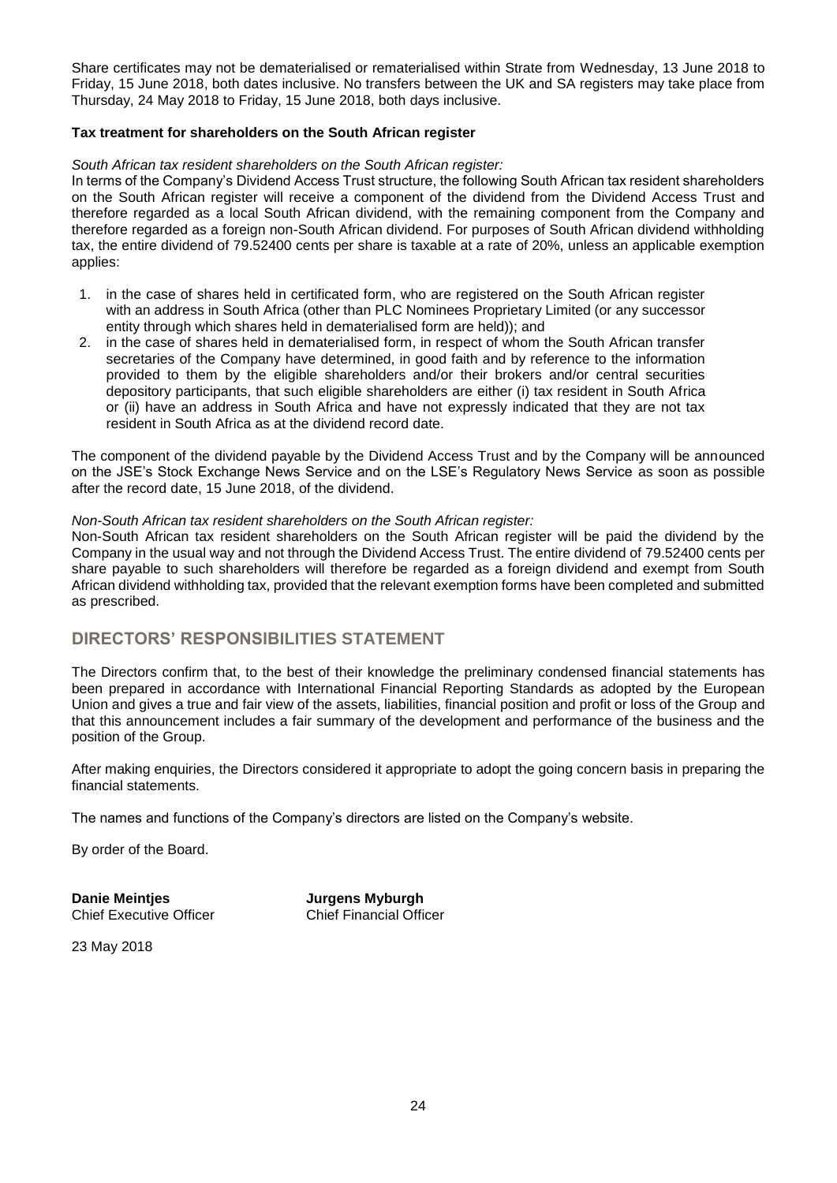Share certificates may not be dematerialised or rematerialised within Strate from Wednesday, 13 June 2018 to Friday, 15 June 2018, both dates inclusive. No transfers between the UK and SA registers may take place from Thursday, 24 May 2018 to Friday, 15 June 2018, both days inclusive.

**Tax treatment for shareholders on the South African register**

*South African tax resident shareholders on the South African register:*

In terms of the Company's Dividend Access Trust structure, the following South African tax resident shareholders on the South African register will receive a component of the dividend from the Dividend Access Trust and therefore regarded as a local South African dividend, with the remaining component from the Company and therefore regarded as a foreign non-South African dividend. For purposes of South African dividend withholding tax, the entire dividend of 79.52400 cents per share is taxable at a rate of 20%, unless an applicable exemption applies:

1. in the case of shares held in certificated form, who are registered on the South African register with an address in South Africa (other than PLC Nominees Proprietary Limited (or any successor entity through which shares held in dematerialised form are held)); and
2. in the case of shares held in dematerialised form, in respect of whom the South African transfer secretaries of the Company have determined, in good faith and by reference to the information provided to them by the eligible shareholders and/or their brokers and/or central securities depository participants, that such eligible shareholders are either (i) tax resident in South Africa or (ii) have an address in South Africa and have not expressly indicated that they are not tax resident in South Africa as at the dividend record date.

The component of the dividend payable by the Dividend Access Trust and by the Company will be announced on the JSE's Stock Exchange News Service and on the LSE's Regulatory News Service as soon as possible after the record date, 15 June 2018, of the dividend.

*Non-South African tax resident shareholders on the South African register:*

Non-South African tax resident shareholders on the South African register will be paid the dividend by the Company in the usual way and not through the Dividend Access Trust. The entire dividend of 79.52400 cents per share payable to such shareholders will therefore be regarded as a foreign dividend and exempt from South African dividend withholding tax, provided that the relevant exemption forms have been completed and submitted as prescribed.

## DIRECTORS' RESPONSIBILITIES STATEMENT

The Directors confirm that, to the best of their knowledge the preliminary condensed financial statements has been prepared in accordance with International Financial Reporting Standards as adopted by the European Union and gives a true and fair view of the assets, liabilities, financial position and profit or loss of the Group and that this announcement includes a fair summary of the development and performance of the business and the position of the Group.

After making enquiries, the Directors considered it appropriate to adopt the going concern basis in preparing the financial statements.

The names and functions of the Company's directors are listed on the Company's website.

By order of the Board.

**Danie Meintjes**
Chief Executive Officer

**Jurgens Myburgh**
Chief Financial Officer

23 May 2018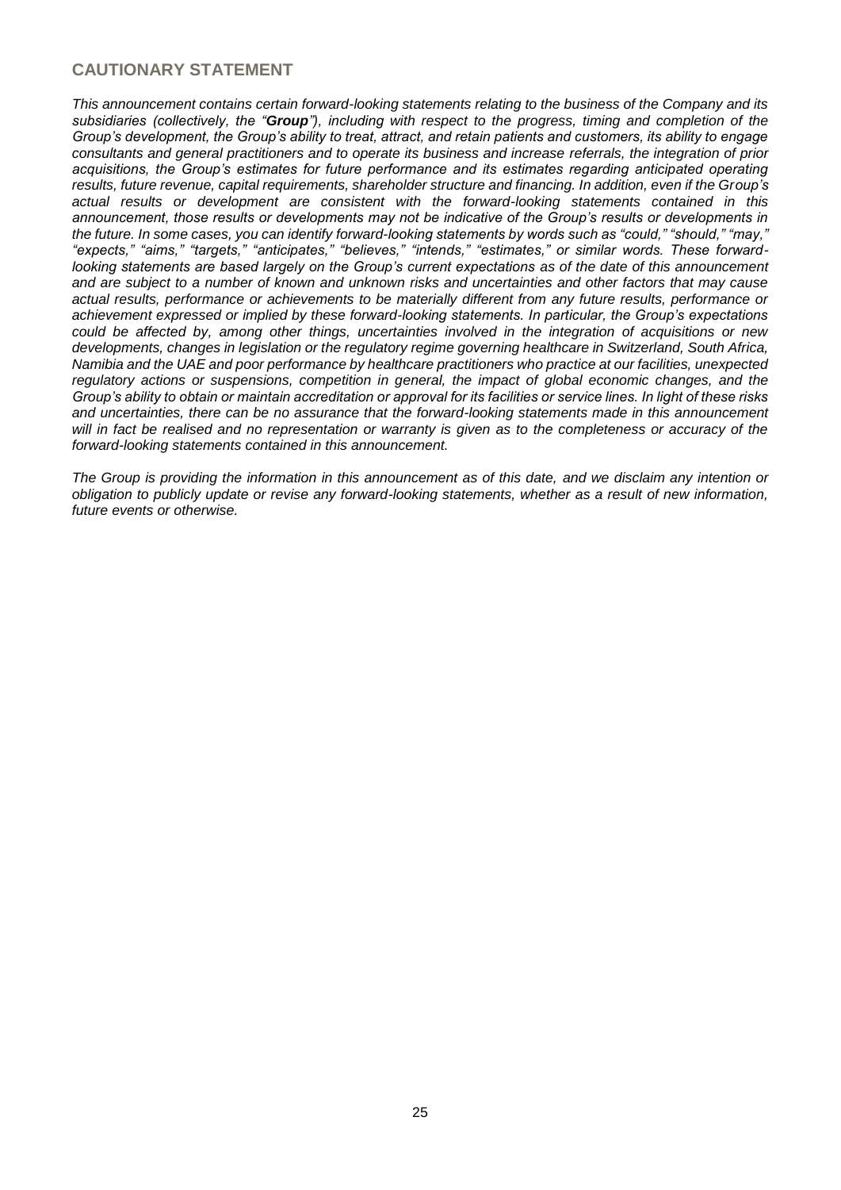## CAUTIONARY STATEMENT

*This announcement contains certain forward-looking statements relating to the business of the Company and its subsidiaries (collectively, the "**Group**"), including with respect to the progress, timing and completion of the Group's development, the Group's ability to treat, attract, and retain patients and customers, its ability to engage consultants and general practitioners and to operate its business and increase referrals, the integration of prior acquisitions, the Group's estimates for future performance and its estimates regarding anticipated operating results, future revenue, capital requirements, shareholder structure and financing. In addition, even if the Group's actual results or development are consistent with the forward-looking statements contained in this announcement, those results or developments may not be indicative of the Group's results or developments in the future. In some cases, you can identify forward-looking statements by words such as "could," "should," "may," "expects," "aims," "targets," "anticipates," "believes," "intends," "estimates," or similar words. These forward-looking statements are based largely on the Group's current expectations as of the date of this announcement and are subject to a number of known and unknown risks and uncertainties and other factors that may cause actual results, performance or achievements to be materially different from any future results, performance or achievement expressed or implied by these forward-looking statements. In particular, the Group's expectations could be affected by, among other things, uncertainties involved in the integration of acquisitions or new developments, changes in legislation or the regulatory regime governing healthcare in Switzerland, South Africa, Namibia and the UAE and poor performance by healthcare practitioners who practice at our facilities, unexpected regulatory actions or suspensions, competition in general, the impact of global economic changes, and the Group's ability to obtain or maintain accreditation or approval for its facilities or service lines. In light of these risks and uncertainties, there can be no assurance that the forward-looking statements made in this announcement will in fact be realised and no representation or warranty is given as to the completeness or accuracy of the forward-looking statements contained in this announcement.*

*The Group is providing the information in this announcement as of this date, and we disclaim any intention or obligation to publicly update or revise any forward-looking statements, whether as a result of new information, future events or otherwise.*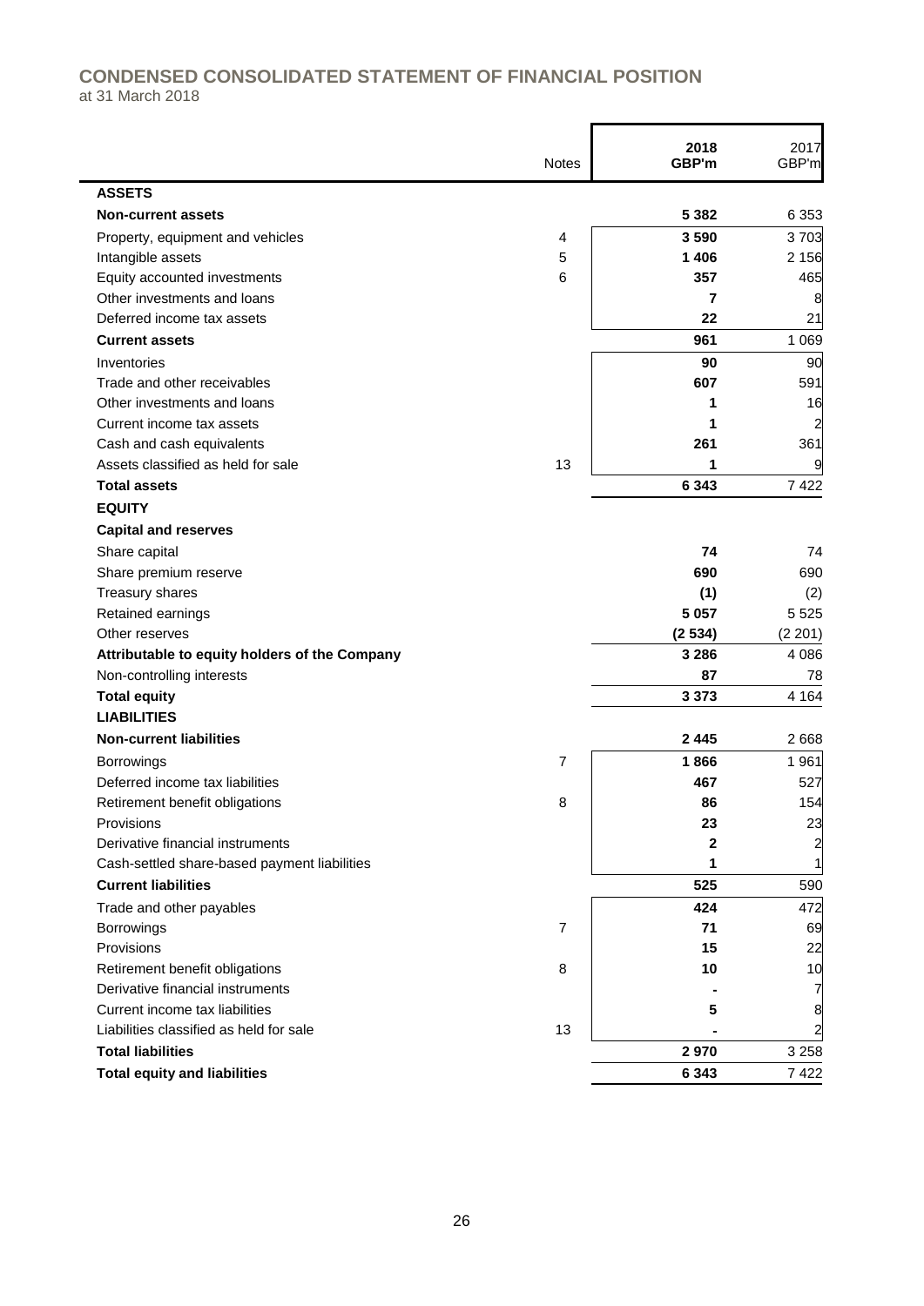# CONDENSED CONSOLIDATED STATEMENT OF FINANCIAL POSITION

at 31 March 2018

| | Notes | 2018 GBP'm | 2017 GBP'm |
|---|---|---|---|
| **ASSETS** | | | |
| **Non-current assets** | | **5 382** | 6 353 |
| Property, equipment and vehicles | 4 | **3 590** | 3 703 |
| Intangible assets | 5 | **1 406** | 2 156 |
| Equity accounted investments | 6 | **357** | 465 |
| Other investments and loans | | **7** | 8 |
| Deferred income tax assets | | **22** | 21 |
| **Current assets** | | **961** | 1 069 |
| Inventories | | **90** | 90 |
| Trade and other receivables | | **607** | 591 |
| Other investments and loans | | **1** | 16 |
| Current income tax assets | | **1** | 2 |
| Cash and cash equivalents | | **261** | 361 |
| Assets classified as held for sale | 13 | **1** | 9 |
| **Total assets** | | **6 343** | 7 422 |
| **EQUITY** | | | |
| **Capital and reserves** | | | |
| Share capital | | **74** | 74 |
| Share premium reserve | | **690** | 690 |
| Treasury shares | | **(1)** | (2) |
| Retained earnings | | **5 057** | 5 525 |
| Other reserves | | **(2 534)** | (2 201) |
| **Attributable to equity holders of the Company** | | **3 286** | 4 086 |
| Non-controlling interests | | **87** | 78 |
| **Total equity** | | **3 373** | 4 164 |
| **LIABILITIES** | | | |
| **Non-current liabilities** | | **2 445** | 2 668 |
| Borrowings | 7 | **1 866** | 1 961 |
| Deferred income tax liabilities | | **467** | 527 |
| Retirement benefit obligations | 8 | **86** | 154 |
| Provisions | | **23** | 23 |
| Derivative financial instruments | | **2** | 2 |
| Cash-settled share-based payment liabilities | | **1** | 1 |
| **Current liabilities** | | **525** | 590 |
| Trade and other payables | | **424** | 472 |
| Borrowings | 7 | **71** | 69 |
| Provisions | | **15** | 22 |
| Retirement benefit obligations | 8 | **10** | 10 |
| Derivative financial instruments | | **-** | 7 |
| Current income tax liabilities | | **5** | 8 |
| Liabilities classified as held for sale | 13 | **-** | 2 |
| **Total liabilities** | | **2 970** | 3 258 |
| **Total equity and liabilities** | | **6 343** | 7 422 |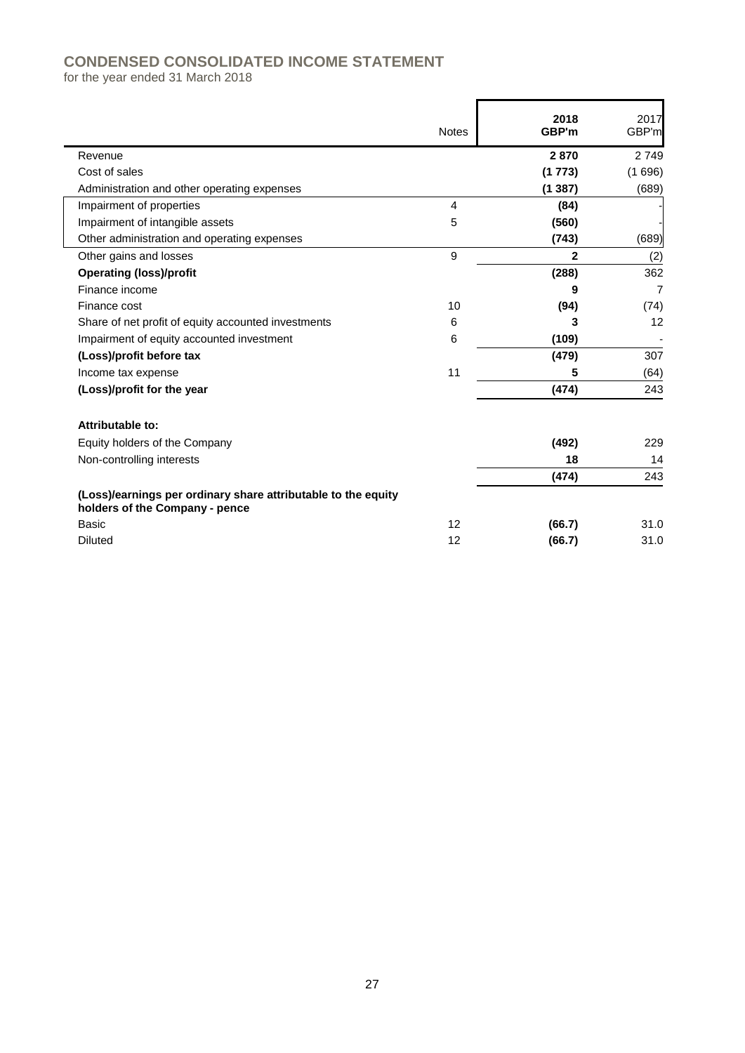## CONDENSED CONSOLIDATED INCOME STATEMENT

for the year ended 31 March 2018

| | Notes | 2018 GBP'm | 2017 GBP'm |
|---|---|---|---|
| Revenue | | **2 870** | 2 749 |
| Cost of sales | | **(1 773)** | (1 696) |
| Administration and other operating expenses | | **(1 387)** | (689) |
| Impairment of properties | 4 | **(84)** | - |
| Impairment of intangible assets | 5 | **(560)** | - |
| Other administration and operating expenses | | **(743)** | (689) |
| Other gains and losses | 9 | **2** | (2) |
| **Operating (loss)/profit** | | **(288)** | 362 |
| Finance income | | **9** | 7 |
| Finance cost | 10 | **(94)** | (74) |
| Share of net profit of equity accounted investments | 6 | **3** | 12 |
| Impairment of equity accounted investment | 6 | **(109)** | - |
| **(Loss)/profit before tax** | | **(479)** | 307 |
| Income tax expense | 11 | **5** | (64) |
| **(Loss)/profit for the year** | | **(474)** | 243 |
| | | | |
| **Attributable to:** | | | |
| Equity holders of the Company | | **(492)** | 229 |
| Non-controlling interests | | **18** | 14 |
| | | **(474)** | 243 |
| **(Loss)/earnings per ordinary share attributable to the equity holders of the Company - pence** | | | |
| Basic | 12 | **(66.7)** | 31.0 |
| Diluted | 12 | **(66.7)** | 31.0 |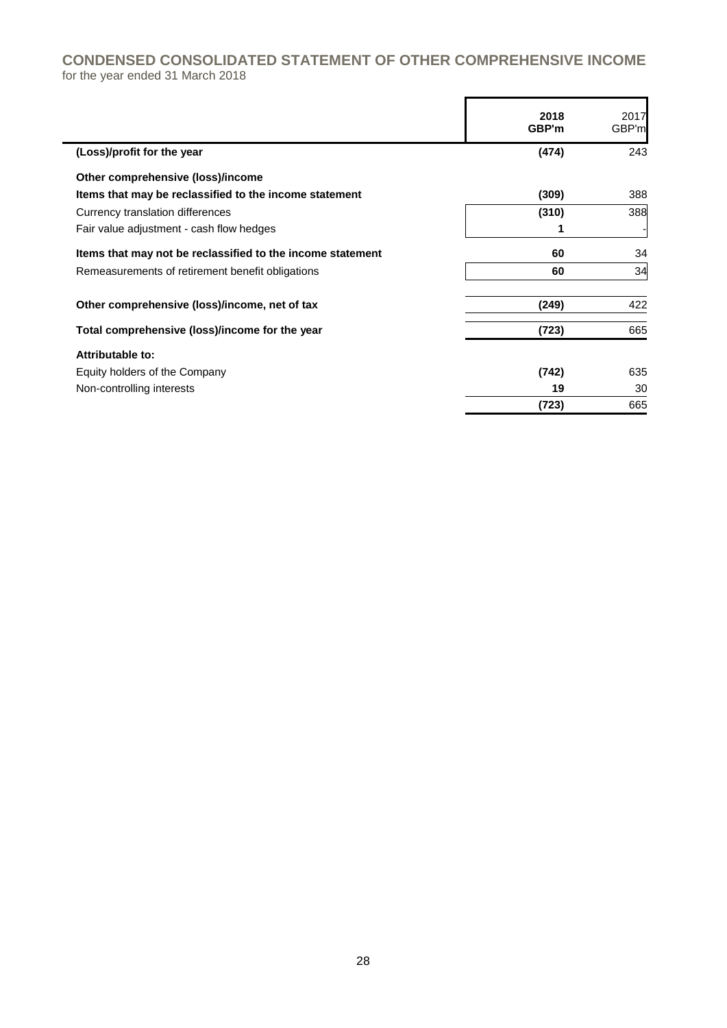# CONDENSED CONSOLIDATED STATEMENT OF OTHER COMPREHENSIVE INCOME

for the year ended 31 March 2018

| | 2018 GBP'm | 2017 GBP'm |
|---|---|---|
| **(Loss)/profit for the year** | **(474)** | 243 |
| **Other comprehensive (loss)/income** | | |
| **Items that may be reclassified to the income statement** | **(309)** | 388 |
| Currency translation differences | **(310)** | 388 |
| Fair value adjustment - cash flow hedges | **1** | - |
| **Items that may not be reclassified to the income statement** | **60** | 34 |
| Remeasurements of retirement benefit obligations | **60** | 34 |
| **Other comprehensive (loss)/income, net of tax** | **(249)** | 422 |
| **Total comprehensive (loss)/income for the year** | **(723)** | 665 |
| **Attributable to:** | | |
| Equity holders of the Company | **(742)** | 635 |
| Non-controlling interests | **19** | 30 |
| | **(723)** | 665 |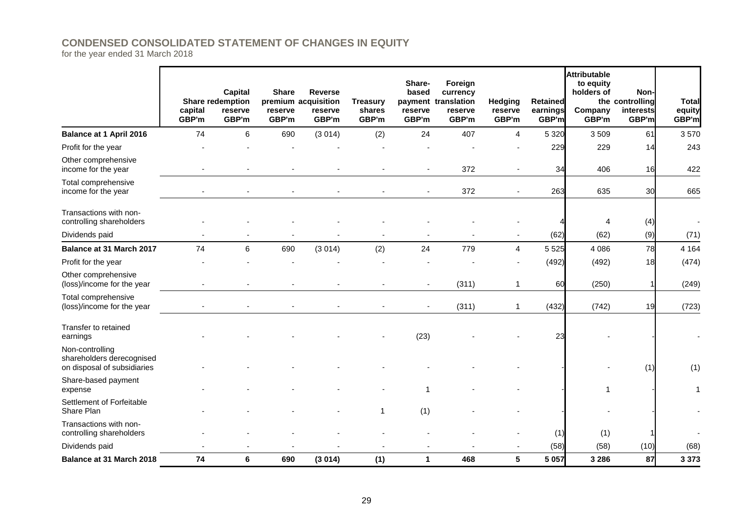# CONDENSED CONSOLIDATED STATEMENT OF CHANGES IN EQUITY

for the year ended 31 March 2018

| | Share capital GBP'm | Capital redemption reserve GBP'm | Share premium reserve GBP'm | Reverse acquisition reserve GBP'm | Treasury shares GBP'm | Share-based payment reserve GBP'm | Foreign currency translation reserve GBP'm | Hedging reserve GBP'm | Retained earnings GBP'm | Attributable to equity holders of the Company GBP'm | Non-controlling interests GBP'm | Total equity GBP'm |
|---|---|---|---|---|---|---|---|---|---|---|---|---|
| **Balance at 1 April 2016** | 74 | 6 | 690 | (3 014) | (2) | 24 | 407 | 4 | 5 320 | 3 509 | 61 | 3 570 |
| Profit for the year | - | - | - | - | - | - | - | - | 229 | 229 | 14 | 243 |
| Other comprehensive income for the year | - | - | - | - | - | - | 372 | - | 34 | 406 | 16 | 422 |
| Total comprehensive income for the year | - | - | - | - | - | - | 372 | - | 263 | 635 | 30 | 665 |
| Transactions with non-controlling shareholders | - | - | - | - | - | - | - | - | 4 | 4 | (4) | - |
| Dividends paid | - | - | - | - | - | - | - | - | (62) | (62) | (9) | (71) |
| **Balance at 31 March 2017** | 74 | 6 | 690 | (3 014) | (2) | 24 | 779 | 4 | 5 525 | 4 086 | 78 | 4 164 |
| Profit for the year | - | - | - | - | - | - | - | - | (492) | (492) | 18 | (474) |
| Other comprehensive (loss)/income for the year | - | - | - | - | - | - | (311) | 1 | 60 | (250) | 1 | (249) |
| Total comprehensive (loss)/income for the year | - | - | - | - | - | - | (311) | 1 | (432) | (742) | 19 | (723) |
| Transfer to retained earnings | - | - | - | - | - | (23) | - | - | 23 | - | - | - |
| Non-controlling shareholders derecognised on disposal of subsidiaries | - | - | - | - | - | - | - | - | - | - | (1) | (1) |
| Share-based payment expense | - | - | - | - | - | 1 | - | - | - | 1 | - | 1 |
| Settlement of Forfeitable Share Plan | - | - | - | - | 1 | (1) | - | - | - | - | - | - |
| Transactions with non-controlling shareholders | - | - | - | - | - | - | - | - | (1) | (1) | 1 | - |
| Dividends paid | - | - | - | - | - | - | - | - | (58) | (58) | (10) | (68) |
| **Balance at 31 March 2018** | **74** | **6** | **690** | **(3 014)** | **(1)** | **1** | **468** | **5** | **5 057** | **3 286** | **87** | **3 373** |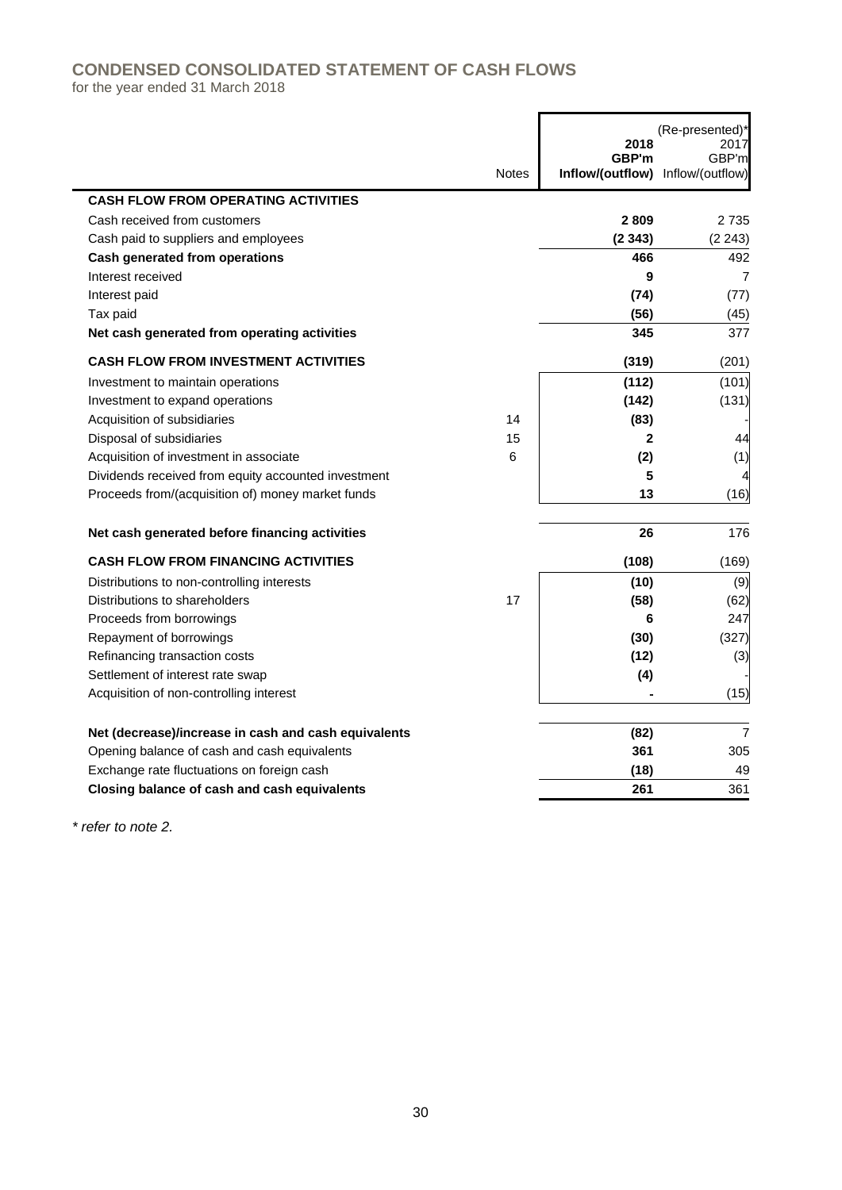# CONDENSED CONSOLIDATED STATEMENT OF CASH FLOWS

for the year ended 31 March 2018

| | Notes | 2018 GBP'm Inflow/(outflow) | (Re-presented)* 2017 GBP'm Inflow/(outflow) |
|---|---|---|---|
| **CASH FLOW FROM OPERATING ACTIVITIES** | | | |
| Cash received from customers | | **2 809** | 2 735 |
| Cash paid to suppliers and employees | | **(2 343)** | (2 243) |
| **Cash generated from operations** | | **466** | 492 |
| Interest received | | **9** | 7 |
| Interest paid | | **(74)** | (77) |
| Tax paid | | **(56)** | (45) |
| **Net cash generated from operating activities** | | **345** | 377 |
| **CASH FLOW FROM INVESTMENT ACTIVITIES** | | **(319)** | (201) |
| Investment to maintain operations | | **(112)** | (101) |
| Investment to expand operations | | **(142)** | (131) |
| Acquisition of subsidiaries | 14 | **(83)** | - |
| Disposal of subsidiaries | 15 | **2** | 44 |
| Acquisition of investment in associate | 6 | **(2)** | (1) |
| Dividends received from equity accounted investment | | **5** | 4 |
| Proceeds from/(acquisition of) money market funds | | **13** | (16) |
| **Net cash generated before financing activities** | | **26** | 176 |
| **CASH FLOW FROM FINANCING ACTIVITIES** | | **(108)** | (169) |
| Distributions to non-controlling interests | | **(10)** | (9) |
| Distributions to shareholders | 17 | **(58)** | (62) |
| Proceeds from borrowings | | **6** | 247 |
| Repayment of borrowings | | **(30)** | (327) |
| Refinancing transaction costs | | **(12)** | (3) |
| Settlement of interest rate swap | | **(4)** | - |
| Acquisition of non-controlling interest | | **-** | (15) |
| **Net (decrease)/increase in cash and cash equivalents** | | **(82)** | 7 |
| Opening balance of cash and cash equivalents | | **361** | 305 |
| Exchange rate fluctuations on foreign cash | | **(18)** | 49 |
| **Closing balance of cash and cash equivalents** | | **261** | 361 |

*\* refer to note 2.*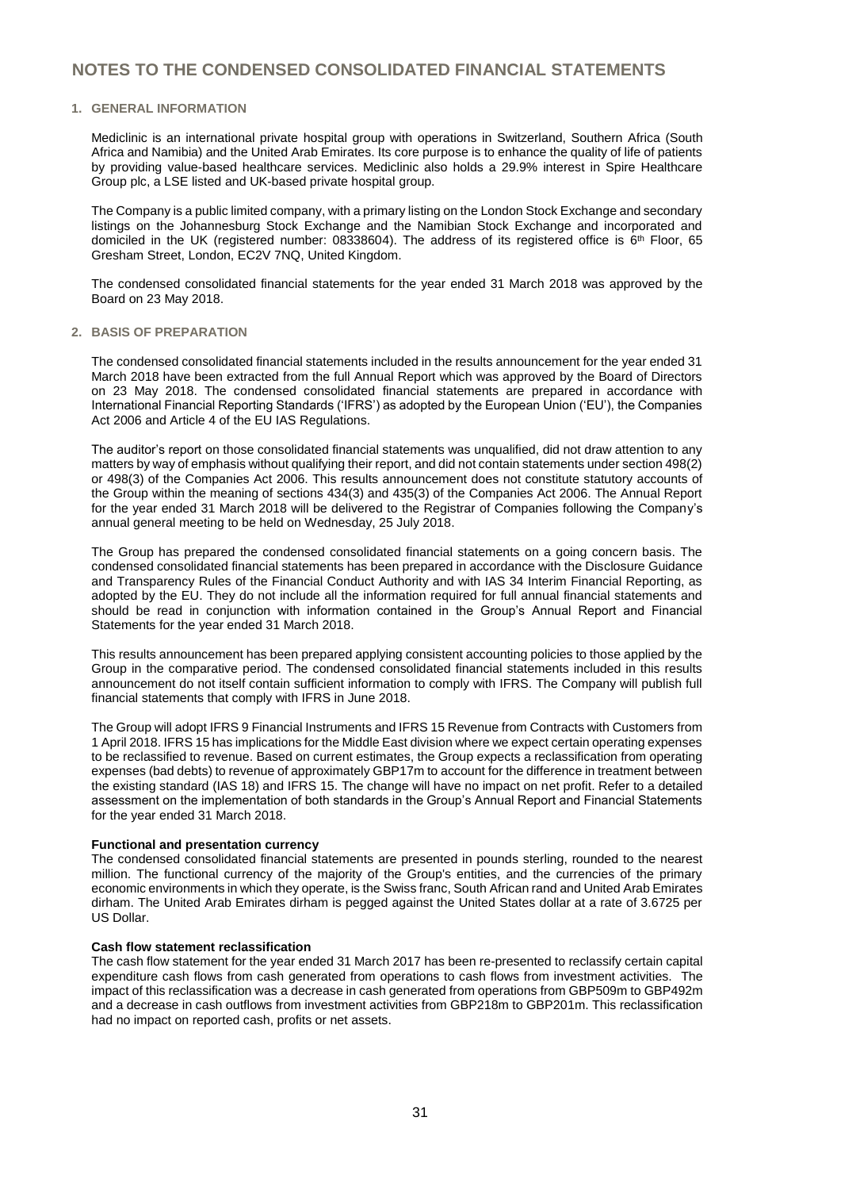# NOTES TO THE CONDENSED CONSOLIDATED FINANCIAL STATEMENTS

## 1. GENERAL INFORMATION

Mediclinic is an international private hospital group with operations in Switzerland, Southern Africa (South Africa and Namibia) and the United Arab Emirates. Its core purpose is to enhance the quality of life of patients by providing value-based healthcare services. Mediclinic also holds a 29.9% interest in Spire Healthcare Group plc, a LSE listed and UK-based private hospital group.

The Company is a public limited company, with a primary listing on the London Stock Exchange and secondary listings on the Johannesburg Stock Exchange and the Namibian Stock Exchange and incorporated and domiciled in the UK (registered number: 08338604). The address of its registered office is 6th Floor, 65 Gresham Street, London, EC2V 7NQ, United Kingdom.

The condensed consolidated financial statements for the year ended 31 March 2018 was approved by the Board on 23 May 2018.

## 2. BASIS OF PREPARATION

The condensed consolidated financial statements included in the results announcement for the year ended 31 March 2018 have been extracted from the full Annual Report which was approved by the Board of Directors on 23 May 2018. The condensed consolidated financial statements are prepared in accordance with International Financial Reporting Standards ('IFRS') as adopted by the European Union ('EU'), the Companies Act 2006 and Article 4 of the EU IAS Regulations.

The auditor's report on those consolidated financial statements was unqualified, did not draw attention to any matters by way of emphasis without qualifying their report, and did not contain statements under section 498(2) or 498(3) of the Companies Act 2006. This results announcement does not constitute statutory accounts of the Group within the meaning of sections 434(3) and 435(3) of the Companies Act 2006. The Annual Report for the year ended 31 March 2018 will be delivered to the Registrar of Companies following the Company's annual general meeting to be held on Wednesday, 25 July 2018.

The Group has prepared the condensed consolidated financial statements on a going concern basis. The condensed consolidated financial statements has been prepared in accordance with the Disclosure Guidance and Transparency Rules of the Financial Conduct Authority and with IAS 34 Interim Financial Reporting, as adopted by the EU. They do not include all the information required for full annual financial statements and should be read in conjunction with information contained in the Group's Annual Report and Financial Statements for the year ended 31 March 2018.

This results announcement has been prepared applying consistent accounting policies to those applied by the Group in the comparative period. The condensed consolidated financial statements included in this results announcement do not itself contain sufficient information to comply with IFRS. The Company will publish full financial statements that comply with IFRS in June 2018.

The Group will adopt IFRS 9 Financial Instruments and IFRS 15 Revenue from Contracts with Customers from 1 April 2018. IFRS 15 has implications for the Middle East division where we expect certain operating expenses to be reclassified to revenue. Based on current estimates, the Group expects a reclassification from operating expenses (bad debts) to revenue of approximately GBP17m to account for the difference in treatment between the existing standard (IAS 18) and IFRS 15. The change will have no impact on net profit. Refer to a detailed assessment on the implementation of both standards in the Group's Annual Report and Financial Statements for the year ended 31 March 2018.

### Functional and presentation currency

The condensed consolidated financial statements are presented in pounds sterling, rounded to the nearest million. The functional currency of the majority of the Group's entities, and the currencies of the primary economic environments in which they operate, is the Swiss franc, South African rand and United Arab Emirates dirham. The United Arab Emirates dirham is pegged against the United States dollar at a rate of 3.6725 per US Dollar.

### Cash flow statement reclassification

The cash flow statement for the year ended 31 March 2017 has been re-presented to reclassify certain capital expenditure cash flows from cash generated from operations to cash flows from investment activities. The impact of this reclassification was a decrease in cash generated from operations from GBP509m to GBP492m and a decrease in cash outflows from investment activities from GBP218m to GBP201m. This reclassification had no impact on reported cash, profits or net assets.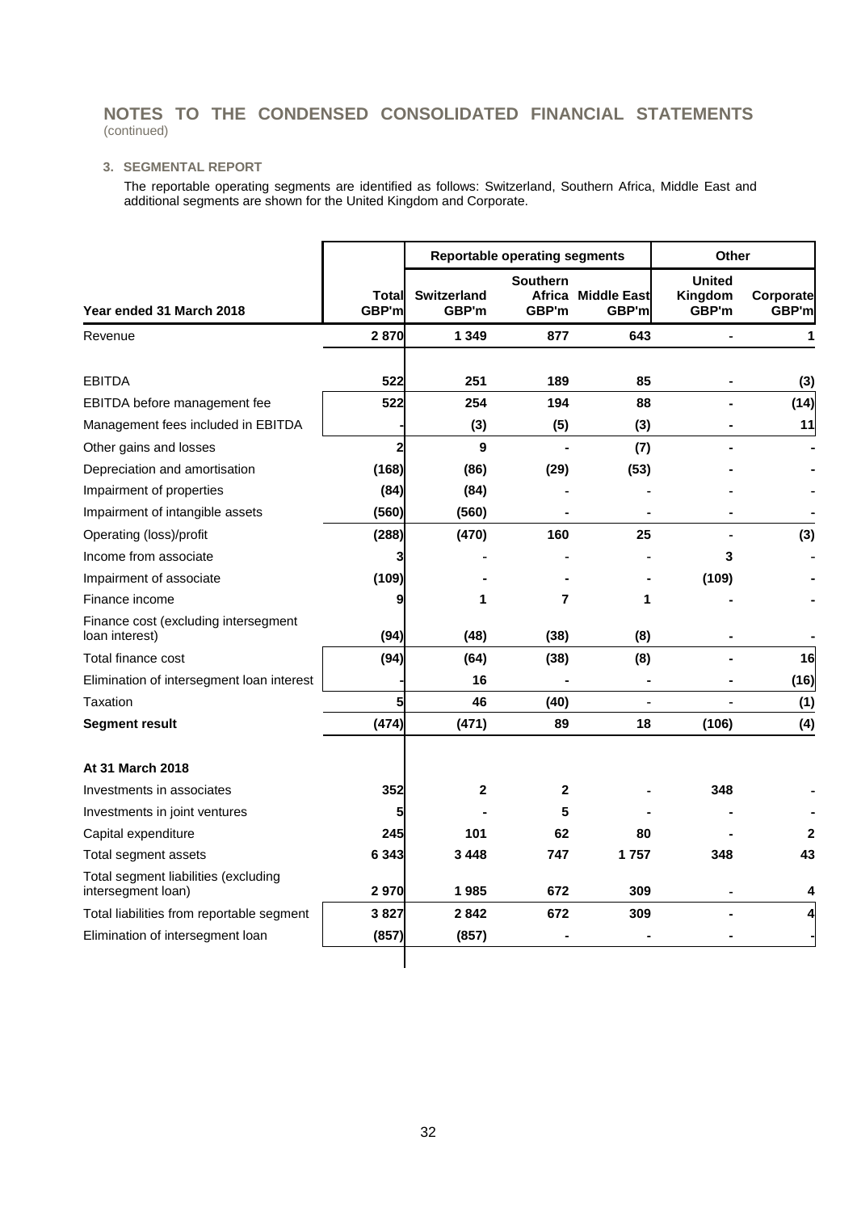# NOTES TO THE CONDENSED CONSOLIDATED FINANCIAL STATEMENTS
(continued)

### 3. SEGMENTAL REPORT

The reportable operating segments are identified as follows: Switzerland, Southern Africa, Middle East and additional segments are shown for the United Kingdom and Corporate.

| | | Reportable operating segments | | | Other | |
|---|---|---|---|---|---|---|
| **Year ended 31 March 2018** | **Total GBP'm** | **Switzerland GBP'm** | **Southern Africa GBP'm** | **Middle East GBP'm** | **United Kingdom GBP'm** | **Corporate GBP'm** |
| Revenue | **2 870** | **1 349** | **877** | **643** | **-** | **1** |
| EBITDA | **522** | **251** | **189** | **85** | **-** | **(3)** |
| EBITDA before management fee | **522** | **254** | **194** | **88** | **-** | **(14)** |
| Management fees included in EBITDA | **-** | **(3)** | **(5)** | **(3)** | **-** | **11** |
| Other gains and losses | **2** | **9** | **-** | **(7)** | **-** | **-** |
| Depreciation and amortisation | **(168)** | **(86)** | **(29)** | **(53)** | **-** | **-** |
| Impairment of properties | **(84)** | **(84)** | **-** | **-** | **-** | **-** |
| Impairment of intangible assets | **(560)** | **(560)** | **-** | **-** | **-** | **-** |
| Operating (loss)/profit | **(288)** | **(470)** | **160** | **25** | **-** | **(3)** |
| Income from associate | **3** | **-** | **-** | **-** | **3** | **-** |
| Impairment of associate | **(109)** | **-** | **-** | **-** | **(109)** | **-** |
| Finance income | **9** | **1** | **7** | **1** | **-** | **-** |
| Finance cost (excluding intersegment loan interest) | **(94)** | **(48)** | **(38)** | **(8)** | **-** | **-** |
| Total finance cost | **(94)** | **(64)** | **(38)** | **(8)** | **-** | **16** |
| Elimination of intersegment loan interest | **-** | **16** | **-** | **-** | **-** | **(16)** |
| Taxation | **5** | **46** | **(40)** | **-** | **-** | **(1)** |
| **Segment result** | **(474)** | **(471)** | **89** | **18** | **(106)** | **(4)** |
| **At 31 March 2018** | | | | | | |
| Investments in associates | **352** | **2** | **2** | **-** | **348** | **-** |
| Investments in joint ventures | **5** | **-** | **5** | **-** | **-** | **-** |
| Capital expenditure | **245** | **101** | **62** | **80** | **-** | **2** |
| Total segment assets | **6 343** | **3 448** | **747** | **1 757** | **348** | **43** |
| Total segment liabilities (excluding intersegment loan) | **2 970** | **1 985** | **672** | **309** | **-** | **4** |
| Total liabilities from reportable segment | **3 827** | **2 842** | **672** | **309** | **-** | **4** |
| Elimination of intersegment loan | **(857)** | **(857)** | **-** | **-** | **-** | **-** |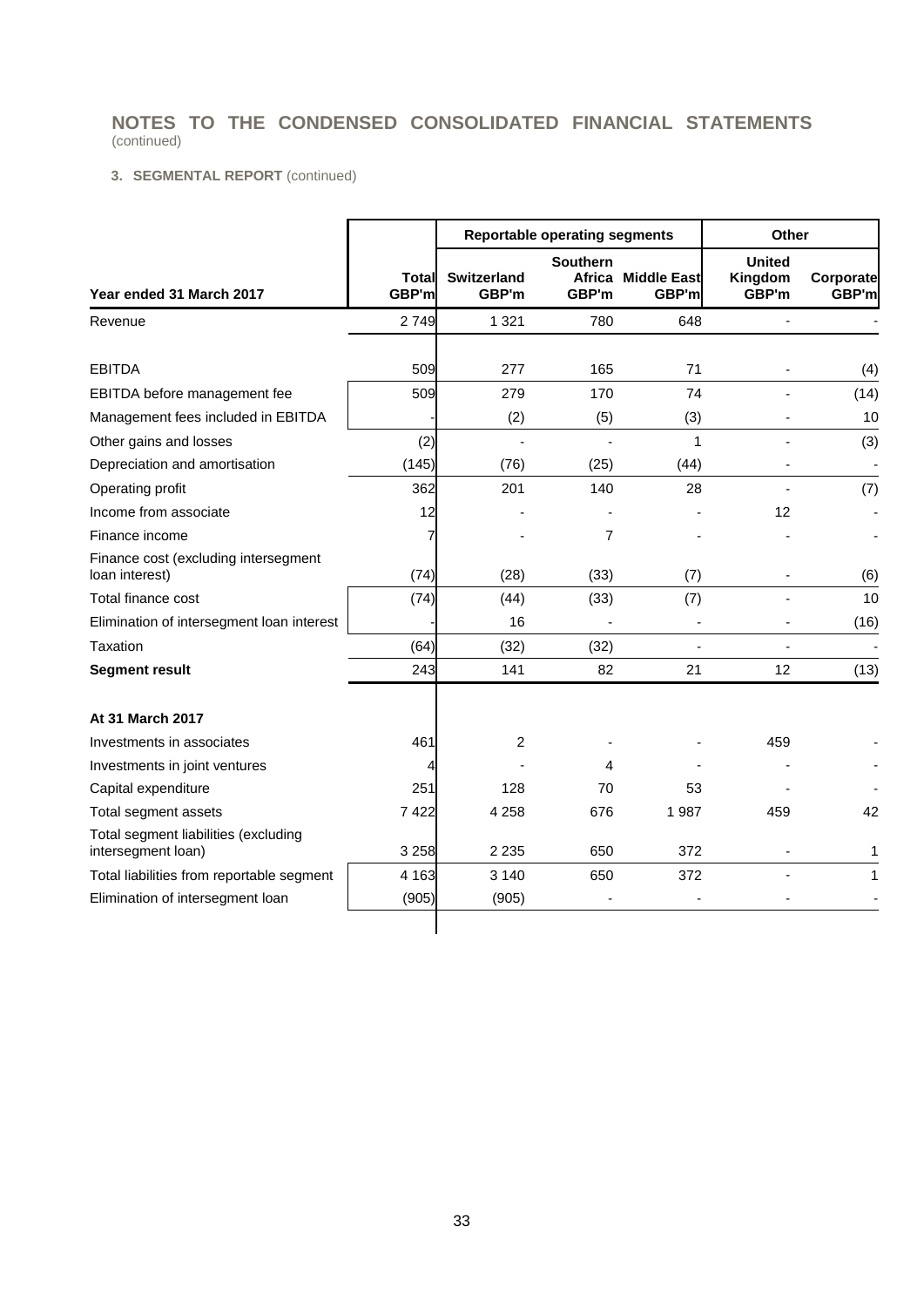## NOTES TO THE CONDENSED CONSOLIDATED FINANCIAL STATEMENTS
(continued)

### 3. SEGMENTAL REPORT (continued)

| | | Reportable operating segments | | | Other | |
|---|---|---|---|---|---|---|
| **Year ended 31 March 2017** | **Total GBP'm** | **Switzerland GBP'm** | **Southern Africa GBP'm** | **Middle East GBP'm** | **United Kingdom GBP'm** | **Corporate GBP'm** |
| Revenue | 2 749 | 1 321 | 780 | 648 | - | - |
| | | | | | | |
| EBITDA | 509 | 277 | 165 | 71 | - | (4) |
| EBITDA before management fee | 509 | 279 | 170 | 74 | - | (14) |
| Management fees included in EBITDA | - | (2) | (5) | (3) | - | 10 |
| Other gains and losses | (2) | - | - | 1 | - | (3) |
| Depreciation and amortisation | (145) | (76) | (25) | (44) | - | - |
| Operating profit | 362 | 201 | 140 | 28 | - | (7) |
| Income from associate | 12 | - | - | - | 12 | - |
| Finance income | 7 | - | 7 | - | - | - |
| Finance cost (excluding intersegment loan interest) | (74) | (28) | (33) | (7) | - | (6) |
| Total finance cost | (74) | (44) | (33) | (7) | - | 10 |
| Elimination of intersegment loan interest | - | 16 | - | - | - | (16) |
| Taxation | (64) | (32) | (32) | - | - | - |
| **Segment result** | 243 | 141 | 82 | 21 | 12 | (13) |
| | | | | | | |
| **At 31 March 2017** | | | | | | |
| Investments in associates | 461 | 2 | - | - | 459 | - |
| Investments in joint ventures | 4 | - | 4 | - | - | - |
| Capital expenditure | 251 | 128 | 70 | 53 | - | - |
| Total segment assets | 7 422 | 4 258 | 676 | 1 987 | 459 | 42 |
| Total segment liabilities (excluding intersegment loan) | 3 258 | 2 235 | 650 | 372 | - | 1 |
| Total liabilities from reportable segment | 4 163 | 3 140 | 650 | 372 | - | 1 |
| Elimination of intersegment loan | (905) | (905) | - | - | - | - |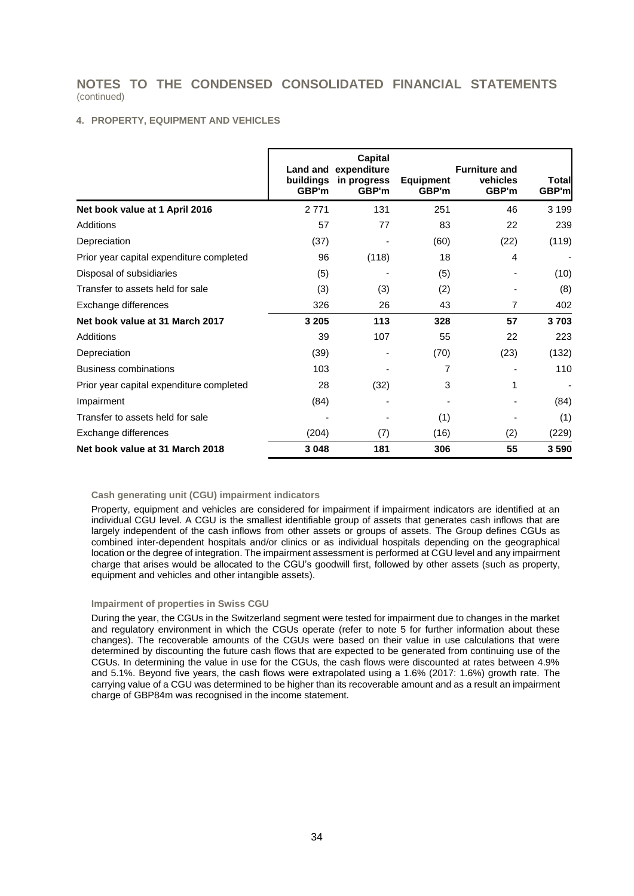# NOTES TO THE CONDENSED CONSOLIDATED FINANCIAL STATEMENTS
(continued)

## 4. PROPERTY, EQUIPMENT AND VEHICLES

| | Land and buildings GBP'm | Capital expenditure in progress GBP'm | Equipment GBP'm | Furniture and vehicles GBP'm | Total GBP'm |
|---|---|---|---|---|---|
| **Net book value at 1 April 2016** | 2 771 | 131 | 251 | 46 | 3 199 |
| Additions | 57 | 77 | 83 | 22 | 239 |
| Depreciation | (37) | - | (60) | (22) | (119) |
| Prior year capital expenditure completed | 96 | (118) | 18 | 4 | - |
| Disposal of subsidiaries | (5) | - | (5) | - | (10) |
| Transfer to assets held for sale | (3) | (3) | (2) | - | (8) |
| Exchange differences | 326 | 26 | 43 | 7 | 402 |
| **Net book value at 31 March 2017** | **3 205** | **113** | **328** | **57** | **3 703** |
| Additions | 39 | 107 | 55 | 22 | 223 |
| Depreciation | (39) | - | (70) | (23) | (132) |
| Business combinations | 103 | - | 7 | - | 110 |
| Prior year capital expenditure completed | 28 | (32) | 3 | 1 | - |
| Impairment | (84) | - | - | - | (84) |
| Transfer to assets held for sale | - | - | (1) | - | (1) |
| Exchange differences | (204) | (7) | (16) | (2) | (229) |
| **Net book value at 31 March 2018** | **3 048** | **181** | **306** | **55** | **3 590** |

### Cash generating unit (CGU) impairment indicators

Property, equipment and vehicles are considered for impairment if impairment indicators are identified at an individual CGU level. A CGU is the smallest identifiable group of assets that generates cash inflows that are largely independent of the cash inflows from other assets or groups of assets. The Group defines CGUs as combined inter-dependent hospitals and/or clinics or as individual hospitals depending on the geographical location or the degree of integration. The impairment assessment is performed at CGU level and any impairment charge that arises would be allocated to the CGU's goodwill first, followed by other assets (such as property, equipment and vehicles and other intangible assets).

### Impairment of properties in Swiss CGU

During the year, the CGUs in the Switzerland segment were tested for impairment due to changes in the market and regulatory environment in which the CGUs operate (refer to note 5 for further information about these changes). The recoverable amounts of the CGUs were based on their value in use calculations that were determined by discounting the future cash flows that are expected to be generated from continuing use of the CGUs. In determining the value in use for the CGUs, the cash flows were discounted at rates between 4.9% and 5.1%. Beyond five years, the cash flows were extrapolated using a 1.6% (2017: 1.6%) growth rate. The carrying value of a CGU was determined to be higher than its recoverable amount and as a result an impairment charge of GBP84m was recognised in the income statement.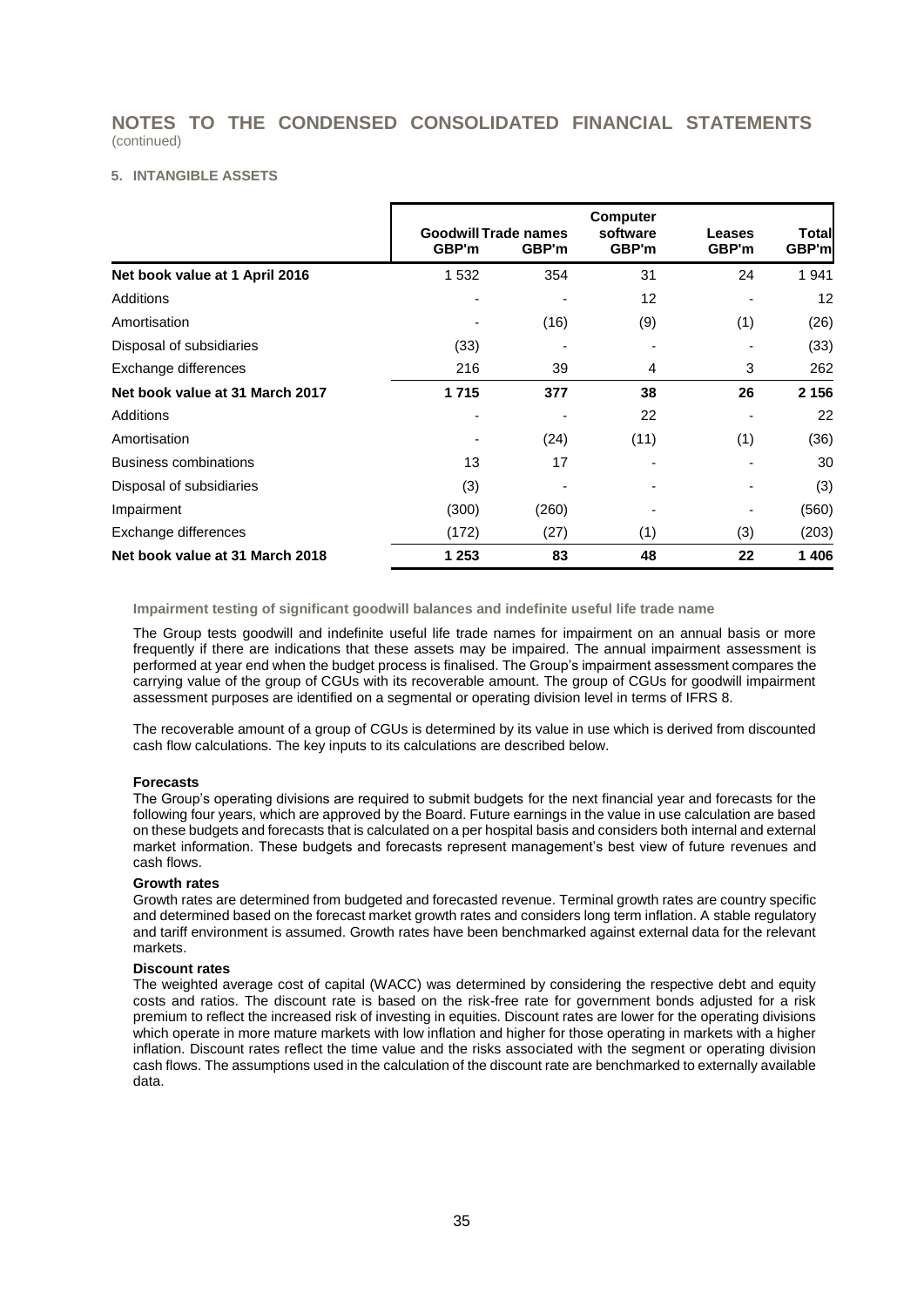# NOTES TO THE CONDENSED CONSOLIDATED FINANCIAL STATEMENTS

(continued)

### 5. INTANGIBLE ASSETS

| | Goodwill GBP'm | Trade names GBP'm | Computer software GBP'm | Leases GBP'm | Total GBP'm |
|---|---|---|---|---|---|
| **Net book value at 1 April 2016** | 1 532 | 354 | 31 | 24 | 1 941 |
| Additions | - | - | 12 | - | 12 |
| Amortisation | - | (16) | (9) | (1) | (26) |
| Disposal of subsidiaries | (33) | - | - | - | (33) |
| Exchange differences | 216 | 39 | 4 | 3 | 262 |
| **Net book value at 31 March 2017** | **1 715** | **377** | **38** | **26** | **2 156** |
| Additions | - | - | 22 | - | 22 |
| Amortisation | - | (24) | (11) | (1) | (36) |
| Business combinations | 13 | 17 | - | - | 30 |
| Disposal of subsidiaries | (3) | - | - | - | (3) |
| Impairment | (300) | (260) | - | - | (560) |
| Exchange differences | (172) | (27) | (1) | (3) | (203) |
| **Net book value at 31 March 2018** | **1 253** | **83** | **48** | **22** | **1 406** |

**Impairment testing of significant goodwill balances and indefinite useful life trade name**

The Group tests goodwill and indefinite useful life trade names for impairment on an annual basis or more frequently if there are indications that these assets may be impaired. The annual impairment assessment is performed at year end when the budget process is finalised. The Group's impairment assessment compares the carrying value of the group of CGUs with its recoverable amount. The group of CGUs for goodwill impairment assessment purposes are identified on a segmental or operating division level in terms of IFRS 8.

The recoverable amount of a group of CGUs is determined by its value in use which is derived from discounted cash flow calculations. The key inputs to its calculations are described below.

**Forecasts**

The Group's operating divisions are required to submit budgets for the next financial year and forecasts for the following four years, which are approved by the Board. Future earnings in the value in use calculation are based on these budgets and forecasts that is calculated on a per hospital basis and considers both internal and external market information. These budgets and forecasts represent management's best view of future revenues and cash flows.

**Growth rates**

Growth rates are determined from budgeted and forecasted revenue. Terminal growth rates are country specific and determined based on the forecast market growth rates and considers long term inflation. A stable regulatory and tariff environment is assumed. Growth rates have been benchmarked against external data for the relevant markets.

**Discount rates**

The weighted average cost of capital (WACC) was determined by considering the respective debt and equity costs and ratios. The discount rate is based on the risk-free rate for government bonds adjusted for a risk premium to reflect the increased risk of investing in equities. Discount rates are lower for the operating divisions which operate in more mature markets with low inflation and higher for those operating in markets with a higher inflation. Discount rates reflect the time value and the risks associated with the segment or operating division cash flows. The assumptions used in the calculation of the discount rate are benchmarked to externally available data.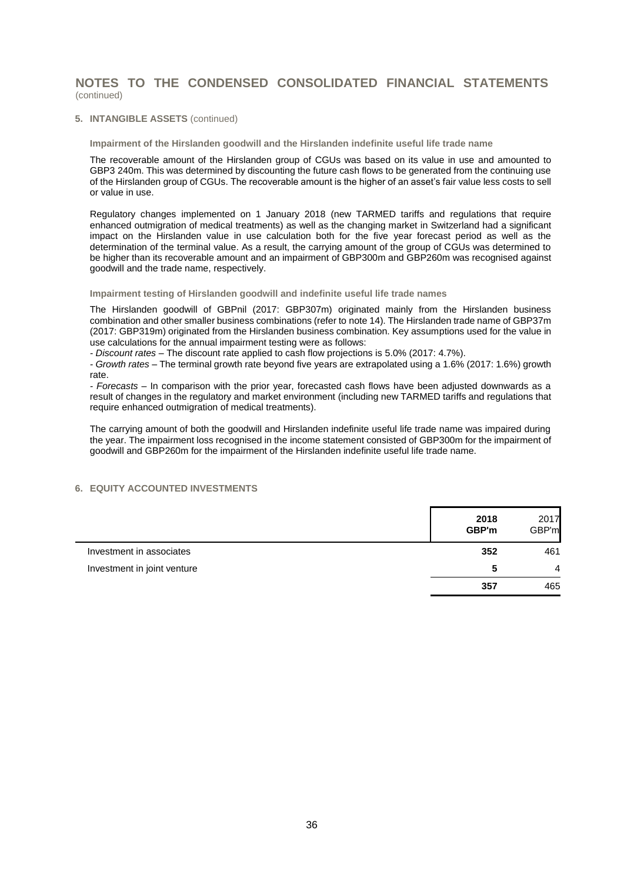# NOTES TO THE CONDENSED CONSOLIDATED FINANCIAL STATEMENTS

(continued)

## 5. INTANGIBLE ASSETS (continued)

### Impairment of the Hirslanden goodwill and the Hirslanden indefinite useful life trade name

The recoverable amount of the Hirslanden group of CGUs was based on its value in use and amounted to GBP3 240m. This was determined by discounting the future cash flows to be generated from the continuing use of the Hirslanden group of CGUs. The recoverable amount is the higher of an asset's fair value less costs to sell or value in use.

Regulatory changes implemented on 1 January 2018 (new TARMED tariffs and regulations that require enhanced outmigration of medical treatments) as well as the changing market in Switzerland had a significant impact on the Hirslanden value in use calculation both for the five year forecast period as well as the determination of the terminal value. As a result, the carrying amount of the group of CGUs was determined to be higher than its recoverable amount and an impairment of GBP300m and GBP260m was recognised against goodwill and the trade name, respectively.

### Impairment testing of Hirslanden goodwill and indefinite useful life trade names

The Hirslanden goodwill of GBPnil (2017: GBP307m) originated mainly from the Hirslanden business combination and other smaller business combinations (refer to note 14). The Hirslanden trade name of GBP37m (2017: GBP319m) originated from the Hirslanden business combination. Key assumptions used for the value in use calculations for the annual impairment testing were as follows:

- *Discount rates* – The discount rate applied to cash flow projections is 5.0% (2017: 4.7%).
- *Growth rates* – The terminal growth rate beyond five years are extrapolated using a 1.6% (2017: 1.6%) growth rate.
- *Forecasts* – In comparison with the prior year, forecasted cash flows have been adjusted downwards as a result of changes in the regulatory and market environment (including new TARMED tariffs and regulations that require enhanced outmigration of medical treatments).

The carrying amount of both the goodwill and Hirslanden indefinite useful life trade name was impaired during the year. The impairment loss recognised in the income statement consisted of GBP300m for the impairment of goodwill and GBP260m for the impairment of the Hirslanden indefinite useful life trade name.

## 6. EQUITY ACCOUNTED INVESTMENTS

| | **2018 GBP'm** | 2017 GBP'm |
|---|---|---|
| Investment in associates | **352** | 461 |
| Investment in joint venture | **5** | 4 |
| | **357** | 465 |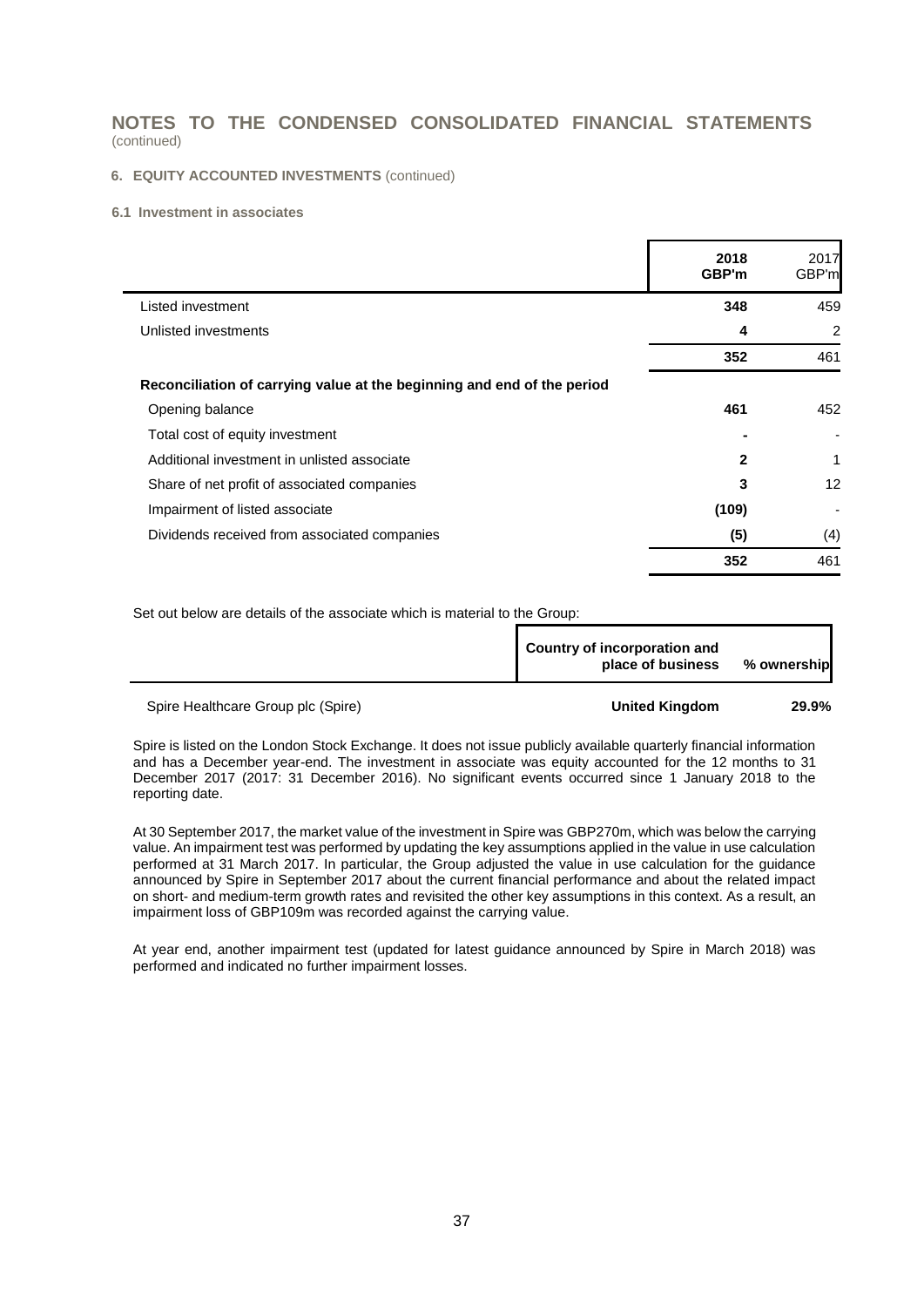# NOTES TO THE CONDENSED CONSOLIDATED FINANCIAL STATEMENTS
(continued)

### 6. EQUITY ACCOUNTED INVESTMENTS (continued)

#### 6.1 Investment in associates

| | 2018 GBP'm | 2017 GBP'm |
|---|---|---|
| Listed investment | **348** | 459 |
| Unlisted investments | **4** | 2 |
| | **352** | 461 |
| **Reconciliation of carrying value at the beginning and end of the period** | | |
| Opening balance | **461** | 452 |
| Total cost of equity investment | **-** | - |
| Additional investment in unlisted associate | **2** | 1 |
| Share of net profit of associated companies | **3** | 12 |
| Impairment of listed associate | **(109)** | - |
| Dividends received from associated companies | **(5)** | (4) |
| | **352** | 461 |

Set out below are details of the associate which is material to the Group:

| | Country of incorporation and place of business | % ownership |
|---|---|---|
| Spire Healthcare Group plc (Spire) | **United Kingdom** | **29.9%** |

Spire is listed on the London Stock Exchange. It does not issue publicly available quarterly financial information and has a December year-end. The investment in associate was equity accounted for the 12 months to 31 December 2017 (2017: 31 December 2016). No significant events occurred since 1 January 2018 to the reporting date.

At 30 September 2017, the market value of the investment in Spire was GBP270m, which was below the carrying value. An impairment test was performed by updating the key assumptions applied in the value in use calculation performed at 31 March 2017. In particular, the Group adjusted the value in use calculation for the guidance announced by Spire in September 2017 about the current financial performance and about the related impact on short- and medium-term growth rates and revisited the other key assumptions in this context. As a result, an impairment loss of GBP109m was recorded against the carrying value.

At year end, another impairment test (updated for latest guidance announced by Spire in March 2018) was performed and indicated no further impairment losses.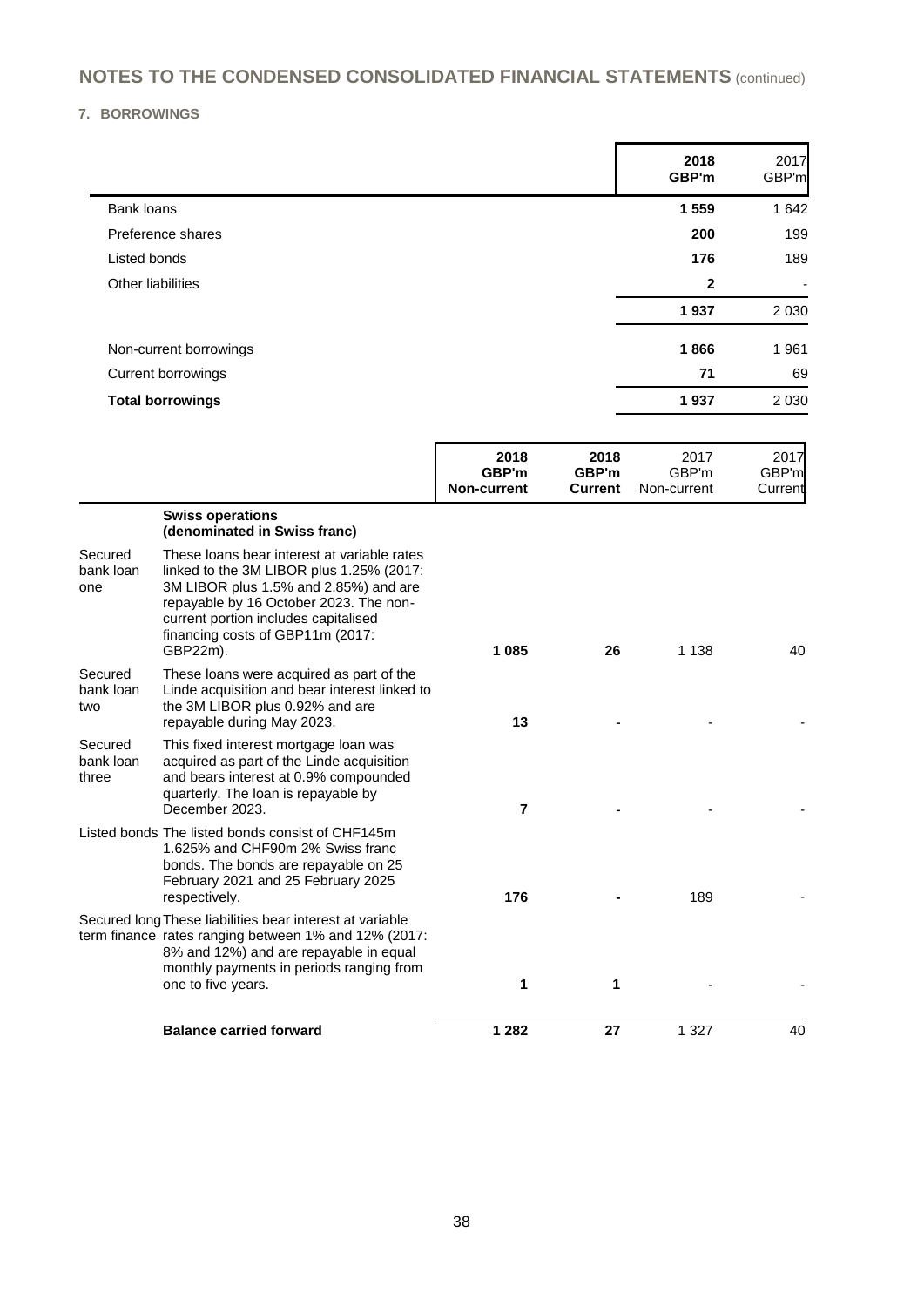# NOTES TO THE CONDENSED CONSOLIDATED FINANCIAL STATEMENTS (continued)

## 7. BORROWINGS

| | 2018 GBP'm | 2017 GBP'm |
|---|---|---|
| Bank loans | **1 559** | 1 642 |
| Preference shares | **200** | 199 |
| Listed bonds | **176** | 189 |
| Other liabilities | **2** | - |
| | **1 937** | 2 030 |
| Non-current borrowings | **1 866** | 1 961 |
| Current borrowings | **71** | 69 |
| **Total borrowings** | **1 937** | 2 030 |

| | | 2018 GBP'm Non-current | 2018 GBP'm Current | 2017 GBP'm Non-current | 2017 GBP'm Current |
|---|---|---|---|---|---|
| | **Swiss operations (denominated in Swiss franc)** | | | | |
| Secured bank loan one | These loans bear interest at variable rates linked to the 3M LIBOR plus 1.25% (2017: 3M LIBOR plus 1.5% and 2.85%) and are repayable by 16 October 2023. The non-current portion includes capitalised financing costs of GBP11m (2017: GBP22m). | **1 085** | **26** | 1 138 | 40 |
| Secured bank loan two | These loans were acquired as part of the Linde acquisition and bear interest linked to the 3M LIBOR plus 0.92% and are repayable during May 2023. | **13** | **-** | - | - |
| Secured bank loan three | This fixed interest mortgage loan was acquired as part of the Linde acquisition and bears interest at 0.9% compounded quarterly. The loan is repayable by December 2023. | **7** | **-** | - | - |
| Listed bonds | The listed bonds consist of CHF145m 1.625% and CHF90m 2% Swiss franc bonds. The bonds are repayable on 25 February 2021 and 25 February 2025 respectively. | **176** | **-** | 189 | - |
| Secured long term finance | These liabilities bear interest at variable rates ranging between 1% and 12% (2017: 8% and 12%) and are repayable in equal monthly payments in periods ranging from one to five years. | **1** | **1** | - | - |
| | **Balance carried forward** | **1 282** | **27** | 1 327 | 40 |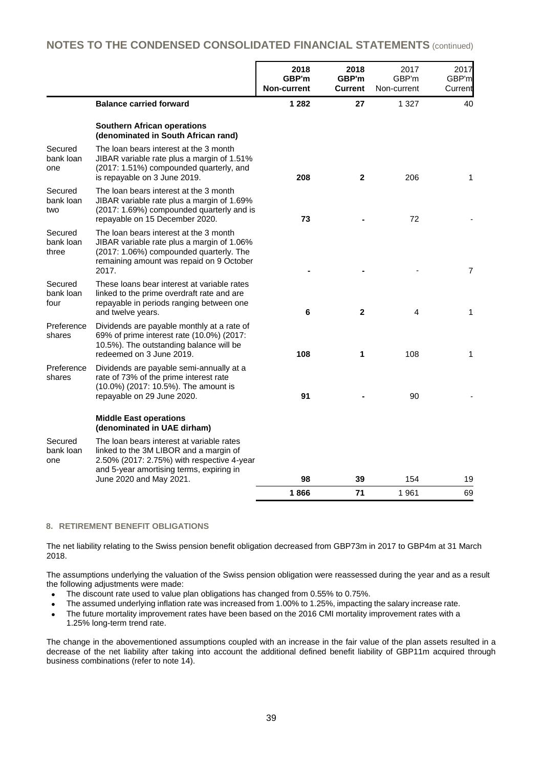## NOTES TO THE CONDENSED CONSOLIDATED FINANCIAL STATEMENTS (continued)

| | | 2018 GBP'm Non-current | 2018 GBP'm Current | 2017 GBP'm Non-current | 2017 GBP'm Current |
|---|---|---|---|---|---|
| | **Balance carried forward** | **1 282** | **27** | 1 327 | 40 |
| | **Southern African operations (denominated in South African rand)** | | | | |
| Secured bank loan one | The loan bears interest at the 3 month JIBAR variable rate plus a margin of 1.51% (2017: 1.51%) compounded quarterly, and is repayable on 3 June 2019. | **208** | **2** | 206 | 1 |
| Secured bank loan two | The loan bears interest at the 3 month JIBAR variable rate plus a margin of 1.69% (2017: 1.69%) compounded quarterly and is repayable on 15 December 2020. | **73** | **-** | 72 | - |
| Secured bank loan three | The loan bears interest at the 3 month JIBAR variable rate plus a margin of 1.06% (2017: 1.06%) compounded quarterly. The remaining amount was repaid on 9 October 2017. | **-** | **-** | - | 7 |
| Secured bank loan four | These loans bear interest at variable rates linked to the prime overdraft rate and are repayable in periods ranging between one and twelve years. | **6** | **2** | 4 | 1 |
| Preference shares | Dividends are payable monthly at a rate of 69% of prime interest rate (10.0%) (2017: 10.5%). The outstanding balance will be redeemed on 3 June 2019. | **108** | **1** | 108 | 1 |
| Preference shares | Dividends are payable semi-annually at a rate of 73% of the prime interest rate (10.0%) (2017: 10.5%). The amount is repayable on 29 June 2020. | **91** | **-** | 90 | - |
| | **Middle East operations (denominated in UAE dirham)** | | | | |
| Secured bank loan one | The loan bears interest at variable rates linked to the 3M LIBOR and a margin of 2.50% (2017: 2.75%) with respective 4-year and 5-year amortising terms, expiring in June 2020 and May 2021. | **98** | **39** | 154 | 19 |
| | | **1 866** | **71** | 1 961 | 69 |

### 8. RETIREMENT BENEFIT OBLIGATIONS

The net liability relating to the Swiss pension benefit obligation decreased from GBP73m in 2017 to GBP4m at 31 March 2018.

The assumptions underlying the valuation of the Swiss pension obligation were reassessed during the year and as a result the following adjustments were made:

- The discount rate used to value plan obligations has changed from 0.55% to 0.75%.
- The assumed underlying inflation rate was increased from 1.00% to 1.25%, impacting the salary increase rate.
- The future mortality improvement rates have been based on the 2016 CMI mortality improvement rates with a 1.25% long-term trend rate.

The change in the abovementioned assumptions coupled with an increase in the fair value of the plan assets resulted in a decrease of the net liability after taking into account the additional defined benefit liability of GBP11m acquired through business combinations (refer to note 14).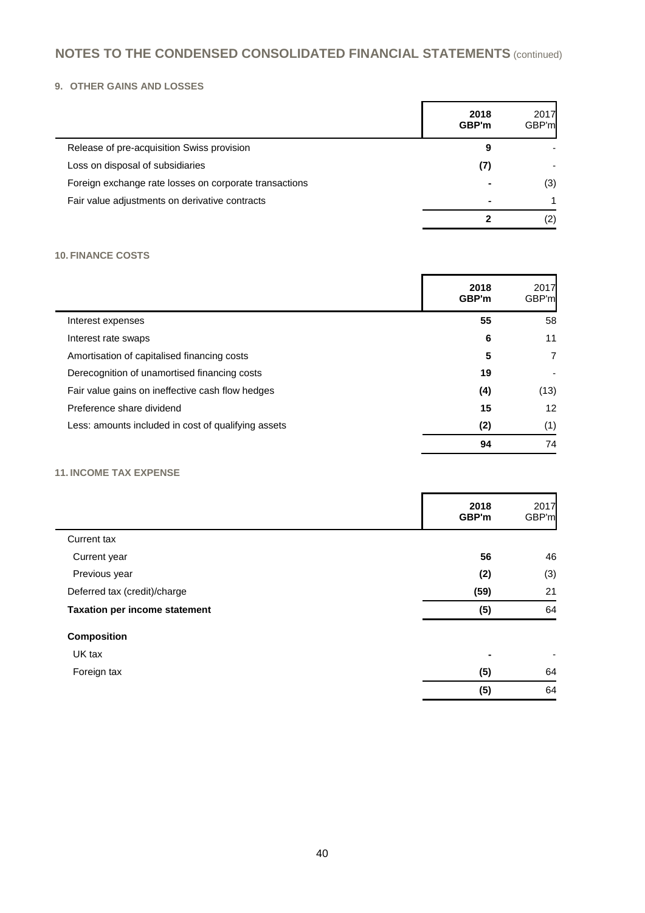# NOTES TO THE CONDENSED CONSOLIDATED FINANCIAL STATEMENTS (continued)

## 9. OTHER GAINS AND LOSSES

| | 2018 GBP'm | 2017 GBP'm |
|---|---|---|
| Release of pre-acquisition Swiss provision | **9** | - |
| Loss on disposal of subsidiaries | **(7)** | - |
| Foreign exchange rate losses on corporate transactions | **-** | (3) |
| Fair value adjustments on derivative contracts | **-** | 1 |
| | **2** | (2) |

## 10. FINANCE COSTS

| | 2018 GBP'm | 2017 GBP'm |
|---|---|---|
| Interest expenses | **55** | 58 |
| Interest rate swaps | **6** | 11 |
| Amortisation of capitalised financing costs | **5** | 7 |
| Derecognition of unamortised financing costs | **19** | - |
| Fair value gains on ineffective cash flow hedges | **(4)** | (13) |
| Preference share dividend | **15** | 12 |
| Less: amounts included in cost of qualifying assets | **(2)** | (1) |
| | **94** | 74 |

## 11. INCOME TAX EXPENSE

| | 2018 GBP'm | 2017 GBP'm |
|---|---|---|
| Current tax | | |
| Current year | **56** | 46 |
| Previous year | **(2)** | (3) |
| Deferred tax (credit)/charge | **(59)** | 21 |
| **Taxation per income statement** | **(5)** | 64 |
| **Composition** | | |
| UK tax | **-** | - |
| Foreign tax | **(5)** | 64 |
| | **(5)** | 64 |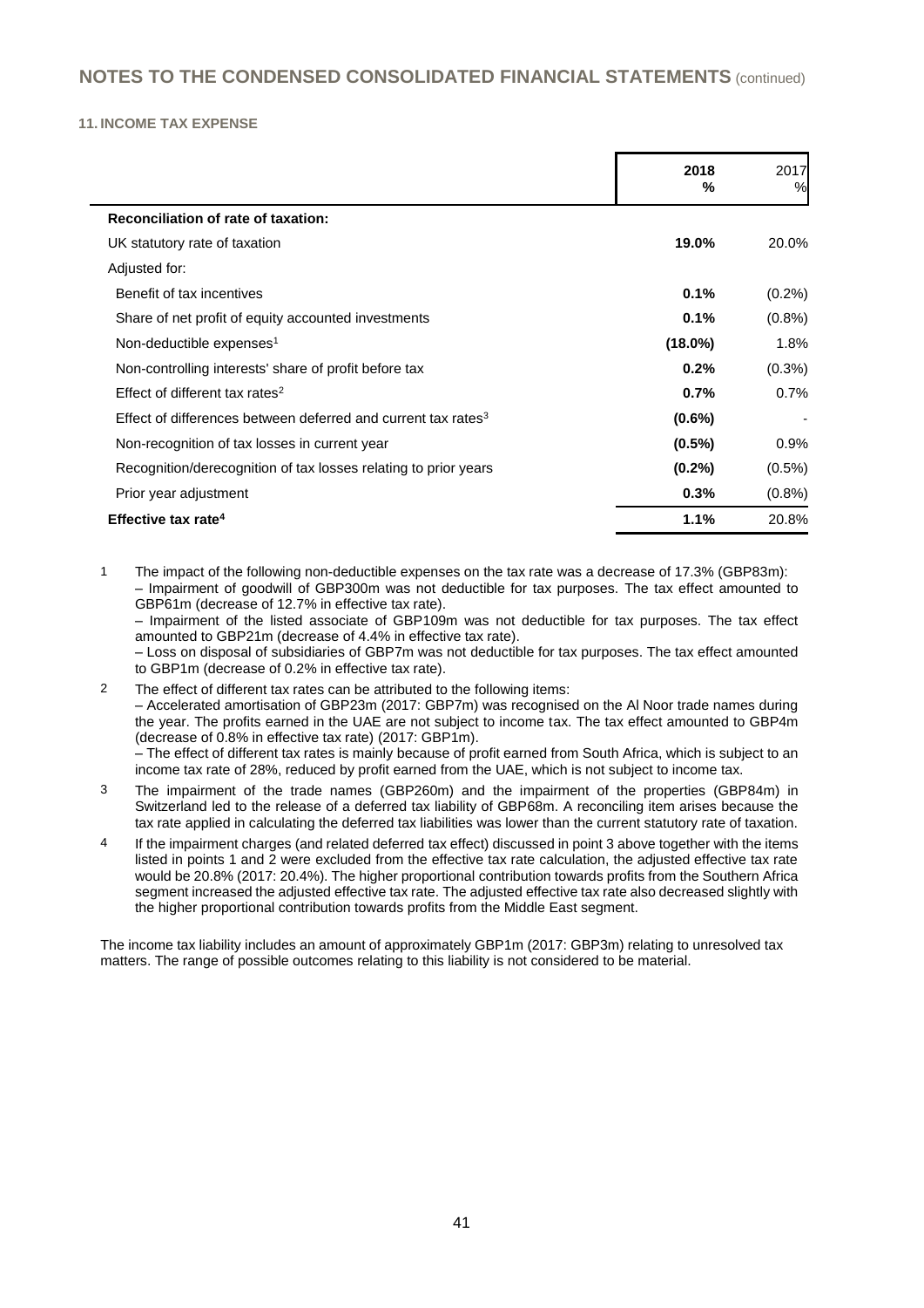## NOTES TO THE CONDENSED CONSOLIDATED FINANCIAL STATEMENTS (continued)

### 11. INCOME TAX EXPENSE

| | **2018 %** | 2017 % |
|---|---|---|
| **Reconciliation of rate of taxation:** | | |
| UK statutory rate of taxation | **19.0%** | 20.0% |
| Adjusted for: | | |
| Benefit of tax incentives | **0.1%** | (0.2%) |
| Share of net profit of equity accounted investments | **0.1%** | (0.8%) |
| Non-deductible expenses[1] | **(18.0%)** | 1.8% |
| Non-controlling interests' share of profit before tax | **0.2%** | (0.3%) |
| Effect of different tax rates[2] | **0.7%** | 0.7% |
| Effect of differences between deferred and current tax rates[3] | **(0.6%)** | - |
| Non-recognition of tax losses in current year | **(0.5%)** | 0.9% |
| Recognition/derecognition of tax losses relating to prior years | **(0.2%)** | (0.5%) |
| Prior year adjustment | **0.3%** | (0.8%) |
| **Effective tax rate[4]** | **1.1%** | 20.8% |

1 The impact of the following non-deductible expenses on the tax rate was a decrease of 17.3% (GBP83m):
– Impairment of goodwill of GBP300m was not deductible for tax purposes. The tax effect amounted to GBP61m (decrease of 12.7% in effective tax rate).
– Impairment of the listed associate of GBP109m was not deductible for tax purposes. The tax effect amounted to GBP21m (decrease of 4.4% in effective tax rate).
– Loss on disposal of subsidiaries of GBP7m was not deductible for tax purposes. The tax effect amounted to GBP1m (decrease of 0.2% in effective tax rate).

2 The effect of different tax rates can be attributed to the following items:
– Accelerated amortisation of GBP23m (2017: GBP7m) was recognised on the Al Noor trade names during the year. The profits earned in the UAE are not subject to income tax. The tax effect amounted to GBP4m (decrease of 0.8% in effective tax rate) (2017: GBP1m).
– The effect of different tax rates is mainly because of profit earned from South Africa, which is subject to an income tax rate of 28%, reduced by profit earned from the UAE, which is not subject to income tax.

3 The impairment of the trade names (GBP260m) and the impairment of the properties (GBP84m) in Switzerland led to the release of a deferred tax liability of GBP68m. A reconciling item arises because the tax rate applied in calculating the deferred tax liabilities was lower than the current statutory rate of taxation.

4 If the impairment charges (and related deferred tax effect) discussed in point 3 above together with the items listed in points 1 and 2 were excluded from the effective tax rate calculation, the adjusted effective tax rate would be 20.8% (2017: 20.4%). The higher proportional contribution towards profits from the Southern Africa segment increased the adjusted effective tax rate. The adjusted effective tax rate also decreased slightly with the higher proportional contribution towards profits from the Middle East segment.

The income tax liability includes an amount of approximately GBP1m (2017: GBP3m) relating to unresolved tax matters. The range of possible outcomes relating to this liability is not considered to be material.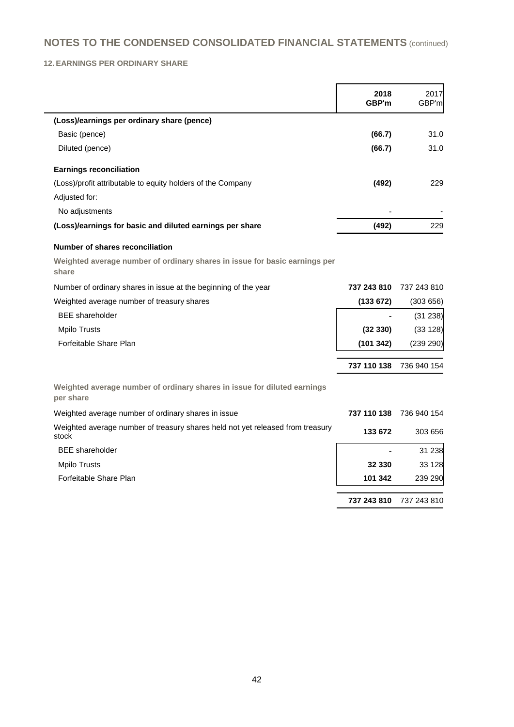## NOTES TO THE CONDENSED CONSOLIDATED FINANCIAL STATEMENTS (continued)

### 12. EARNINGS PER ORDINARY SHARE

| | 2018 GBP'm | 2017 GBP'm |
|---|---|---|
| **(Loss)/earnings per ordinary share (pence)** | | |
| Basic (pence) | **(66.7)** | 31.0 |
| Diluted (pence) | **(66.7)** | 31.0 |
| **Earnings reconciliation** | | |
| (Loss)/profit attributable to equity holders of the Company | **(492)** | 229 |
| Adjusted for: | | |
| No adjustments | **-** | - |
| **(Loss)/earnings for basic and diluted earnings per share** | **(492)** | 229 |
| **Number of shares reconciliation** | | |
| **Weighted average number of ordinary shares in issue for basic earnings per share** | | |
| Number of ordinary shares in issue at the beginning of the year | **737 243 810** | 737 243 810 |
| Weighted average number of treasury shares | **(133 672)** | (303 656) |
| BEE shareholder | **-** | (31 238) |
| Mpilo Trusts | **(32 330)** | (33 128) |
| Forfeitable Share Plan | **(101 342)** | (239 290) |
| | **737 110 138** | 736 940 154 |
| **Weighted average number of ordinary shares in issue for diluted earnings per share** | | |
| Weighted average number of ordinary shares in issue | **737 110 138** | 736 940 154 |
| Weighted average number of treasury shares held not yet released from treasury stock | **133 672** | 303 656 |
| BEE shareholder | **-** | 31 238 |
| Mpilo Trusts | **32 330** | 33 128 |
| Forfeitable Share Plan | **101 342** | 239 290 |
| | **737 243 810** | 737 243 810 |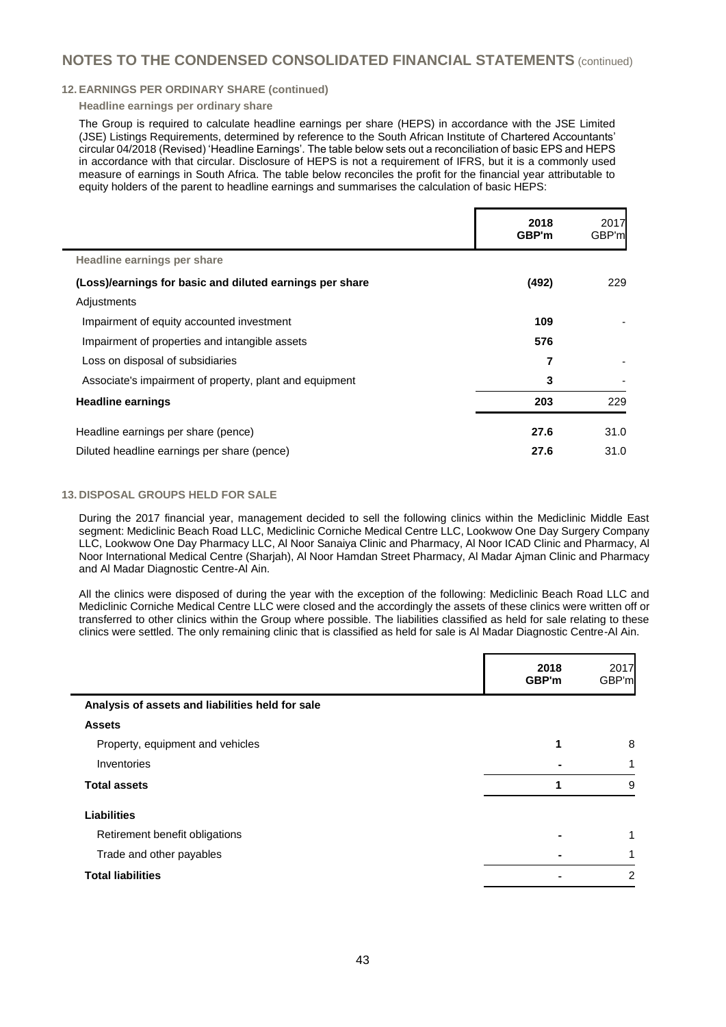## NOTES TO THE CONDENSED CONSOLIDATED FINANCIAL STATEMENTS (continued)

### 12. EARNINGS PER ORDINARY SHARE (continued)

**Headline earnings per ordinary share**

The Group is required to calculate headline earnings per share (HEPS) in accordance with the JSE Limited (JSE) Listings Requirements, determined by reference to the South African Institute of Chartered Accountants' circular 04/2018 (Revised) 'Headline Earnings'. The table below sets out a reconciliation of basic EPS and HEPS in accordance with that circular. Disclosure of HEPS is not a requirement of IFRS, but it is a commonly used measure of earnings in South Africa. The table below reconciles the profit for the financial year attributable to equity holders of the parent to headline earnings and summarises the calculation of basic HEPS:

| | 2018 GBP'm | 2017 GBP'm |
|---|---|---|
| **Headline earnings per share** | | |
| **(Loss)/earnings for basic and diluted earnings per share** | **(492)** | 229 |
| Adjustments | | |
| Impairment of equity accounted investment | **109** | - |
| Impairment of properties and intangible assets | **576** | |
| Loss on disposal of subsidiaries | **7** | - |
| Associate's impairment of property, plant and equipment | **3** | - |
| **Headline earnings** | **203** | 229 |
| Headline earnings per share (pence) | **27.6** | 31.0 |
| Diluted headline earnings per share (pence) | **27.6** | 31.0 |

### 13. DISPOSAL GROUPS HELD FOR SALE

During the 2017 financial year, management decided to sell the following clinics within the Mediclinic Middle East segment: Mediclinic Beach Road LLC, Mediclinic Corniche Medical Centre LLC, Lookwow One Day Surgery Company LLC, Lookwow One Day Pharmacy LLC, Al Noor Sanaiya Clinic and Pharmacy, Al Noor ICAD Clinic and Pharmacy, Al Noor International Medical Centre (Sharjah), Al Noor Hamdan Street Pharmacy, Al Madar Ajman Clinic and Pharmacy and Al Madar Diagnostic Centre-Al Ain.

All the clinics were disposed of during the year with the exception of the following: Mediclinic Beach Road LLC and Mediclinic Corniche Medical Centre LLC were closed and the accordingly the assets of these clinics were written off or transferred to other clinics within the Group where possible. The liabilities classified as held for sale relating to these clinics were settled. The only remaining clinic that is classified as held for sale is Al Madar Diagnostic Centre-Al Ain.

| | 2018 GBP'm | 2017 GBP'm |
|---|---|---|
| **Analysis of assets and liabilities held for sale** | | |
| **Assets** | | |
| Property, equipment and vehicles | **1** | 8 |
| Inventories | **-** | 1 |
| **Total assets** | **1** | 9 |
| **Liabilities** | | |
| Retirement benefit obligations | **-** | 1 |
| Trade and other payables | **-** | 1 |
| **Total liabilities** | **-** | 2 |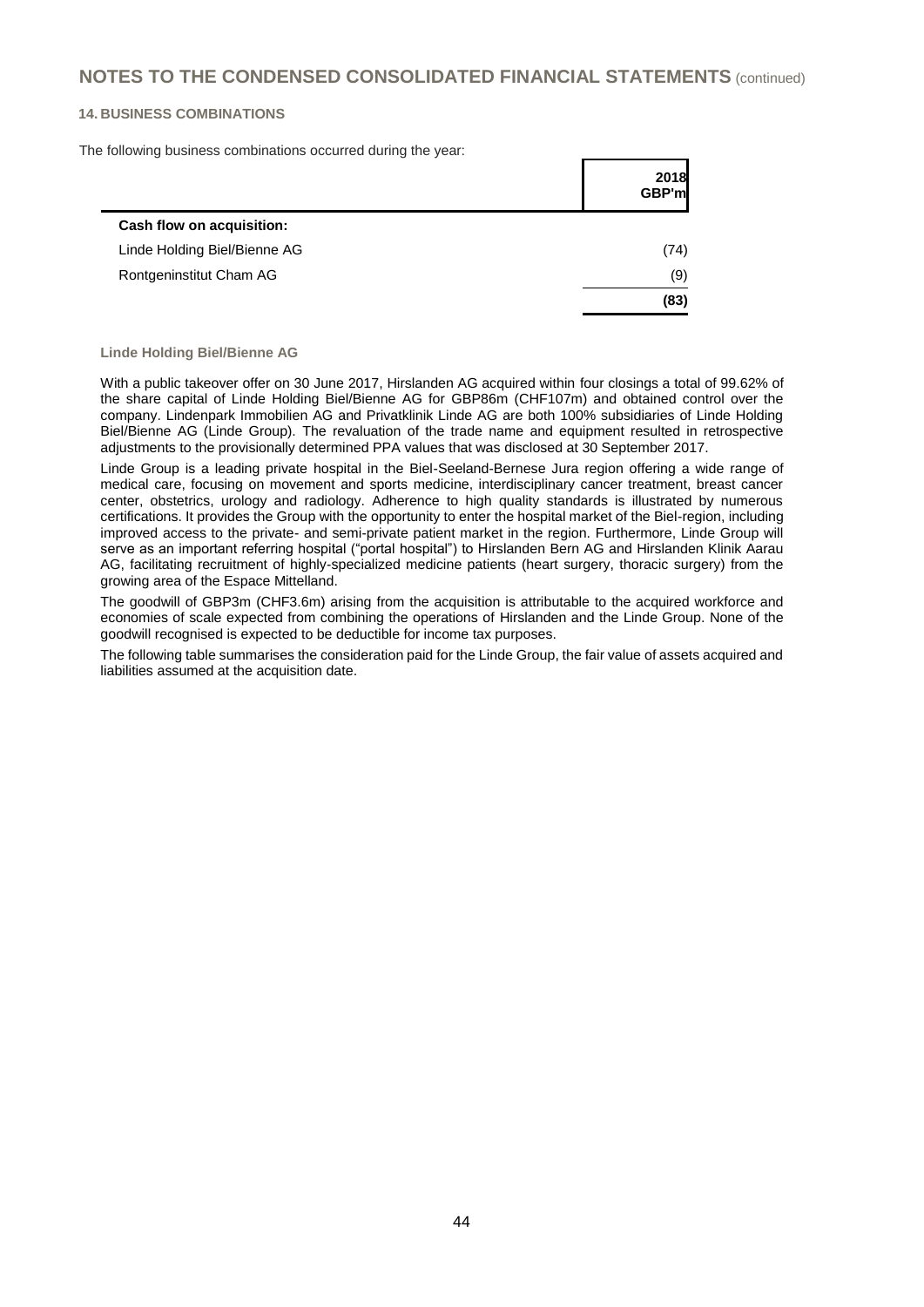## NOTES TO THE CONDENSED CONSOLIDATED FINANCIAL STATEMENTS (continued)

### 14. BUSINESS COMBINATIONS

The following business combinations occurred during the year:

| | 2018 GBP'm |
|---|---|
| **Cash flow on acquisition:** | |
| Linde Holding Biel/Bienne AG | (74) |
| Rontgeninstitut Cham AG | (9) |
| | **(83)** |

#### Linde Holding Biel/Bienne AG

With a public takeover offer on 30 June 2017, Hirslanden AG acquired within four closings a total of 99.62% of the share capital of Linde Holding Biel/Bienne AG for GBP86m (CHF107m) and obtained control over the company. Lindenpark Immobilien AG and Privatklinik Linde AG are both 100% subsidiaries of Linde Holding Biel/Bienne AG (Linde Group). The revaluation of the trade name and equipment resulted in retrospective adjustments to the provisionally determined PPA values that was disclosed at 30 September 2017.

Linde Group is a leading private hospital in the Biel-Seeland-Bernese Jura region offering a wide range of medical care, focusing on movement and sports medicine, interdisciplinary cancer treatment, breast cancer center, obstetrics, urology and radiology. Adherence to high quality standards is illustrated by numerous certifications. It provides the Group with the opportunity to enter the hospital market of the Biel-region, including improved access to the private- and semi-private patient market in the region. Furthermore, Linde Group will serve as an important referring hospital ("portal hospital") to Hirslanden Bern AG and Hirslanden Klinik Aarau AG, facilitating recruitment of highly-specialized medicine patients (heart surgery, thoracic surgery) from the growing area of the Espace Mittelland.

The goodwill of GBP3m (CHF3.6m) arising from the acquisition is attributable to the acquired workforce and economies of scale expected from combining the operations of Hirslanden and the Linde Group. None of the goodwill recognised is expected to be deductible for income tax purposes.

The following table summarises the consideration paid for the Linde Group, the fair value of assets acquired and liabilities assumed at the acquisition date.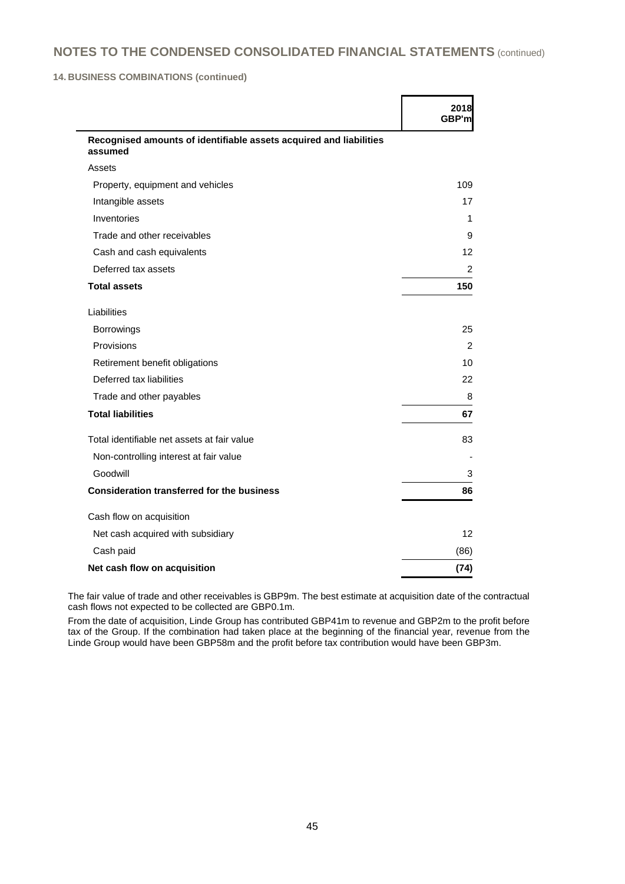## NOTES TO THE CONDENSED CONSOLIDATED FINANCIAL STATEMENTS (continued)

### 14. BUSINESS COMBINATIONS (continued)

| | 2018 GBP'm |
|---|---|
| **Recognised amounts of identifiable assets acquired and liabilities assumed** | |
| Assets | |
| Property, equipment and vehicles | 109 |
| Intangible assets | 17 |
| Inventories | 1 |
| Trade and other receivables | 9 |
| Cash and cash equivalents | 12 |
| Deferred tax assets | 2 |
| **Total assets** | **150** |
| Liabilities | |
| Borrowings | 25 |
| Provisions | 2 |
| Retirement benefit obligations | 10 |
| Deferred tax liabilities | 22 |
| Trade and other payables | 8 |
| **Total liabilities** | **67** |
| Total identifiable net assets at fair value | 83 |
| Non-controlling interest at fair value | - |
| Goodwill | 3 |
| **Consideration transferred for the business** | **86** |
| Cash flow on acquisition | |
| Net cash acquired with subsidiary | 12 |
| Cash paid | (86) |
| **Net cash flow on acquisition** | **(74)** |

The fair value of trade and other receivables is GBP9m. The best estimate at acquisition date of the contractual cash flows not expected to be collected are GBP0.1m.

From the date of acquisition, Linde Group has contributed GBP41m to revenue and GBP2m to the profit before tax of the Group. If the combination had taken place at the beginning of the financial year, revenue from the Linde Group would have been GBP58m and the profit before tax contribution would have been GBP3m.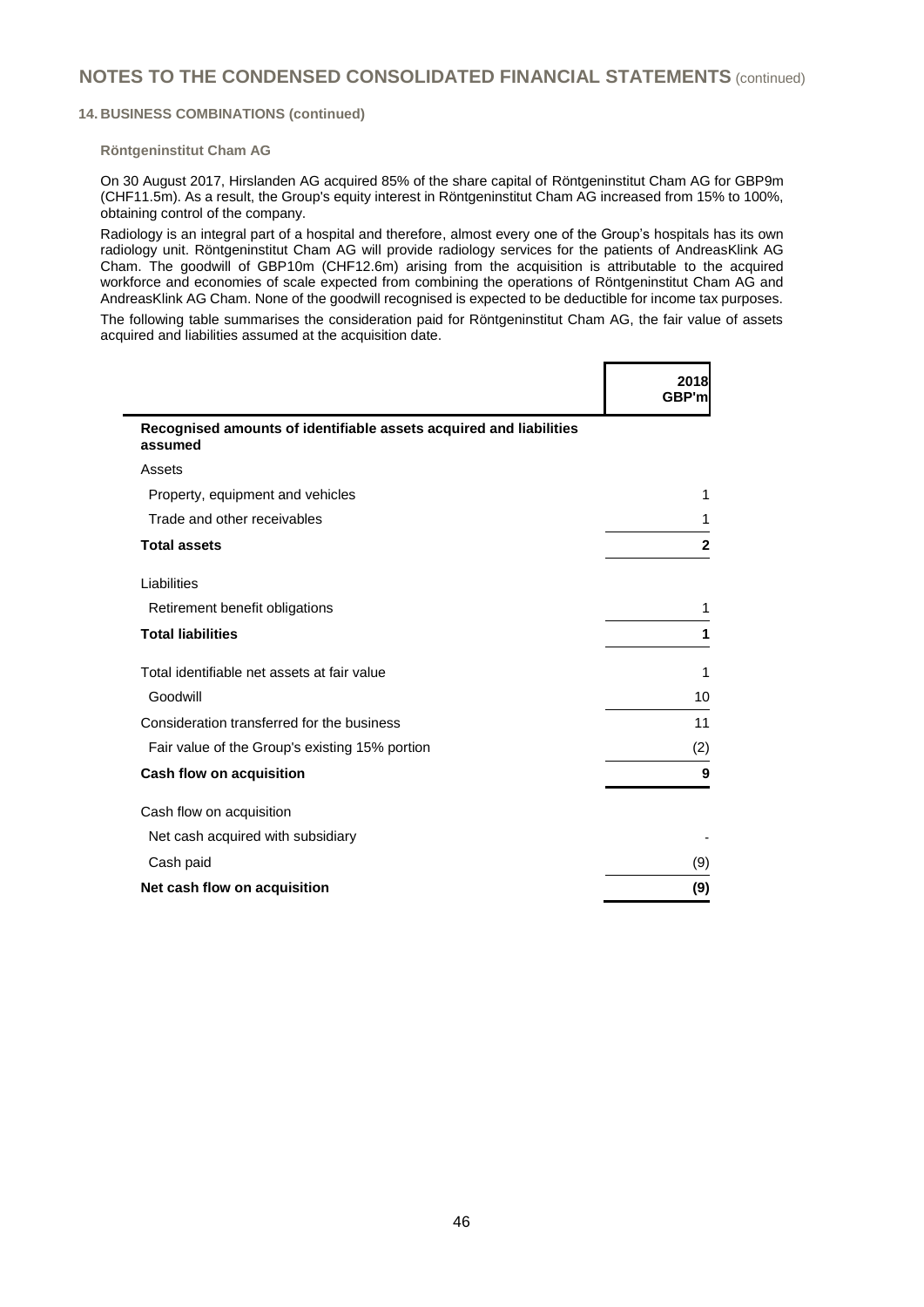# NOTES TO THE CONDENSED CONSOLIDATED FINANCIAL STATEMENTS (continued)

## 14. BUSINESS COMBINATIONS (continued)

### Röntgeninstitut Cham AG

On 30 August 2017, Hirslanden AG acquired 85% of the share capital of Röntgeninstitut Cham AG for GBP9m (CHF11.5m). As a result, the Group's equity interest in Röntgeninstitut Cham AG increased from 15% to 100%, obtaining control of the company.

Radiology is an integral part of a hospital and therefore, almost every one of the Group's hospitals has its own radiology unit. Röntgeninstitut Cham AG will provide radiology services for the patients of AndreasKlink AG Cham. The goodwill of GBP10m (CHF12.6m) arising from the acquisition is attributable to the acquired workforce and economies of scale expected from combining the operations of Röntgeninstitut Cham AG and AndreasKlink AG Cham. None of the goodwill recognised is expected to be deductible for income tax purposes.

The following table summarises the consideration paid for Röntgeninstitut Cham AG, the fair value of assets acquired and liabilities assumed at the acquisition date.

| | 2018 GBP'm |
|---|---|
| **Recognised amounts of identifiable assets acquired and liabilities assumed** | |
| Assets | |
| Property, equipment and vehicles | 1 |
| Trade and other receivables | 1 |
| **Total assets** | **2** |
| Liabilities | |
| Retirement benefit obligations | 1 |
| **Total liabilities** | **1** |
| Total identifiable net assets at fair value | 1 |
| Goodwill | 10 |
| Consideration transferred for the business | 11 |
| Fair value of the Group's existing 15% portion | (2) |
| **Cash flow on acquisition** | **9** |
| Cash flow on acquisition | |
| Net cash acquired with subsidiary | - |
| Cash paid | (9) |
| **Net cash flow on acquisition** | **(9)** |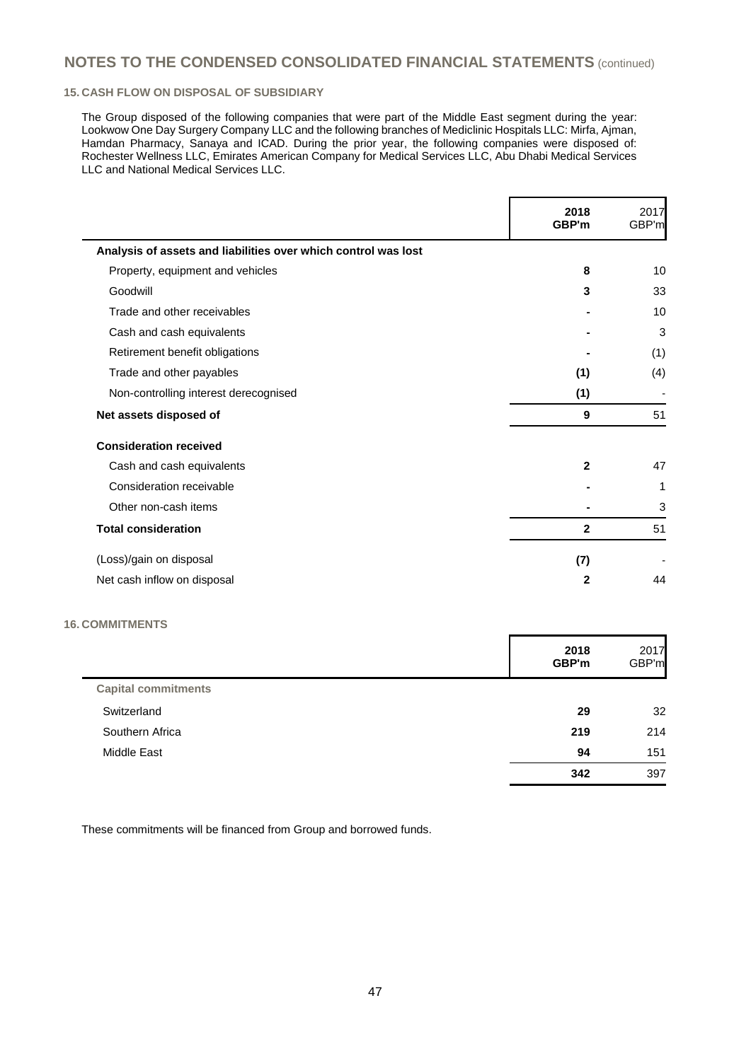## NOTES TO THE CONDENSED CONSOLIDATED FINANCIAL STATEMENTS (continued)

### 15. CASH FLOW ON DISPOSAL OF SUBSIDIARY

The Group disposed of the following companies that were part of the Middle East segment during the year: Lookwow One Day Surgery Company LLC and the following branches of Mediclinic Hospitals LLC: Mirfa, Ajman, Hamdan Pharmacy, Sanaya and ICAD. During the prior year, the following companies were disposed of: Rochester Wellness LLC, Emirates American Company for Medical Services LLC, Abu Dhabi Medical Services LLC and National Medical Services LLC.

| | **2018 GBP'm** | 2017 GBP'm |
|---|---|---|
| **Analysis of assets and liabilities over which control was lost** | | |
| Property, equipment and vehicles | **8** | 10 |
| Goodwill | **3** | 33 |
| Trade and other receivables | **-** | 10 |
| Cash and cash equivalents | **-** | 3 |
| Retirement benefit obligations | **-** | (1) |
| Trade and other payables | **(1)** | (4) |
| Non-controlling interest derecognised | **(1)** | - |
| **Net assets disposed of** | **9** | 51 |
| **Consideration received** | | |
| Cash and cash equivalents | **2** | 47 |
| Consideration receivable | **-** | 1 |
| Other non-cash items | **-** | 3 |
| **Total consideration** | **2** | 51 |
| (Loss)/gain on disposal | **(7)** | - |
| Net cash inflow on disposal | **2** | 44 |

### 16. COMMITMENTS

| | **2018 GBP'm** | 2017 GBP'm |
|---|---|---|
| **Capital commitments** | | |
| Switzerland | **29** | 32 |
| Southern Africa | **219** | 214 |
| Middle East | **94** | 151 |
| | **342** | 397 |

These commitments will be financed from Group and borrowed funds.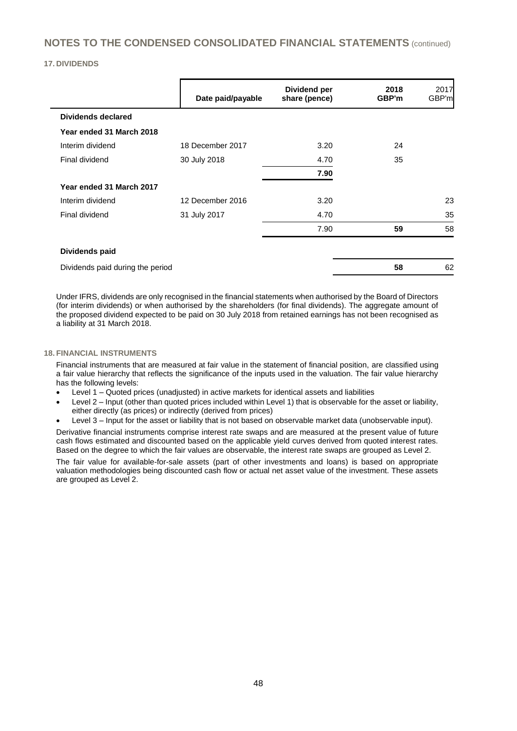## NOTES TO THE CONDENSED CONSOLIDATED FINANCIAL STATEMENTS (continued)

### 17. DIVIDENDS

| | Date paid/payable | Dividend per share (pence) | 2018 GBP'm | 2017 GBP'm |
|---|---|---|---|---|
| **Dividends declared** | | | | |
| **Year ended 31 March 2018** | | | | |
| Interim dividend | 18 December 2017 | 3.20 | 24 | |
| Final dividend | 30 July 2018 | 4.70 | 35 | |
| | | **7.90** | | |
| **Year ended 31 March 2017** | | | | |
| Interim dividend | 12 December 2016 | 3.20 | | 23 |
| Final dividend | 31 July 2017 | 4.70 | | 35 |
| | | 7.90 | **59** | 58 |
| **Dividends paid** | | | | |
| Dividends paid during the period | | | **58** | 62 |

Under IFRS, dividends are only recognised in the financial statements when authorised by the Board of Directors (for interim dividends) or when authorised by the shareholders (for final dividends). The aggregate amount of the proposed dividend expected to be paid on 30 July 2018 from retained earnings has not been recognised as a liability at 31 March 2018.

### 18. FINANCIAL INSTRUMENTS

Financial instruments that are measured at fair value in the statement of financial position, are classified using a fair value hierarchy that reflects the significance of the inputs used in the valuation. The fair value hierarchy has the following levels:

- Level 1 – Quoted prices (unadjusted) in active markets for identical assets and liabilities
- Level 2 – Input (other than quoted prices included within Level 1) that is observable for the asset or liability, either directly (as prices) or indirectly (derived from prices)
- Level 3 – Input for the asset or liability that is not based on observable market data (unobservable input).

Derivative financial instruments comprise interest rate swaps and are measured at the present value of future cash flows estimated and discounted based on the applicable yield curves derived from quoted interest rates. Based on the degree to which the fair values are observable, the interest rate swaps are grouped as Level 2.

The fair value for available-for-sale assets (part of other investments and loans) is based on appropriate valuation methodologies being discounted cash flow or actual net asset value of the investment. These assets are grouped as Level 2.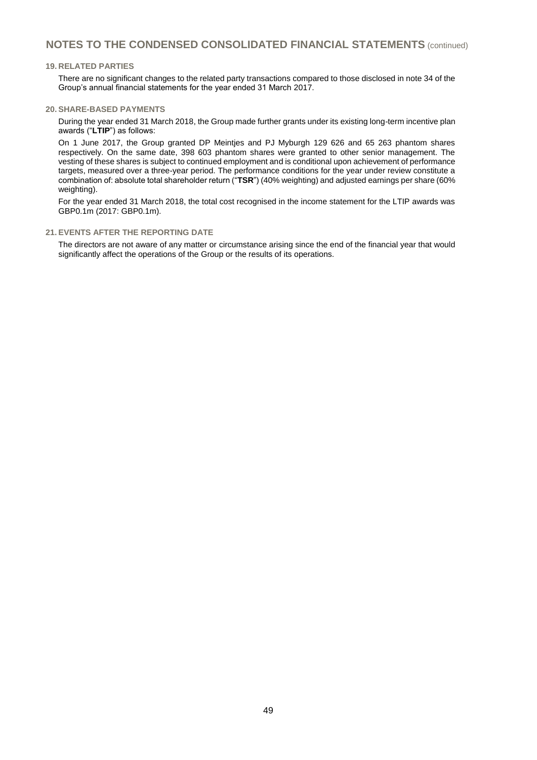## NOTES TO THE CONDENSED CONSOLIDATED FINANCIAL STATEMENTS (continued)

### 19. RELATED PARTIES

There are no significant changes to the related party transactions compared to those disclosed in note 34 of the Group's annual financial statements for the year ended 31 March 2017.

### 20. SHARE-BASED PAYMENTS

During the year ended 31 March 2018, the Group made further grants under its existing long-term incentive plan awards ("**LTIP**") as follows:

On 1 June 2017, the Group granted DP Meintjes and PJ Myburgh 129 626 and 65 263 phantom shares respectively. On the same date, 398 603 phantom shares were granted to other senior management. The vesting of these shares is subject to continued employment and is conditional upon achievement of performance targets, measured over a three-year period. The performance conditions for the year under review constitute a combination of: absolute total shareholder return ("**TSR**") (40% weighting) and adjusted earnings per share (60% weighting).

For the year ended 31 March 2018, the total cost recognised in the income statement for the LTIP awards was GBP0.1m (2017: GBP0.1m).

### 21. EVENTS AFTER THE REPORTING DATE

The directors are not aware of any matter or circumstance arising since the end of the financial year that would significantly affect the operations of the Group or the results of its operations.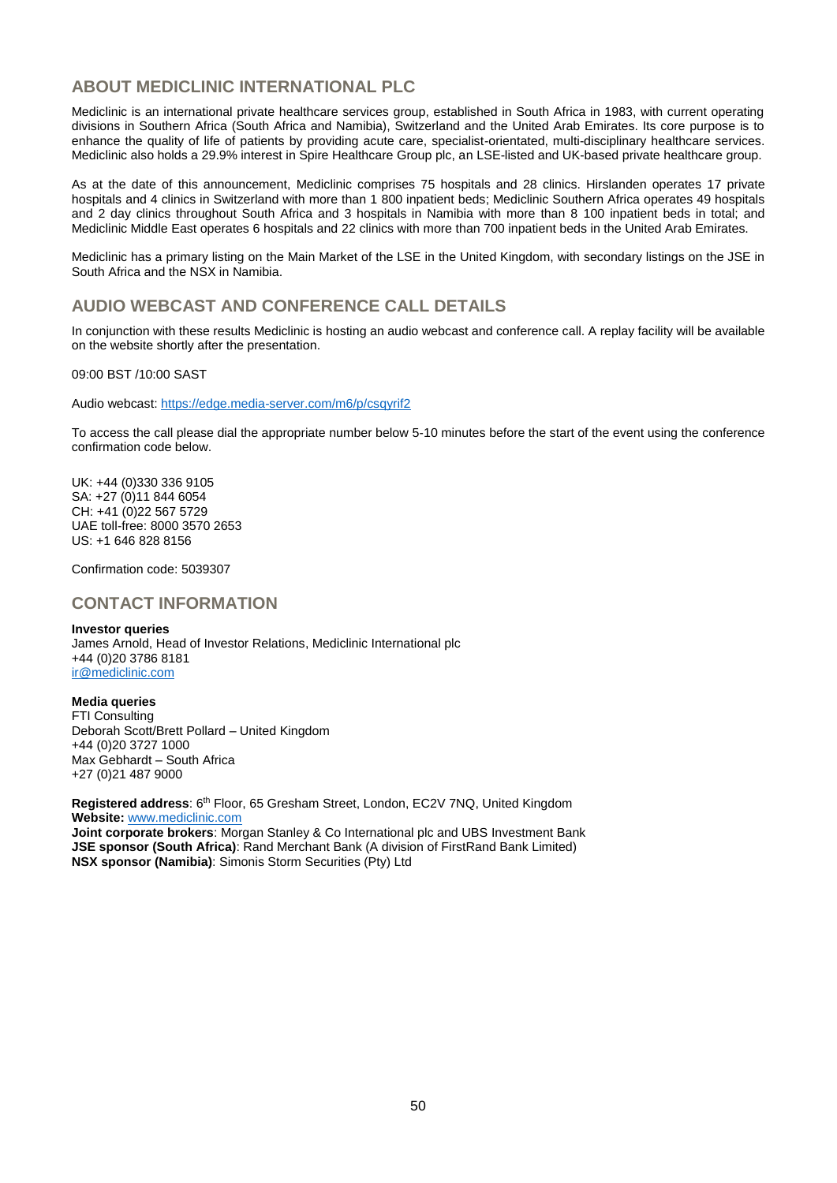## ABOUT MEDICLINIC INTERNATIONAL PLC

Mediclinic is an international private healthcare services group, established in South Africa in 1983, with current operating divisions in Southern Africa (South Africa and Namibia), Switzerland and the United Arab Emirates. Its core purpose is to enhance the quality of life of patients by providing acute care, specialist-orientated, multi-disciplinary healthcare services. Mediclinic also holds a 29.9% interest in Spire Healthcare Group plc, an LSE-listed and UK-based private healthcare group.

As at the date of this announcement, Mediclinic comprises 75 hospitals and 28 clinics. Hirslanden operates 17 private hospitals and 4 clinics in Switzerland with more than 1 800 inpatient beds; Mediclinic Southern Africa operates 49 hospitals and 2 day clinics throughout South Africa and 3 hospitals in Namibia with more than 8 100 inpatient beds in total; and Mediclinic Middle East operates 6 hospitals and 22 clinics with more than 700 inpatient beds in the United Arab Emirates.

Mediclinic has a primary listing on the Main Market of the LSE in the United Kingdom, with secondary listings on the JSE in South Africa and the NSX in Namibia.

## AUDIO WEBCAST AND CONFERENCE CALL DETAILS

In conjunction with these results Mediclinic is hosting an audio webcast and conference call. A replay facility will be available on the website shortly after the presentation.

09:00 BST /10:00 SAST

Audio webcast: https://edge.media-server.com/m6/p/csqyrif2

To access the call please dial the appropriate number below 5-10 minutes before the start of the event using the conference confirmation code below.

UK: +44 (0)330 336 9105
SA: +27 (0)11 844 6054
CH: +41 (0)22 567 5729
UAE toll-free: 8000 3570 2653
US: +1 646 828 8156

Confirmation code: 5039307

## CONTACT INFORMATION

**Investor queries**
James Arnold, Head of Investor Relations, Mediclinic International plc
+44 (0)20 3786 8181
ir@mediclinic.com

**Media queries**
FTI Consulting
Deborah Scott/Brett Pollard – United Kingdom
+44 (0)20 3727 1000
Max Gebhardt – South Africa
+27 (0)21 487 9000

**Registered address**: 6th Floor, 65 Gresham Street, London, EC2V 7NQ, United Kingdom
**Website:** www.mediclinic.com
**Joint corporate brokers**: Morgan Stanley & Co International plc and UBS Investment Bank
**JSE sponsor (South Africa)**: Rand Merchant Bank (A division of FirstRand Bank Limited)
**NSX sponsor (Namibia)**: Simonis Storm Securities (Pty) Ltd